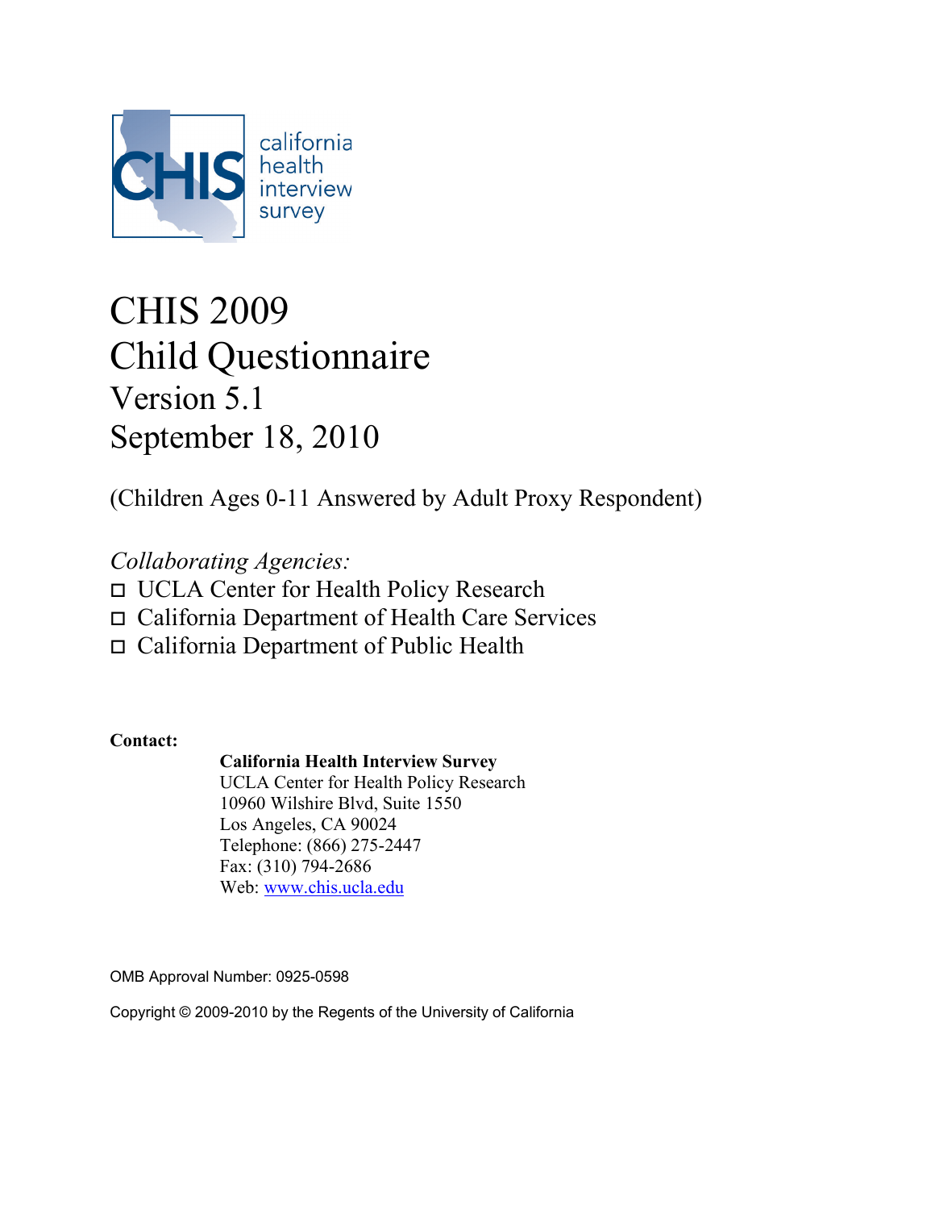CHIS california health interview survey

# CHIS 2009
# Child Questionnaire
## Version 5.1
## September 18, 2010

(Children Ages 0-11 Answered by Adult Proxy Respondent)

*Collaborating Agencies:*

- UCLA Center for Health Policy Research
- California Department of Health Care Services
- California Department of Public Health

**Contact:**

**California Health Interview Survey**
UCLA Center for Health Policy Research
10960 Wilshire Blvd, Suite 1550
Los Angeles, CA 90024
Telephone: (866) 275-2447
Fax: (310) 794-2686
Web: www.chis.ucla.edu

OMB Approval Number: 0925-0598

Copyright © 2009-2010 by the Regents of the University of California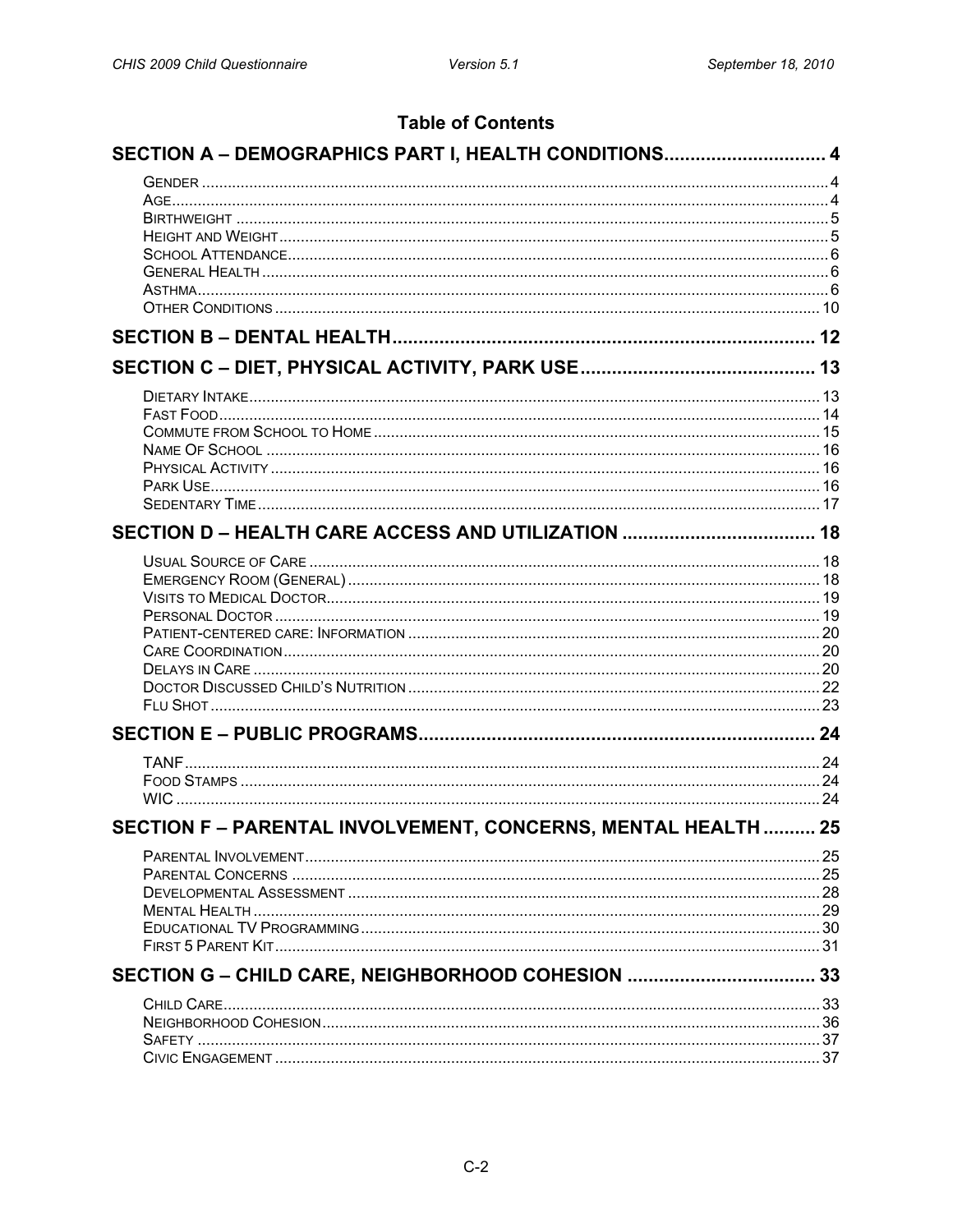# Table of Contents

**SECTION A – DEMOGRAPHICS PART I, HEALTH CONDITIONS .............................. 4**

- Gender ........ 4
- Age ........ 4
- Birthweight ........ 5
- Height and Weight ........ 5
- School Attendance ........ 6
- General Health ........ 6
- Asthma ........ 6
- Other Conditions ........ 10

**SECTION B – DENTAL HEALTH ........ 12**

**SECTION C – DIET, PHYSICAL ACTIVITY, PARK USE ........ 13**

- Dietary Intake ........ 13
- Fast Food ........ 14
- Commute from School to Home ........ 15
- Name Of School ........ 16
- Physical Activity ........ 16
- Park Use ........ 16
- Sedentary Time ........ 17

**SECTION D – HEALTH CARE ACCESS AND UTILIZATION ........ 18**

- Usual Source of Care ........ 18
- Emergency Room (General) ........ 18
- Visits to Medical Doctor ........ 19
- Personal Doctor ........ 19
- Patient-centered care: Information ........ 20
- Care Coordination ........ 20
- Delays in Care ........ 20
- Doctor Discussed Child's Nutrition ........ 22
- Flu Shot ........ 23

**SECTION E – PUBLIC PROGRAMS ........ 24**

- TANF ........ 24
- Food Stamps ........ 24
- WIC ........ 24

**SECTION F – PARENTAL INVOLVEMENT, CONCERNS, MENTAL HEALTH ........ 25**

- Parental Involvement ........ 25
- Parental Concerns ........ 25
- Developmental Assessment ........ 28
- Mental Health ........ 29
- Educational TV Programming ........ 30
- First 5 Parent Kit ........ 31

**SECTION G – CHILD CARE, NEIGHBORHOOD COHESION ........ 33**

- Child Care ........ 33
- Neighborhood Cohesion ........ 36
- Safety ........ 37
- Civic Engagement ........ 37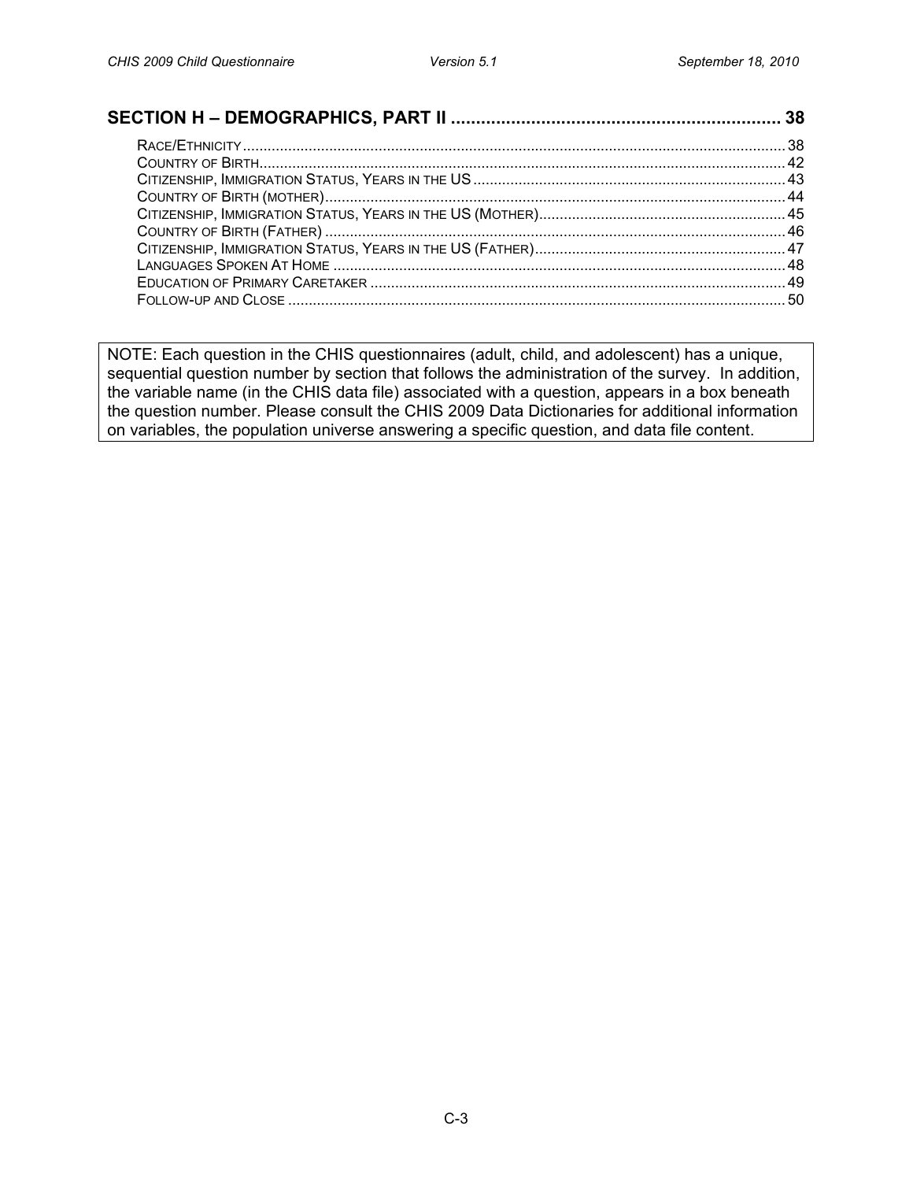**SECTION H – DEMOGRAPHICS, PART II .................................................................. 38**

- Race/Ethnicity ........................................................................................................................ 38
- Country of Birth ....................................................................................................................... 42
- Citizenship, Immigration Status, Years in the US ...................................................................... 43
- Country of Birth (mother) .......................................................................................................... 44
- Citizenship, Immigration Status, Years in the US (Mother) ........................................................ 45
- Country of Birth (Father) ........................................................................................................... 46
- Citizenship, Immigration Status, Years in the US (Father) ......................................................... 47
- Languages Spoken At Home ..................................................................................................... 48
- Education of Primary Caretaker ................................................................................................ 49
- Follow-up and Close ................................................................................................................. 50

NOTE: Each question in the CHIS questionnaires (adult, child, and adolescent) has a unique, sequential question number by section that follows the administration of the survey. In addition, the variable name (in the CHIS data file) associated with a question, appears in a box beneath the question number. Please consult the CHIS 2009 Data Dictionaries for additional information on variables, the population universe answering a specific question, and data file content.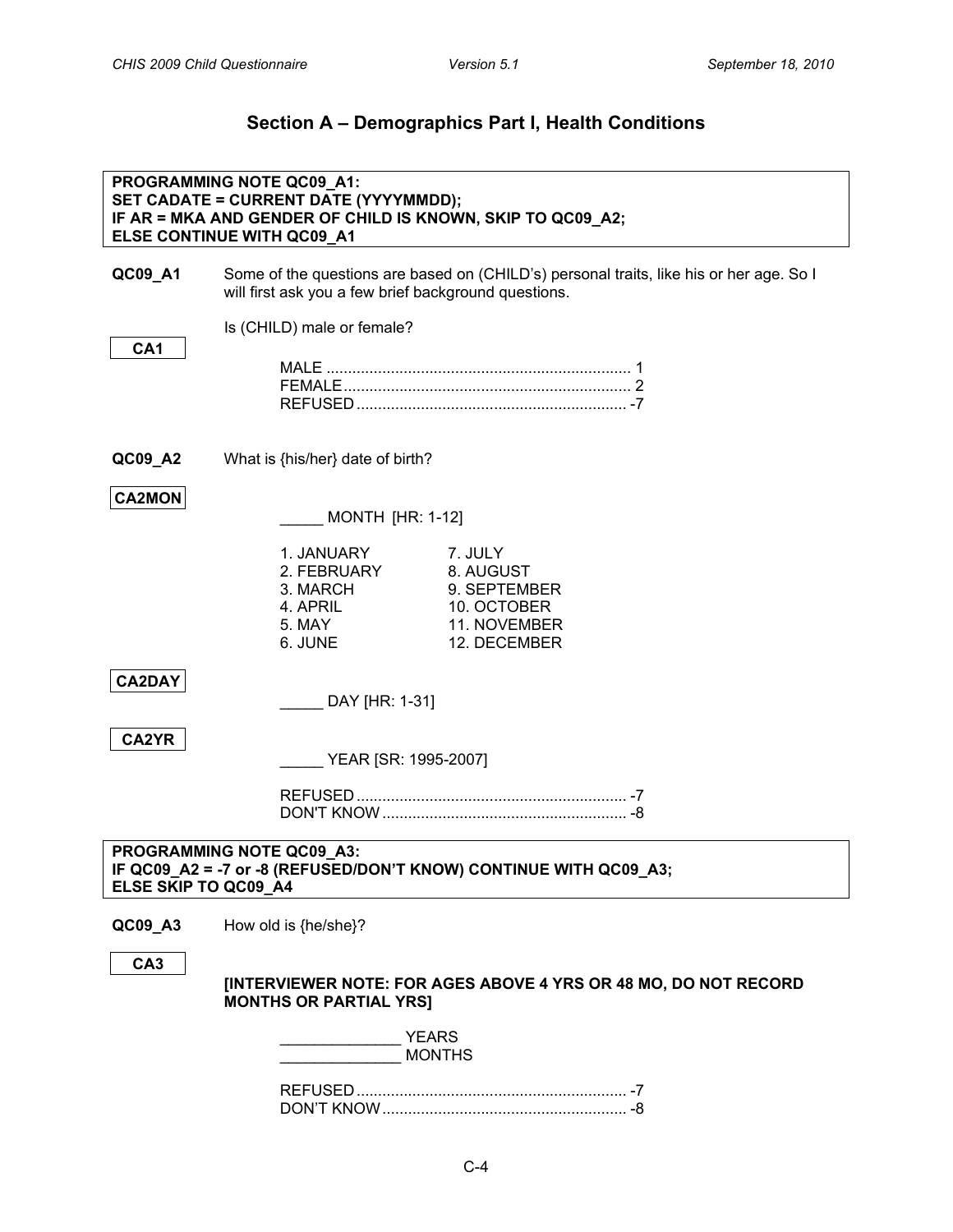## Section A – Demographics Part I, Health Conditions

**PROGRAMMING NOTE QC09_A1:**
**SET CADATE = CURRENT DATE (YYYYMMDD);**
**IF AR = MKA AND GENDER OF CHILD IS KNOWN, SKIP TO QC09_A2;**
**ELSE CONTINUE WITH QC09_A1**

**QC09_A1** Some of the questions are based on (CHILD's) personal traits, like his or her age. So I will first ask you a few brief background questions.

Is (CHILD) male or female?

**CA1**

MALE ........................................................................ 1
FEMALE ..................................................................... 2
REFUSED ................................................................. -7

**QC09_A2** What is {his/her} date of birth?

**CA2MON**

_____ MONTH [HR: 1-12]

| | |
|---|---|
| 1. JANUARY | 7. JULY |
| 2. FEBRUARY | 8. AUGUST |
| 3. MARCH | 9. SEPTEMBER |
| 4. APRIL | 10. OCTOBER |
| 5. MAY | 11. NOVEMBER |
| 6. JUNE | 12. DECEMBER |

**CA2DAY**

_____ DAY [HR: 1-31]

**CA2YR**

_____ YEAR [SR: 1995-2007]

REFUSED ................................................................. -7
DON'T KNOW ........................................................... -8

**PROGRAMMING NOTE QC09_A3:**
**IF QC09_A2 = -7 or -8 (REFUSED/DON'T KNOW) CONTINUE WITH QC09_A3;**
**ELSE SKIP TO QC09_A4**

**QC09_A3** How old is {he/she}?

**CA3**

**[INTERVIEWER NOTE: FOR AGES ABOVE 4 YRS OR 48 MO, DO NOT RECORD MONTHS OR PARTIAL YRS]**

______________ YEARS
______________ MONTHS

REFUSED ................................................................. -7
DON'T KNOW ........................................................... -8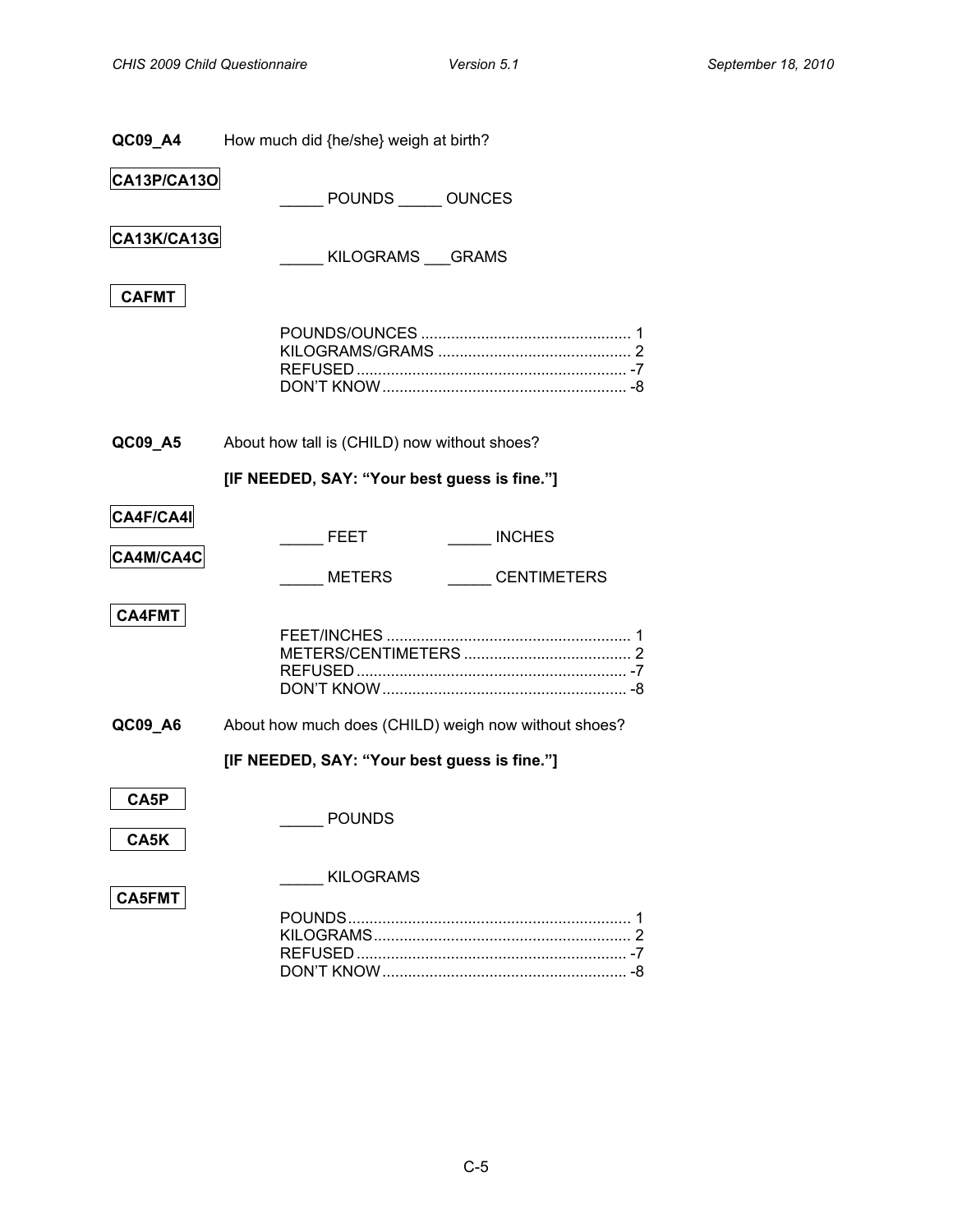**QC09_A4** How much did {he/she} weigh at birth?

**CA13P/CA13O**

_____ POUNDS _____ OUNCES

**CA13K/CA13G**

_____ KILOGRAMS ___GRAMS

**CAFMT**

POUNDS/OUNCES ................................................ 1
KILOGRAMS/GRAMS ............................................ 2
REFUSED .............................................................. -7
DON'T KNOW ........................................................ -8

**QC09_A5** About how tall is (CHILD) now without shoes?

**[IF NEEDED, SAY: "Your best guess is fine."]**

**CA4F/CA4I**

_____ FEET _____ INCHES

**CA4M/CA4C**

_____ METERS _____ CENTIMETERS

**CA4FMT**

FEET/INCHES ........................................................ 1
METERS/CENTIMETERS ...................................... 2
REFUSED .............................................................. -7
DON'T KNOW ........................................................ -8

**QC09_A6** About how much does (CHILD) weigh now without shoes?

**[IF NEEDED, SAY: "Your best guess is fine."]**

**CA5P**

_____ POUNDS

**CA5K**

_____ KILOGRAMS

**CA5FMT**

POUNDS ................................................................ 1
KILOGRAMS .......................................................... 2
REFUSED .............................................................. -7
DON'T KNOW ........................................................ -8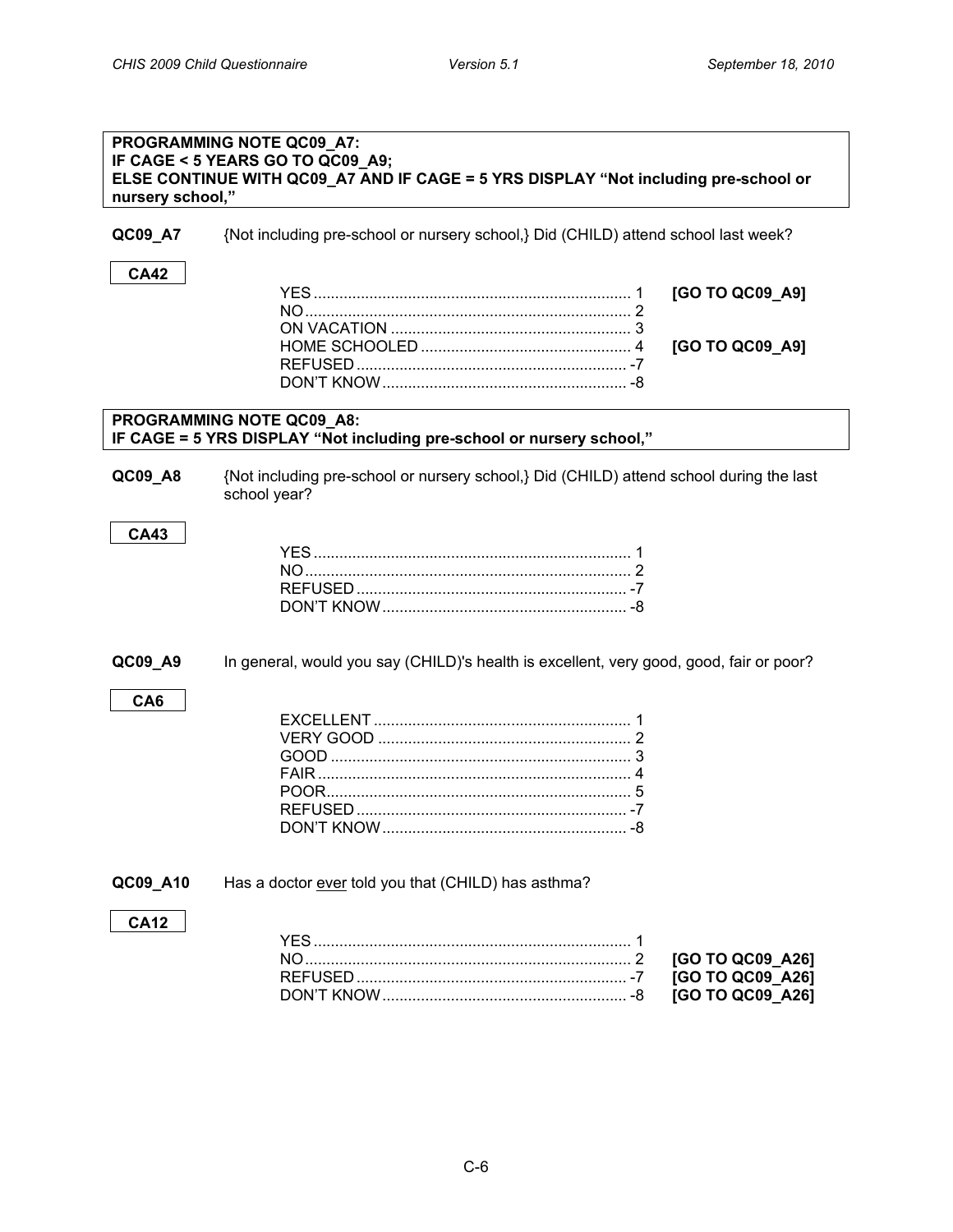**PROGRAMMING NOTE QC09_A7:**
**IF CAGE < 5 YEARS GO TO QC09_A9;**
**ELSE CONTINUE WITH QC09_A7 AND IF CAGE = 5 YRS DISPLAY "Not including pre-school or nursery school,"**

**QC09_A7** {Not including pre-school or nursery school,} Did (CHILD) attend school last week?

**CA42**

| | | |
|---|---|---|
| YES | 1 | **[GO TO QC09_A9]** |
| NO | 2 | |
| ON VACATION | 3 | |
| HOME SCHOOLED | 4 | **[GO TO QC09_A9]** |
| REFUSED | -7 | |
| DON'T KNOW | -8 | |

**PROGRAMMING NOTE QC09_A8:**
**IF CAGE = 5 YRS DISPLAY "Not including pre-school or nursery school,"**

**QC09_A8** {Not including pre-school or nursery school,} Did (CHILD) attend school during the last school year?

**CA43**

| | |
|---|---|
| YES | 1 |
| NO | 2 |
| REFUSED | -7 |
| DON'T KNOW | -8 |

**QC09_A9** In general, would you say (CHILD)'s health is excellent, very good, good, fair or poor?

**CA6**

| | |
|---|---|
| EXCELLENT | 1 |
| VERY GOOD | 2 |
| GOOD | 3 |
| FAIR | 4 |
| POOR | 5 |
| REFUSED | -7 |
| DON'T KNOW | -8 |

**QC09_A10** Has a doctor ever told you that (CHILD) has asthma?

**CA12**

| | | |
|---|---|---|
| YES | 1 | |
| NO | 2 | **[GO TO QC09_A26]** |
| REFUSED | -7 | **[GO TO QC09_A26]** |
| DON'T KNOW | -8 | **[GO TO QC09_A26]** |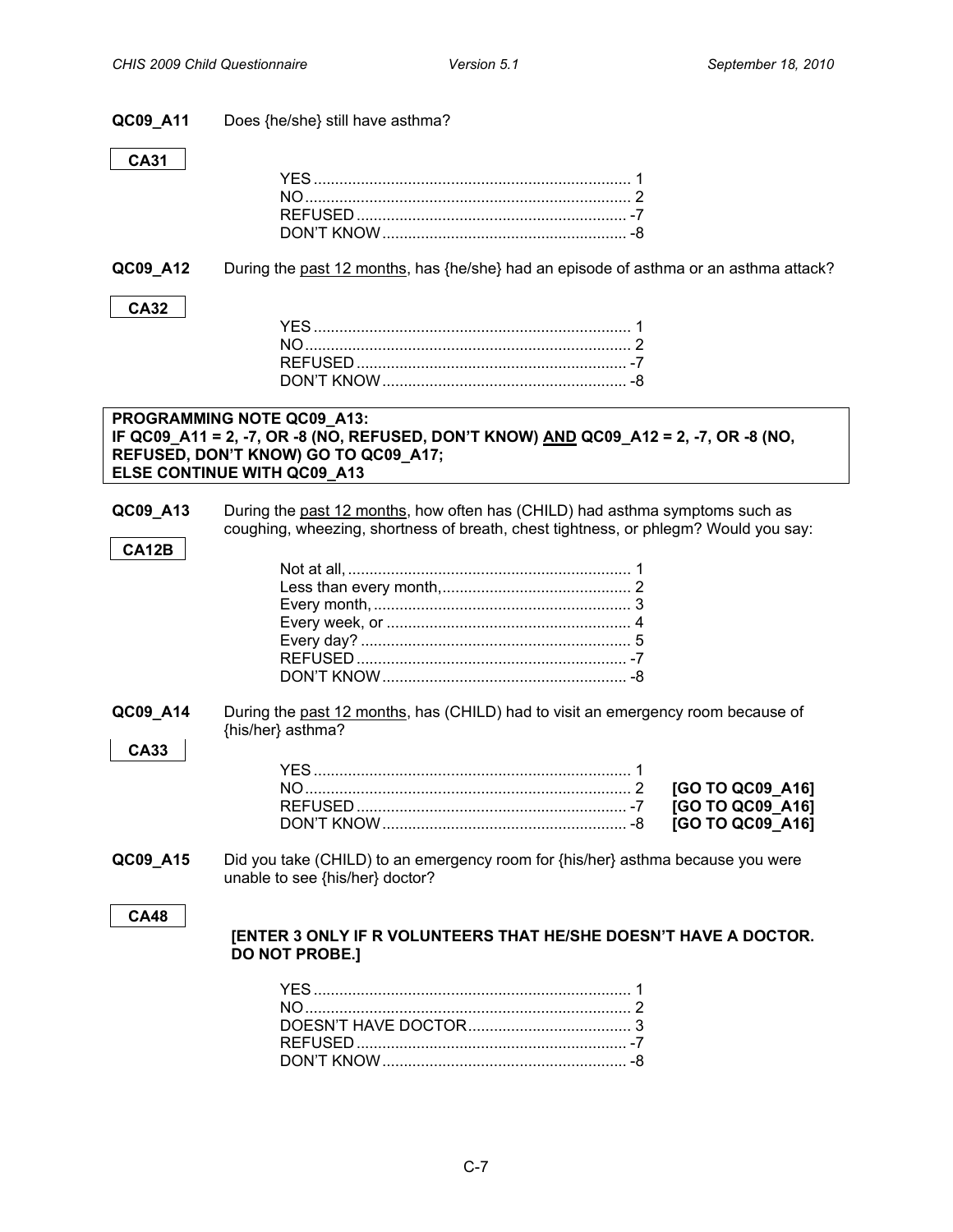**QC09_A11** Does {he/she} still have asthma?

**CA31**

| | |
|---|---|
| YES | 1 |
| NO | 2 |
| REFUSED | -7 |
| DON'T KNOW | -8 |

**QC09_A12** During the past 12 months, has {he/she} had an episode of asthma or an asthma attack?

**CA32**

| | |
|---|---|
| YES | 1 |
| NO | 2 |
| REFUSED | -7 |
| DON'T KNOW | -8 |

**PROGRAMMING NOTE QC09_A13:**
**IF QC09_A11 = 2, -7, OR -8 (NO, REFUSED, DON'T KNOW) AND QC09_A12 = 2, -7, OR -8 (NO, REFUSED, DON'T KNOW) GO TO QC09_A17;**
**ELSE CONTINUE WITH QC09_A13**

**QC09_A13** During the past 12 months, how often has (CHILD) had asthma symptoms such as coughing, wheezing, shortness of breath, chest tightness, or phlegm? Would you say:

**CA12B**

| | |
|---|---|
| Not at all, | 1 |
| Less than every month, | 2 |
| Every month, | 3 |
| Every week, or | 4 |
| Every day? | 5 |
| REFUSED | -7 |
| DON'T KNOW | -8 |

**QC09_A14** During the past 12 months, has (CHILD) had to visit an emergency room because of {his/her} asthma?

**CA33**

| | | |
|---|---|---|
| YES | 1 | |
| NO | 2 | **[GO TO QC09_A16]** |
| REFUSED | -7 | **[GO TO QC09_A16]** |
| DON'T KNOW | -8 | **[GO TO QC09_A16]** |

**QC09_A15** Did you take (CHILD) to an emergency room for {his/her} asthma because you were unable to see {his/her} doctor?

**CA48**

**[ENTER 3 ONLY IF R VOLUNTEERS THAT HE/SHE DOESN'T HAVE A DOCTOR. DO NOT PROBE.]**

| | |
|---|---|
| YES | 1 |
| NO | 2 |
| DOESN'T HAVE DOCTOR | 3 |
| REFUSED | -7 |
| DON'T KNOW | -8 |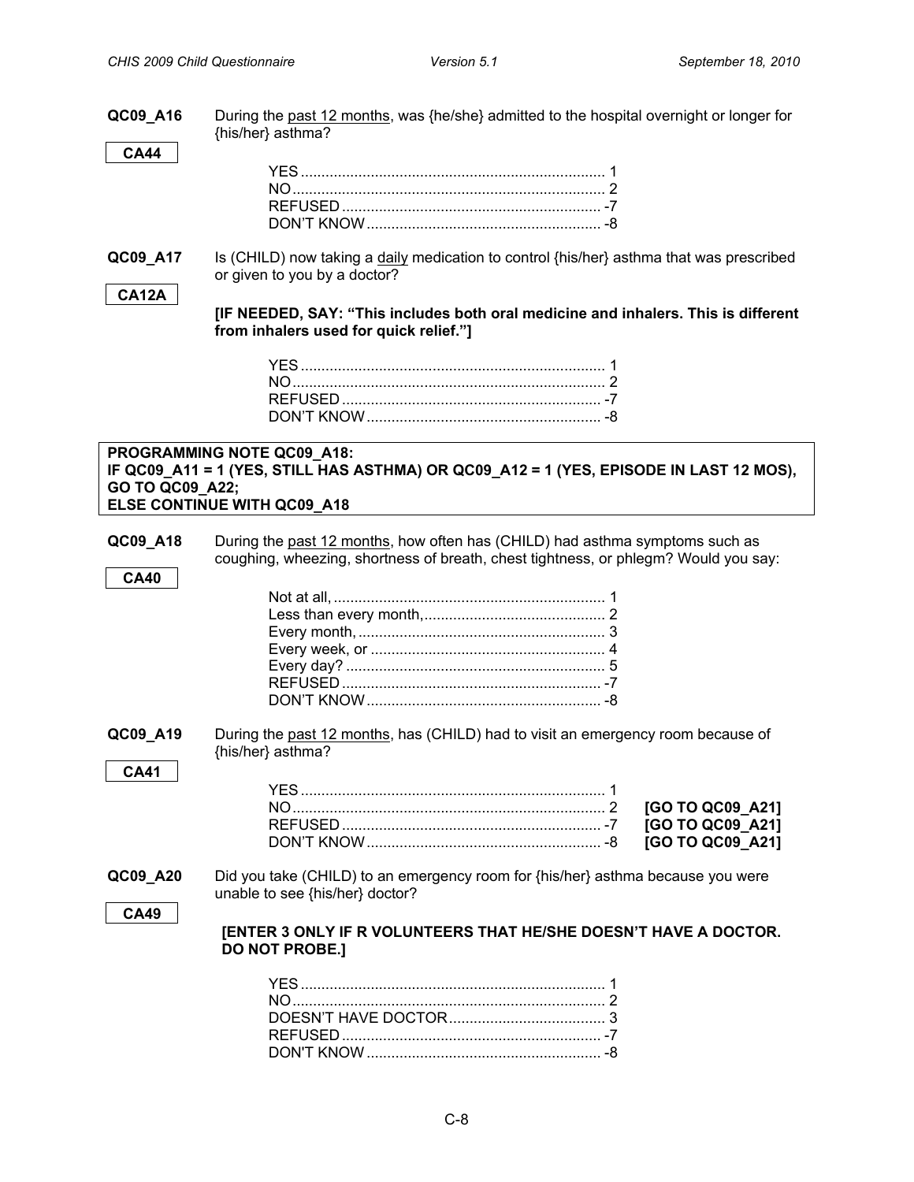**QC09_A16** During the past 12 months, was {he/she} admitted to the hospital overnight or longer for {his/her} asthma?

CA44

| | |
|---|---|
| YES | 1 |
| NO | 2 |
| REFUSED | -7 |
| DON'T KNOW | -8 |

**QC09_A17** Is (CHILD) now taking a daily medication to control {his/her} asthma that was prescribed or given to you by a doctor?

CA12A

**[IF NEEDED, SAY: "This includes both oral medicine and inhalers. This is different from inhalers used for quick relief."]**

| | |
|---|---|
| YES | 1 |
| NO | 2 |
| REFUSED | -7 |
| DON'T KNOW | -8 |

**PROGRAMMING NOTE QC09_A18:**
**IF QC09_A11 = 1 (YES, STILL HAS ASTHMA) OR QC09_A12 = 1 (YES, EPISODE IN LAST 12 MOS), GO TO QC09_A22;**
**ELSE CONTINUE WITH QC09_A18**

**QC09_A18** During the past 12 months, how often has (CHILD) had asthma symptoms such as coughing, wheezing, shortness of breath, chest tightness, or phlegm? Would you say:

CA40

| | |
|---|---|
| Not at all, | 1 |
| Less than every month, | 2 |
| Every month, | 3 |
| Every week, or | 4 |
| Every day? | 5 |
| REFUSED | -7 |
| DON'T KNOW | -8 |

**QC09_A19** During the past 12 months, has (CHILD) had to visit an emergency room because of {his/her} asthma?

CA41

| | | |
|---|---|---|
| YES | 1 | |
| NO | 2 | **[GO TO QC09_A21]** |
| REFUSED | -7 | **[GO TO QC09_A21]** |
| DON'T KNOW | -8 | **[GO TO QC09_A21]** |

**QC09_A20** Did you take (CHILD) to an emergency room for {his/her} asthma because you were unable to see {his/her} doctor?

CA49

**[ENTER 3 ONLY IF R VOLUNTEERS THAT HE/SHE DOESN'T HAVE A DOCTOR. DO NOT PROBE.]**

| | |
|---|---|
| YES | 1 |
| NO | 2 |
| DOESN'T HAVE DOCTOR | 3 |
| REFUSED | -7 |
| DON'T KNOW | -8 |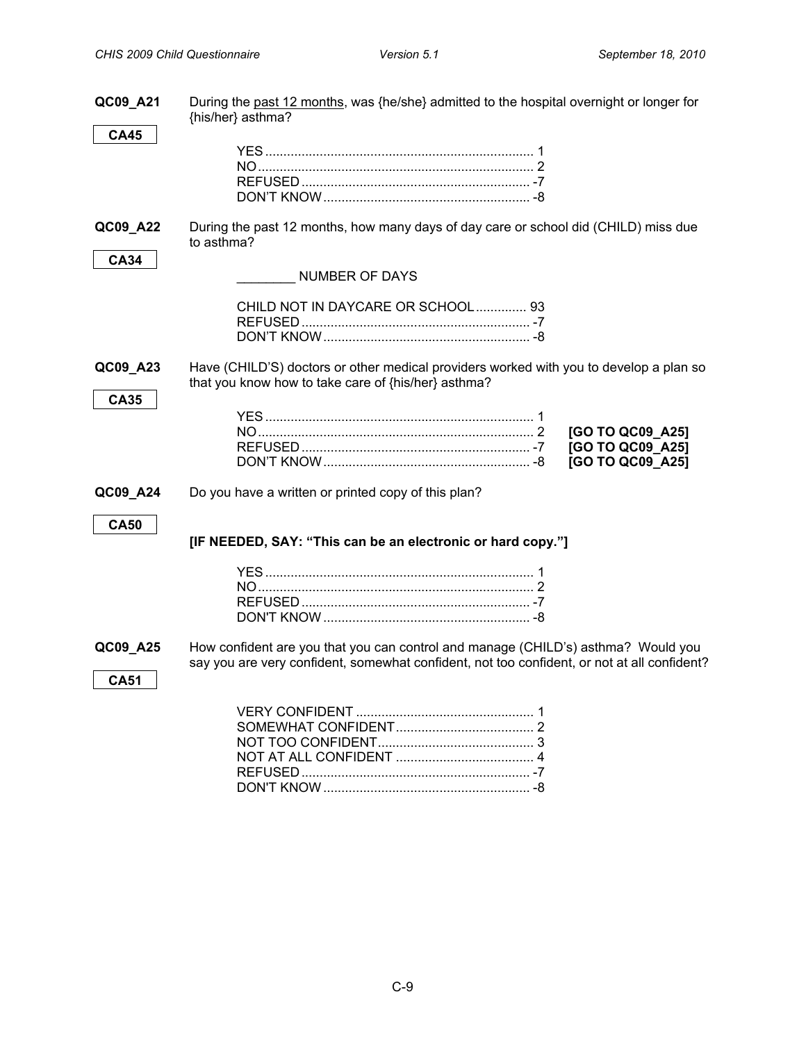**QC09_A21** During the <u>past 12 months</u>, was {he/she} admitted to the hospital overnight or longer for {his/her} asthma?

**CA45**

YES ........................................................................ 1
NO .......................................................................... 2
REFUSED .............................................................. -7
DON'T KNOW ........................................................ -8

**QC09_A22** During the past 12 months, how many days of day care or school did (CHILD) miss due to asthma?

**CA34**

________ NUMBER OF DAYS

CHILD NOT IN DAYCARE OR SCHOOL .............. 93
REFUSED .............................................................. -7
DON'T KNOW ........................................................ -8

**QC09_A23** Have (CHILD'S) doctors or other medical providers worked with you to develop a plan so that you know how to take care of {his/her} asthma?

**CA35**

YES ........................................................................ 1
NO .......................................................................... 2 **[GO TO QC09_A25]**
REFUSED .............................................................. -7 **[GO TO QC09_A25]**
DON'T KNOW ........................................................ -8 **[GO TO QC09_A25]**

**QC09_A24** Do you have a written or printed copy of this plan?

**CA50**

**[IF NEEDED, SAY: "This can be an electronic or hard copy."]**

YES ........................................................................ 1
NO .......................................................................... 2
REFUSED .............................................................. -7
DON'T KNOW ........................................................ -8

**QC09_A25** How confident are you that you can control and manage (CHILD's) asthma? Would you say you are very confident, somewhat confident, not too confident, or not at all confident?

**CA51**

VERY CONFIDENT ................................................ 1
SOMEWHAT CONFIDENT ...................................... 2
NOT TOO CONFIDENT ........................................... 3
NOT AT ALL CONFIDENT ...................................... 4
REFUSED .............................................................. -7
DON'T KNOW ........................................................ -8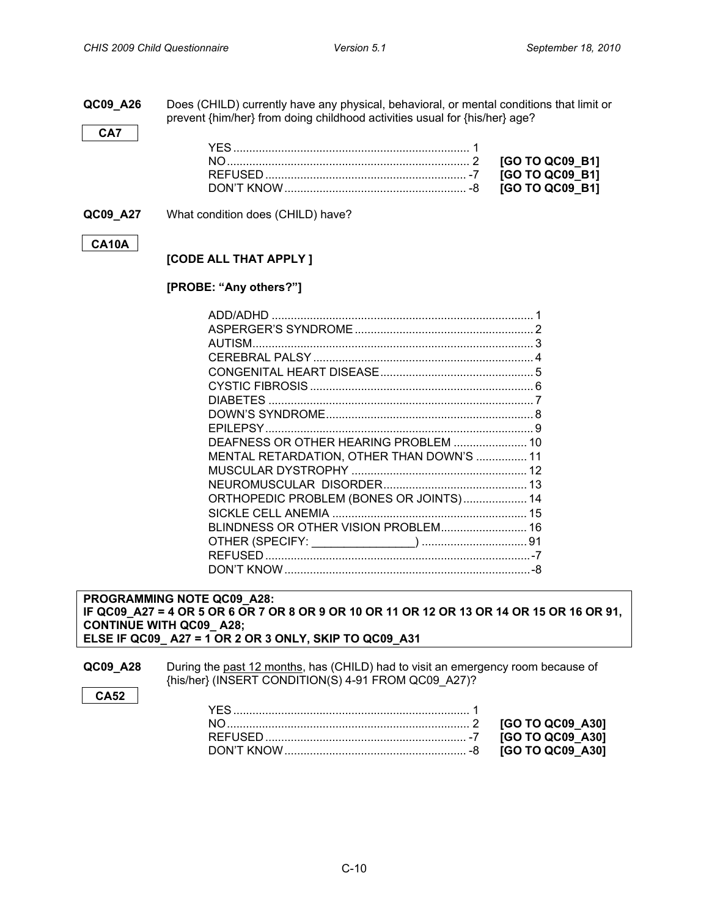**QC09_A26** Does (CHILD) currently have any physical, behavioral, or mental conditions that limit or prevent {him/her} from doing childhood activities usual for {his/her} age?

CA7

| | | |
|---|---|---|
| YES | 1 | |
| NO | 2 | **[GO TO QC09_B1]** |
| REFUSED | -7 | **[GO TO QC09_B1]** |
| DON'T KNOW | -8 | **[GO TO QC09_B1]** |

**QC09_A27** What condition does (CHILD) have?

CA10A

**[CODE ALL THAT APPLY ]**

**[PROBE: "Any others?"]**

| | |
|---|---|
| ADD/ADHD | 1 |
| ASPERGER'S SYNDROME | 2 |
| AUTISM | 3 |
| CEREBRAL PALSY | 4 |
| CONGENITAL HEART DISEASE | 5 |
| CYSTIC FIBROSIS | 6 |
| DIABETES | 7 |
| DOWN'S SYNDROME | 8 |
| EPILEPSY | 9 |
| DEAFNESS OR OTHER HEARING PROBLEM | 10 |
| MENTAL RETARDATION, OTHER THAN DOWN'S | 11 |
| MUSCULAR DYSTROPHY | 12 |
| NEUROMUSCULAR DISORDER | 13 |
| ORTHOPEDIC PROBLEM (BONES OR JOINTS) | 14 |
| SICKLE CELL ANEMIA | 15 |
| BLINDNESS OR OTHER VISION PROBLEM | 16 |
| OTHER (SPECIFY: ________________) | 91 |
| REFUSED | -7 |
| DON'T KNOW | -8 |

**PROGRAMMING NOTE QC09_A28:**
**IF QC09_A27 = 4 OR 5 OR 6 OR 7 OR 8 OR 9 OR 10 OR 11 OR 12 OR 13 OR 14 OR 15 OR 16 OR 91, CONTINUE WITH QC09_ A28;**
**ELSE IF QC09_ A27 = 1 OR 2 OR 3 ONLY, SKIP TO QC09_A31**

**QC09_A28** During the past 12 months, has (CHILD) had to visit an emergency room because of {his/her} (INSERT CONDITION(S) 4-91 FROM QC09_A27)?

CA52

| | | |
|---|---|---|
| YES | 1 | |
| NO | 2 | **[GO TO QC09_A30]** |
| REFUSED | -7 | **[GO TO QC09_A30]** |
| DON'T KNOW | -8 | **[GO TO QC09_A30]** |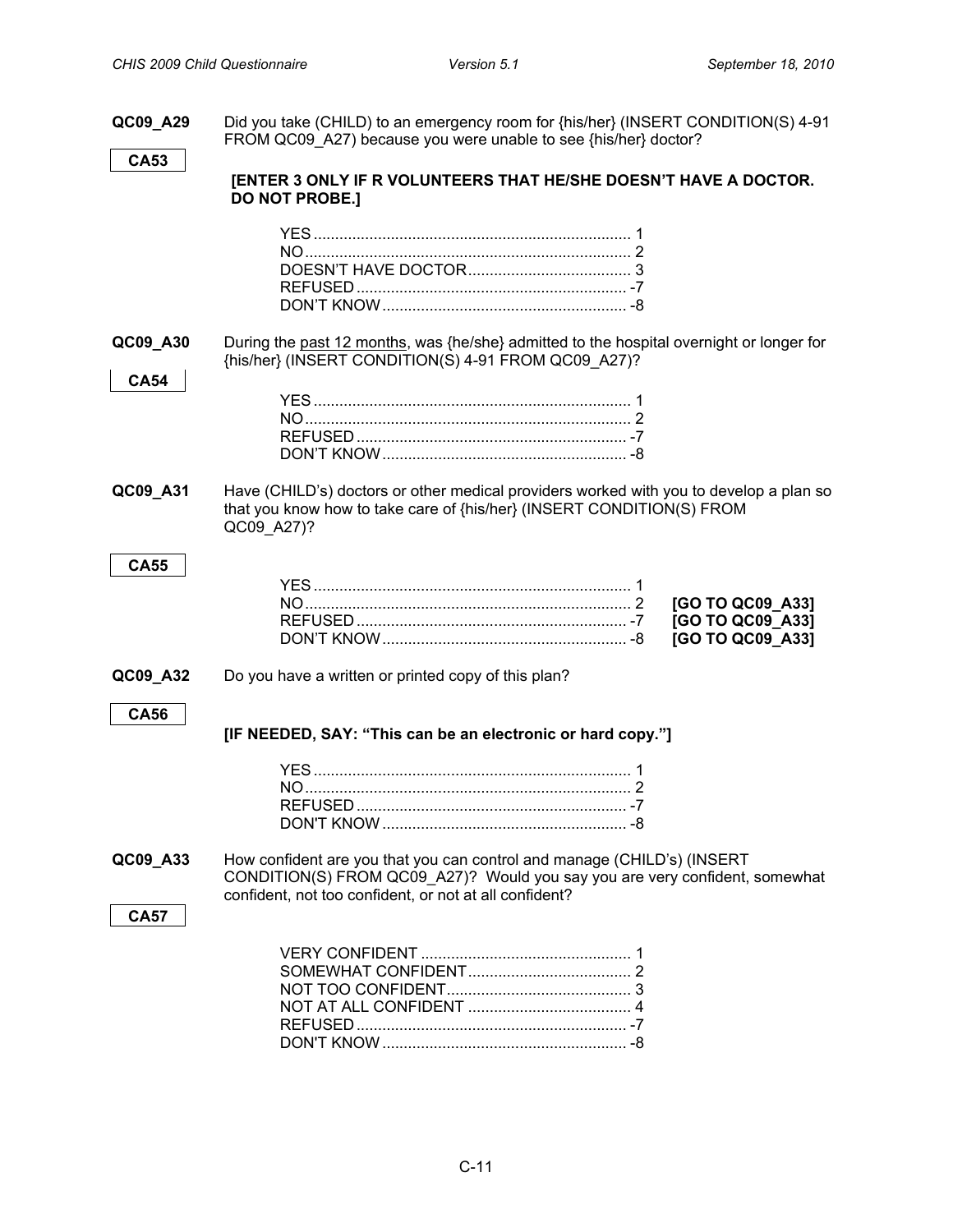**QC09_A29** Did you take (CHILD) to an emergency room for {his/her} (INSERT CONDITION(S) 4-91 FROM QC09_A27) because you were unable to see {his/her} doctor?

**CA53**

**[ENTER 3 ONLY IF R VOLUNTEERS THAT HE/SHE DOESN'T HAVE A DOCTOR. DO NOT PROBE.]**

| | |
|---|---|
| YES | 1 |
| NO | 2 |
| DOESN'T HAVE DOCTOR | 3 |
| REFUSED | -7 |
| DON'T KNOW | -8 |

**QC09_A30** During the past 12 months, was {he/she} admitted to the hospital overnight or longer for {his/her} (INSERT CONDITION(S) 4-91 FROM QC09_A27)?

**CA54**

| | |
|---|---|
| YES | 1 |
| NO | 2 |
| REFUSED | -7 |
| DON'T KNOW | -8 |

**QC09_A31** Have (CHILD's) doctors or other medical providers worked with you to develop a plan so that you know how to take care of {his/her} (INSERT CONDITION(S) FROM QC09_A27)?

**CA55**

| | | |
|---|---|---|
| YES | 1 | |
| NO | 2 | **[GO TO QC09_A33]** |
| REFUSED | -7 | **[GO TO QC09_A33]** |
| DON'T KNOW | -8 | **[GO TO QC09_A33]** |

**QC09_A32** Do you have a written or printed copy of this plan?

**CA56**

**[IF NEEDED, SAY: "This can be an electronic or hard copy."]**

| | |
|---|---|
| YES | 1 |
| NO | 2 |
| REFUSED | -7 |
| DON'T KNOW | -8 |

**QC09_A33** How confident are you that you can control and manage (CHILD's) (INSERT CONDITION(S) FROM QC09_A27)? Would you say you are very confident, somewhat confident, not too confident, or not at all confident?

**CA57**

| | |
|---|---|
| VERY CONFIDENT | 1 |
| SOMEWHAT CONFIDENT | 2 |
| NOT TOO CONFIDENT | 3 |
| NOT AT ALL CONFIDENT | 4 |
| REFUSED | -7 |
| DON'T KNOW | -8 |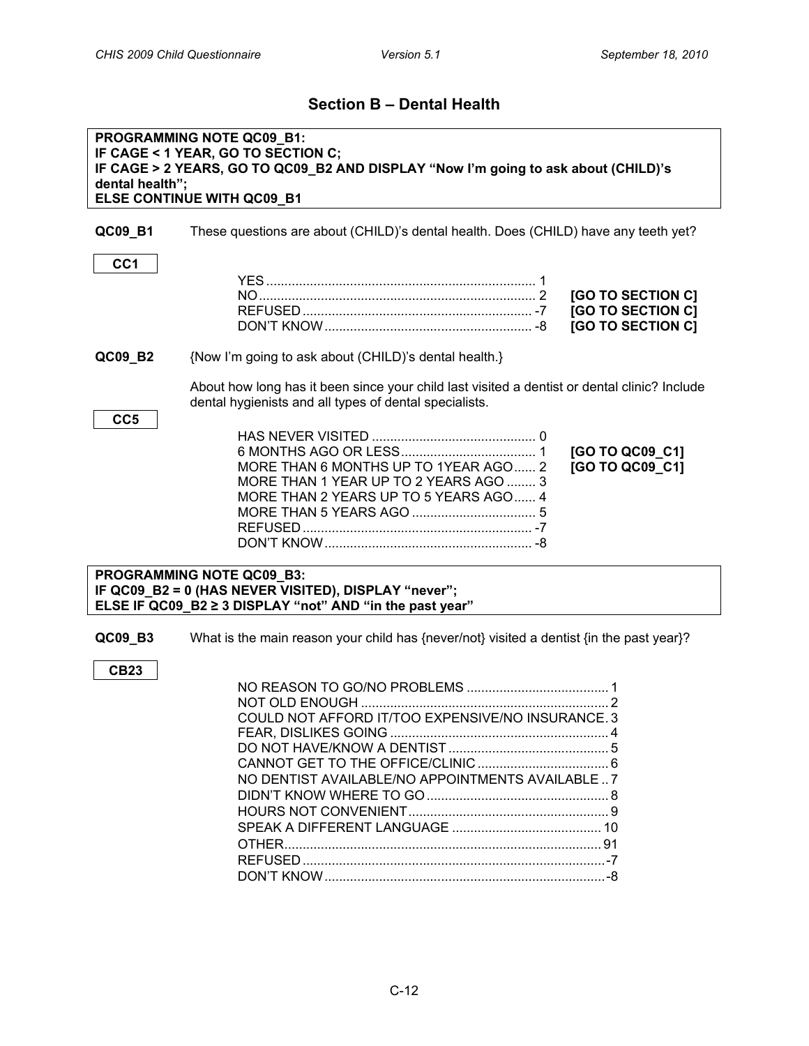## Section B – Dental Health

**PROGRAMMING NOTE QC09_B1:**
**IF CAGE < 1 YEAR, GO TO SECTION C;**
**IF CAGE > 2 YEARS, GO TO QC09_B2 AND DISPLAY "Now I'm going to ask about (CHILD)'s dental health";**
**ELSE CONTINUE WITH QC09_B1**

**QC09_B1** These questions are about (CHILD)'s dental health. Does (CHILD) have any teeth yet?

**CC1**

| | | |
|---|---|---|
| YES | 1 | |
| NO | 2 | **[GO TO SECTION C]** |
| REFUSED | -7 | **[GO TO SECTION C]** |
| DON'T KNOW | -8 | **[GO TO SECTION C]** |

**QC09_B2** {Now I'm going to ask about (CHILD)'s dental health.}

About how long has it been since your child last visited a dentist or dental clinic? Include dental hygienists and all types of dental specialists.

**CC5**

| | | |
|---|---|---|
| HAS NEVER VISITED | 0 | |
| 6 MONTHS AGO OR LESS | 1 | **[GO TO QC09_C1]** |
| MORE THAN 6 MONTHS UP TO 1YEAR AGO | 2 | **[GO TO QC09_C1]** |
| MORE THAN 1 YEAR UP TO 2 YEARS AGO | 3 | |
| MORE THAN 2 YEARS UP TO 5 YEARS AGO | 4 | |
| MORE THAN 5 YEARS AGO | 5 | |
| REFUSED | -7 | |
| DON'T KNOW | -8 | |

**PROGRAMMING NOTE QC09_B3:**
**IF QC09_B2 = 0 (HAS NEVER VISITED), DISPLAY "never";**
**ELSE IF QC09_B2 ≥ 3 DISPLAY "not" AND "in the past year"**

**QC09_B3** What is the main reason your child has {never/not} visited a dentist {in the past year}?

**CB23**

| | |
|---|---|
| NO REASON TO GO/NO PROBLEMS | 1 |
| NOT OLD ENOUGH | 2 |
| COULD NOT AFFORD IT/TOO EXPENSIVE/NO INSURANCE | 3 |
| FEAR, DISLIKES GOING | 4 |
| DO NOT HAVE/KNOW A DENTIST | 5 |
| CANNOT GET TO THE OFFICE/CLINIC | 6 |
| NO DENTIST AVAILABLE/NO APPOINTMENTS AVAILABLE | 7 |
| DIDN'T KNOW WHERE TO GO | 8 |
| HOURS NOT CONVENIENT | 9 |
| SPEAK A DIFFERENT LANGUAGE | 10 |
| OTHER | 91 |
| REFUSED | -7 |
| DON'T KNOW | -8 |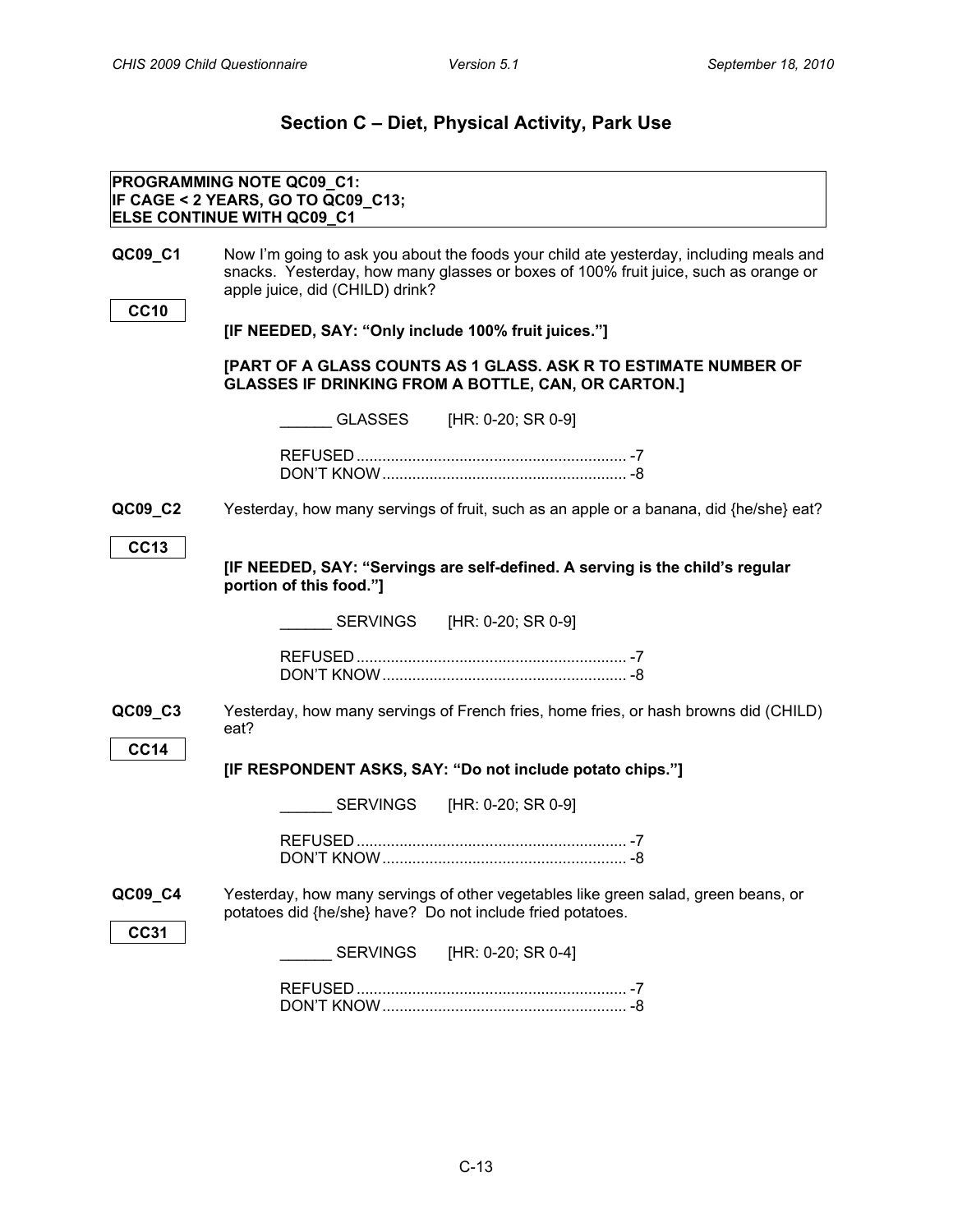## Section C – Diet, Physical Activity, Park Use

**PROGRAMMING NOTE QC09_C1:**
**IF CAGE < 2 YEARS, GO TO QC09_C13;**
**ELSE CONTINUE WITH QC09_C1**

**QC09_C1** Now I'm going to ask you about the foods your child ate yesterday, including meals and snacks. Yesterday, how many glasses or boxes of 100% fruit juice, such as orange or apple juice, did (CHILD) drink?

CC10

**[IF NEEDED, SAY: "Only include 100% fruit juices."]**

**[PART OF A GLASS COUNTS AS 1 GLASS. ASK R TO ESTIMATE NUMBER OF GLASSES IF DRINKING FROM A BOTTLE, CAN, OR CARTON.]**

______ GLASSES [HR: 0-20; SR 0-9]

REFUSED ............................................................... -7
DON'T KNOW ......................................................... -8

**QC09_C2** Yesterday, how many servings of fruit, such as an apple or a banana, did {he/she} eat?

CC13

**[IF NEEDED, SAY: "Servings are self-defined. A serving is the child's regular portion of this food."]**

______ SERVINGS [HR: 0-20; SR 0-9]

REFUSED ............................................................... -7
DON'T KNOW ......................................................... -8

**QC09_C3** Yesterday, how many servings of French fries, home fries, or hash browns did (CHILD) eat?

CC14

**[IF RESPONDENT ASKS, SAY: "Do not include potato chips."]**

______ SERVINGS [HR: 0-20; SR 0-9]

REFUSED ............................................................... -7
DON'T KNOW ......................................................... -8

**QC09_C4** Yesterday, how many servings of other vegetables like green salad, green beans, or potatoes did {he/she} have? Do not include fried potatoes.

CC31

______ SERVINGS [HR: 0-20; SR 0-4]

REFUSED ............................................................... -7
DON'T KNOW ......................................................... -8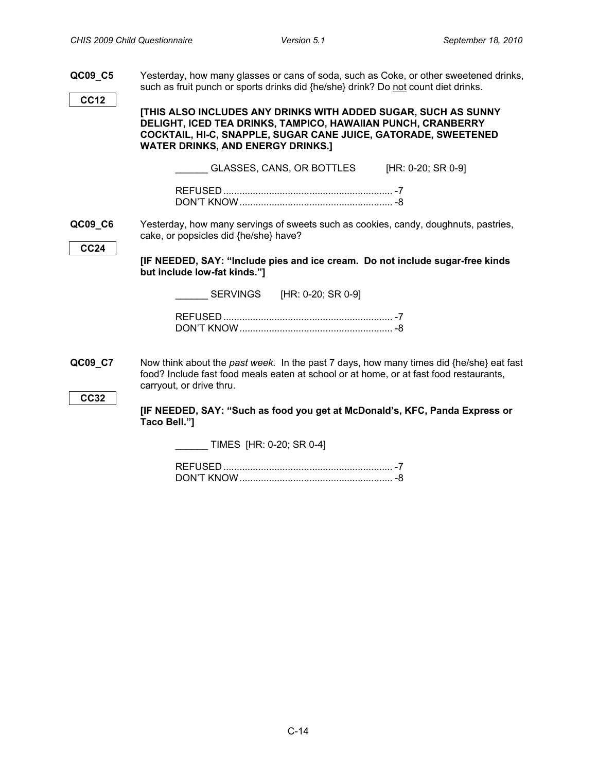**QC09_C5** Yesterday, how many glasses or cans of soda, such as Coke, or other sweetened drinks, such as fruit punch or sports drinks did {he/she} drink? Do not count diet drinks.

**CC12**

**[THIS ALSO INCLUDES ANY DRINKS WITH ADDED SUGAR, SUCH AS SUNNY DELIGHT, ICED TEA DRINKS, TAMPICO, HAWAIIAN PUNCH, CRANBERRY COCKTAIL, HI-C, SNAPPLE, SUGAR CANE JUICE, GATORADE, SWEETENED WATER DRINKS, AND ENERGY DRINKS.]**

______ GLASSES, CANS, OR BOTTLES [HR: 0-20; SR 0-9]

REFUSED .............................................................. -7
DON'T KNOW ........................................................ -8

**QC09_C6** Yesterday, how many servings of sweets such as cookies, candy, doughnuts, pastries, cake, or popsicles did {he/she} have?

**CC24**

**[IF NEEDED, SAY: "Include pies and ice cream. Do not include sugar-free kinds but include low-fat kinds."]**

______ SERVINGS [HR: 0-20; SR 0-9]

REFUSED .............................................................. -7
DON'T KNOW ........................................................ -8

**QC09_C7** Now think about the *past week.* In the past 7 days, how many times did {he/she} eat fast food? Include fast food meals eaten at school or at home, or at fast food restaurants, carryout, or drive thru.

**CC32**

**[IF NEEDED, SAY: "Such as food you get at McDonald's, KFC, Panda Express or Taco Bell."]**

______ TIMES [HR: 0-20; SR 0-4]

REFUSED .............................................................. -7
DON'T KNOW ........................................................ -8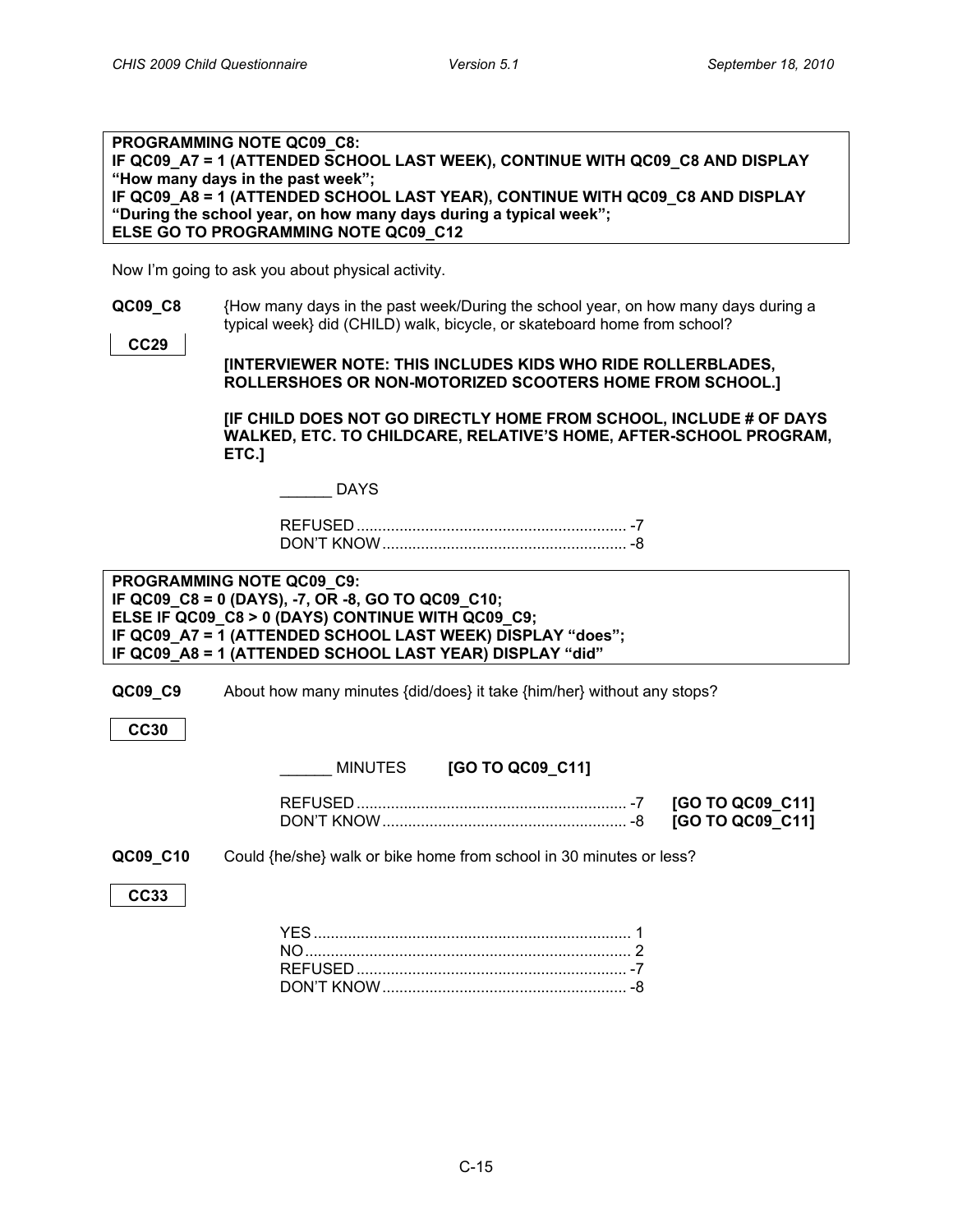**PROGRAMMING NOTE QC09_C8:**
**IF QC09_A7 = 1 (ATTENDED SCHOOL LAST WEEK), CONTINUE WITH QC09_C8 AND DISPLAY "How many days in the past week";**
**IF QC09_A8 = 1 (ATTENDED SCHOOL LAST YEAR), CONTINUE WITH QC09_C8 AND DISPLAY "During the school year, on how many days during a typical week";**
**ELSE GO TO PROGRAMMING NOTE QC09_C12**

Now I'm going to ask you about physical activity.

**QC09_C8** {How many days in the past week/During the school year, on how many days during a typical week} did (CHILD) walk, bicycle, or skateboard home from school?

**CC29**

**[INTERVIEWER NOTE: THIS INCLUDES KIDS WHO RIDE ROLLERBLADES, ROLLERSHOES OR NON-MOTORIZED SCOOTERS HOME FROM SCHOOL.]**

**[IF CHILD DOES NOT GO DIRECTLY HOME FROM SCHOOL, INCLUDE # OF DAYS WALKED, ETC. TO CHILDCARE, RELATIVE'S HOME, AFTER-SCHOOL PROGRAM, ETC.]**

______ DAYS

REFUSED ............................................................... -7
DON'T KNOW ......................................................... -8

**PROGRAMMING NOTE QC09_C9:**
**IF QC09_C8 = 0 (DAYS), -7, OR -8, GO TO QC09_C10;**
**ELSE IF QC09_C8 > 0 (DAYS) CONTINUE WITH QC09_C9;**
**IF QC09_A7 = 1 (ATTENDED SCHOOL LAST WEEK) DISPLAY "does";**
**IF QC09_A8 = 1 (ATTENDED SCHOOL LAST YEAR) DISPLAY "did"**

**QC09_C9** About how many minutes {did/does} it take {him/her} without any stops?

**CC30**

______ MINUTES **[GO TO QC09_C11]**

REFUSED ............................................................... -7 **[GO TO QC09_C11]**
DON'T KNOW ......................................................... -8 **[GO TO QC09_C11]**

**QC09_C10** Could {he/she} walk or bike home from school in 30 minutes or less?

**CC33**

YES ......................................................................... 1
NO ........................................................................... 2
REFUSED ............................................................... -7
DON'T KNOW ......................................................... -8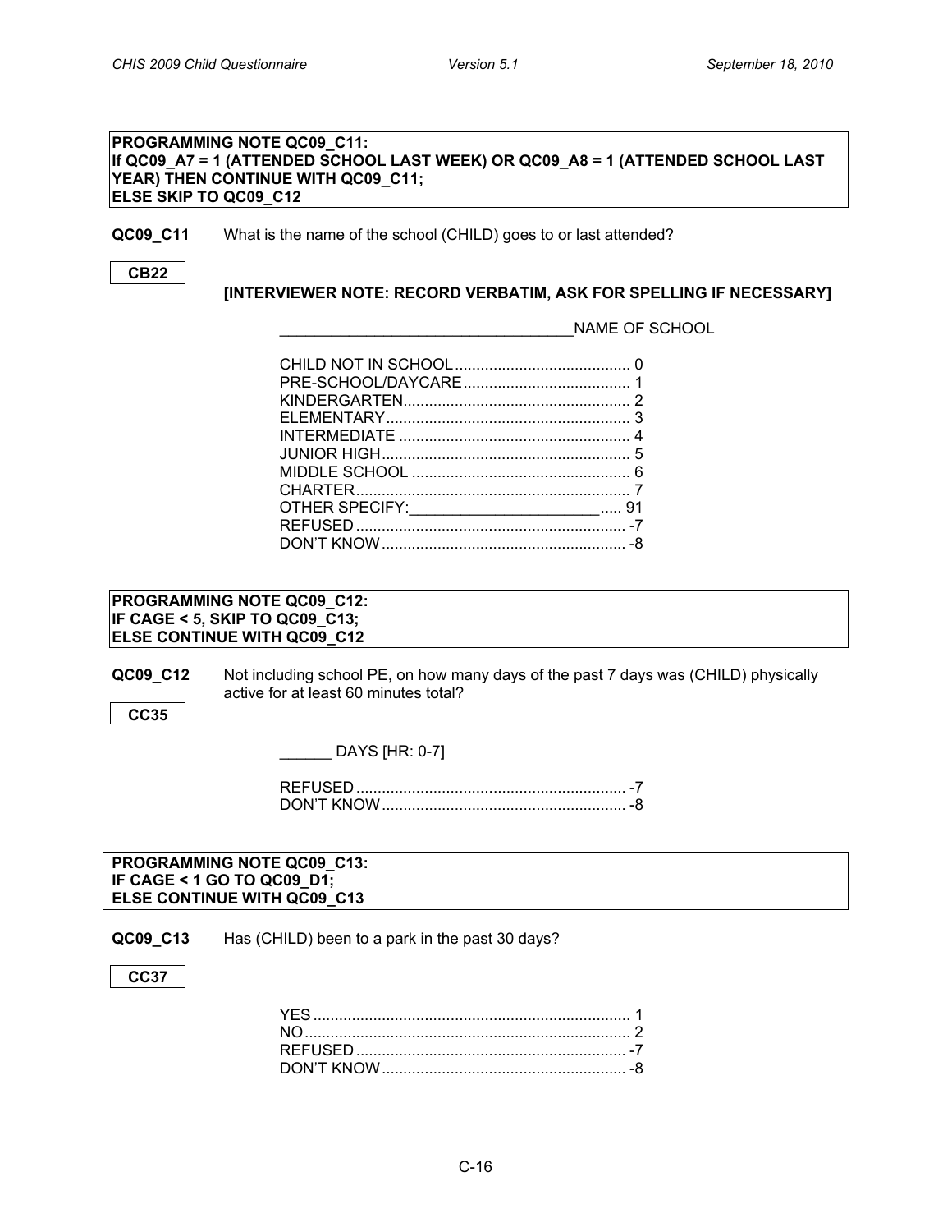**PROGRAMMING NOTE QC09_C11:**
**If QC09_A7 = 1 (ATTENDED SCHOOL LAST WEEK) OR QC09_A8 = 1 (ATTENDED SCHOOL LAST YEAR) THEN CONTINUE WITH QC09_C11;**
**ELSE SKIP TO QC09_C12**

**QC09_C11** What is the name of the school (CHILD) goes to or last attended?

**CB22**

**[INTERVIEWER NOTE: RECORD VERBATIM, ASK FOR SPELLING IF NECESSARY]**

__________________________________NAME OF SCHOOL

- CHILD NOT IN SCHOOL ........................................ 0
- PRE-SCHOOL/DAYCARE ....................................... 1
- KINDERGARTEN .................................................... 2
- ELEMENTARY ........................................................ 3
- INTERMEDIATE ..................................................... 4
- JUNIOR HIGH ......................................................... 5
- MIDDLE SCHOOL .................................................. 6
- CHARTER ............................................................... 7
- OTHER SPECIFY:______________________ ..... 91
- REFUSED .............................................................. -7
- DON'T KNOW ........................................................ -8

**PROGRAMMING NOTE QC09_C12:**
**IF CAGE < 5, SKIP TO QC09_C13;**
**ELSE CONTINUE WITH QC09_C12**

**QC09_C12** Not including school PE, on how many days of the past 7 days was (CHILD) physically active for at least 60 minutes total?

**CC35**

______ DAYS [HR: 0-7]

- REFUSED .............................................................. -7
- DON'T KNOW ........................................................ -8

**PROGRAMMING NOTE QC09_C13:**
**IF CAGE < 1 GO TO QC09_D1;**
**ELSE CONTINUE WITH QC09_C13**

**QC09_C13** Has (CHILD) been to a park in the past 30 days?

**CC37**

- YES ......................................................................... 1
- NO .......................................................................... 2
- REFUSED .............................................................. -7
- DON'T KNOW ........................................................ -8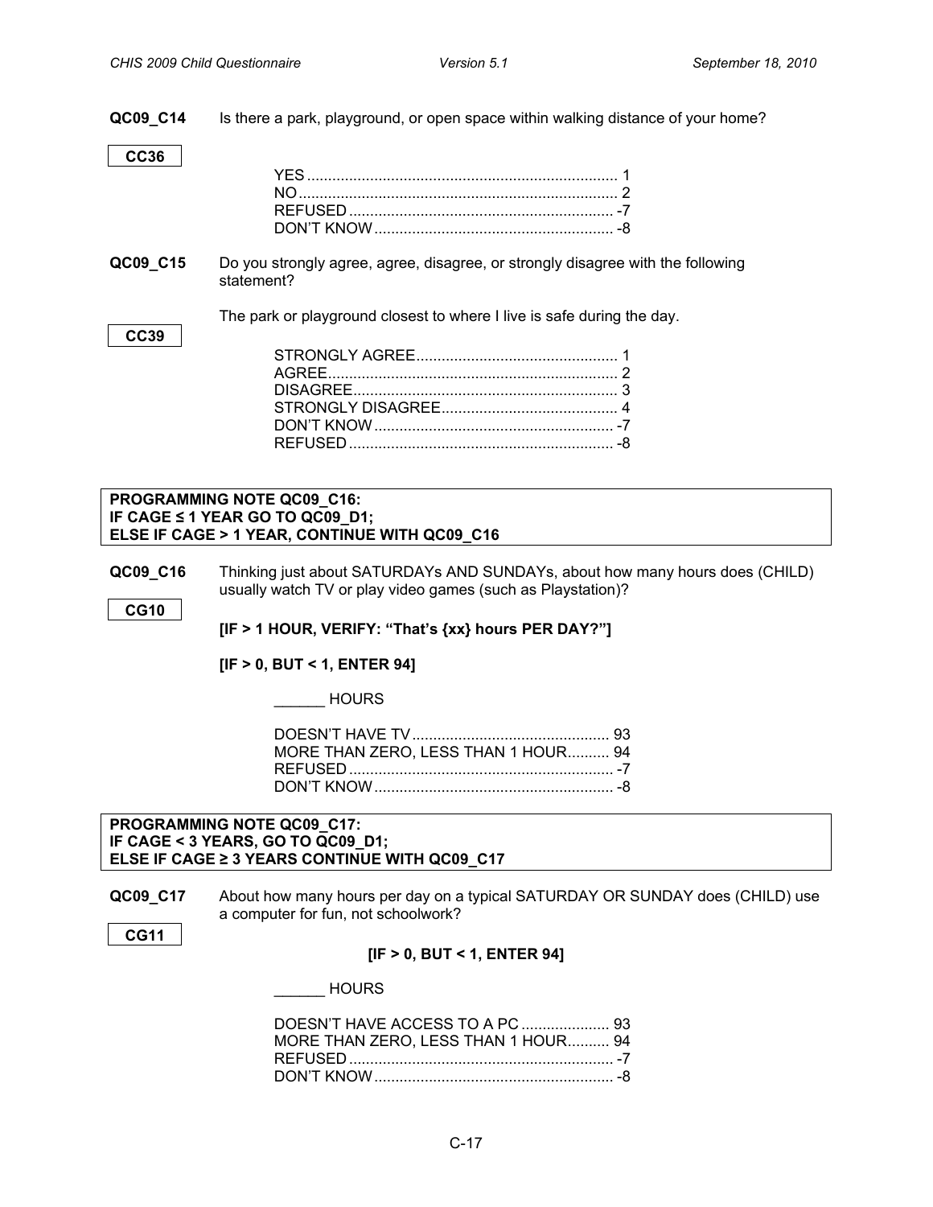**QC09_C14** Is there a park, playground, or open space within walking distance of your home?

**CC36**

YES .......................................................................... 1
NO ............................................................................ 2
REFUSED ............................................................... -7
DON'T KNOW ......................................................... -8

**QC09_C15** Do you strongly agree, agree, disagree, or strongly disagree with the following statement?

The park or playground closest to where I live is safe during the day.

**CC39**

STRONGLY AGREE................................................ 1
AGREE..................................................................... 2
DISAGREE............................................................... 3
STRONGLY DISAGREE.......................................... 4
DON'T KNOW ......................................................... -7
REFUSED ............................................................... -8

**PROGRAMMING NOTE QC09_C16:**
**IF CAGE ≤ 1 YEAR GO TO QC09_D1;**
**ELSE IF CAGE > 1 YEAR, CONTINUE WITH QC09_C16**

**QC09_C16** Thinking just about SATURDAYs AND SUNDAYs, about how many hours does (CHILD) usually watch TV or play video games (such as Playstation)?

**CG10**

**[IF > 1 HOUR, VERIFY: "That's {xx} hours PER DAY?"]**

**[IF > 0, BUT < 1, ENTER 94]**

______ HOURS

DOESN'T HAVE TV ............................................... 93
MORE THAN ZERO, LESS THAN 1 HOUR.......... 94
REFUSED ............................................................... -7
DON'T KNOW ......................................................... -8

**PROGRAMMING NOTE QC09_C17:**
**IF CAGE < 3 YEARS, GO TO QC09_D1;**
**ELSE IF CAGE ≥ 3 YEARS CONTINUE WITH QC09_C17**

**QC09_C17** About how many hours per day on a typical SATURDAY OR SUNDAY does (CHILD) use a computer for fun, not schoolwork?

**CG11**

**[IF > 0, BUT < 1, ENTER 94]**

______ HOURS

DOESN'T HAVE ACCESS TO A PC ..................... 93
MORE THAN ZERO, LESS THAN 1 HOUR.......... 94
REFUSED ............................................................... -7
DON'T KNOW ......................................................... -8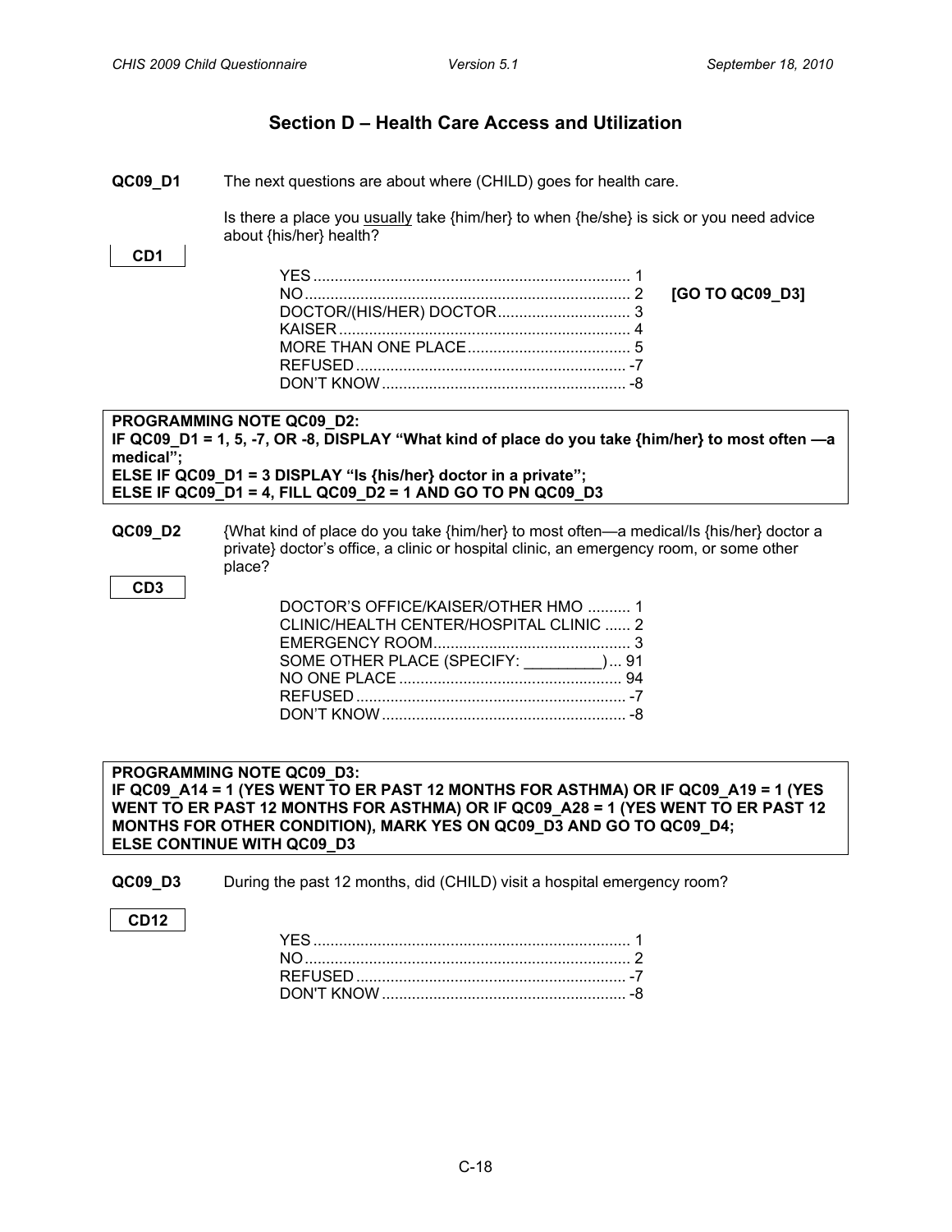## Section D – Health Care Access and Utilization

**QC09_D1** The next questions are about where (CHILD) goes for health care.

Is there a place you usually take {him/her} to when {he/she} is sick or you need advice about {his/her} health?

**CD1**

| | | |
|---|---|---|
| YES | 1 | |
| NO | 2 | **[GO TO QC09_D3]** |
| DOCTOR/(HIS/HER) DOCTOR | 3 | |
| KAISER | 4 | |
| MORE THAN ONE PLACE | 5 | |
| REFUSED | -7 | |
| DON'T KNOW | -8 | |

**PROGRAMMING NOTE QC09_D2:**
**IF QC09_D1 = 1, 5, -7, OR -8, DISPLAY "What kind of place do you take {him/her} to most often —a medical";**
**ELSE IF QC09_D1 = 3 DISPLAY "Is {his/her} doctor in a private";**
**ELSE IF QC09_D1 = 4, FILL QC09_D2 = 1 AND GO TO PN QC09_D3**

**QC09_D2** {What kind of place do you take {him/her} to most often—a medical/Is {his/her} doctor a private} doctor's office, a clinic or hospital clinic, an emergency room, or some other place?

**CD3**

| | |
|---|---|
| DOCTOR'S OFFICE/KAISER/OTHER HMO | 1 |
| CLINIC/HEALTH CENTER/HOSPITAL CLINIC | 2 |
| EMERGENCY ROOM | 3 |
| SOME OTHER PLACE (SPECIFY: _________) | 91 |
| NO ONE PLACE | 94 |
| REFUSED | -7 |
| DON'T KNOW | -8 |

**PROGRAMMING NOTE QC09_D3:**
**IF QC09_A14 = 1 (YES WENT TO ER PAST 12 MONTHS FOR ASTHMA) OR IF QC09_A19 = 1 (YES WENT TO ER PAST 12 MONTHS FOR ASTHMA) OR IF QC09_A28 = 1 (YES WENT TO ER PAST 12 MONTHS FOR OTHER CONDITION), MARK YES ON QC09_D3 AND GO TO QC09_D4;**
**ELSE CONTINUE WITH QC09_D3**

**QC09_D3** During the past 12 months, did (CHILD) visit a hospital emergency room?

**CD12**

| | |
|---|---|
| YES | 1 |
| NO | 2 |
| REFUSED | -7 |
| DON'T KNOW | -8 |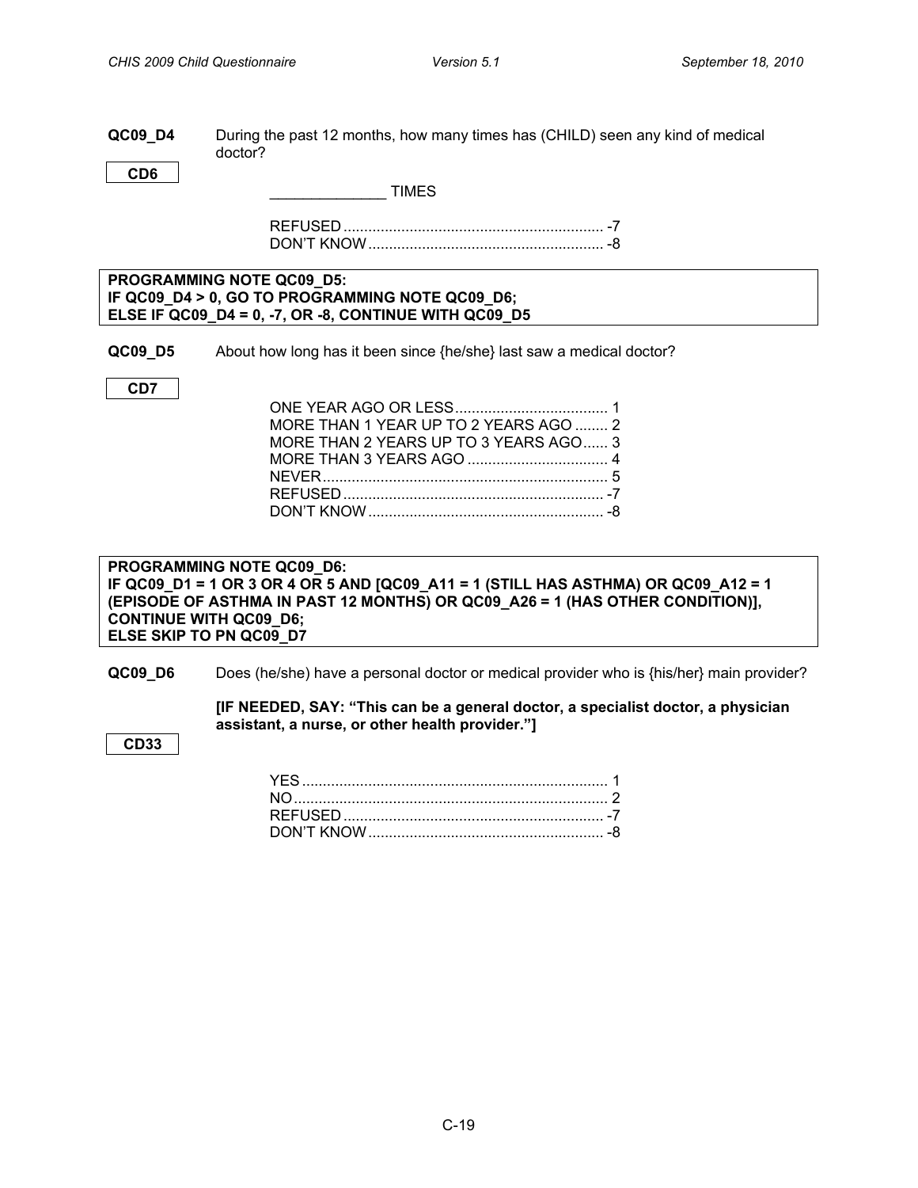**QC09_D4** During the past 12 months, how many times has (CHILD) seen any kind of medical doctor?

**CD6**

______________ TIMES

REFUSED ............................................................... -7
DON'T KNOW ......................................................... -8

**PROGRAMMING NOTE QC09_D5:**
**IF QC09_D4 > 0, GO TO PROGRAMMING NOTE QC09_D6;**
**ELSE IF QC09_D4 = 0, -7, OR -8, CONTINUE WITH QC09_D5**

**QC09_D5** About how long has it been since {he/she} last saw a medical doctor?

**CD7**

ONE YEAR AGO OR LESS..................................... 1
MORE THAN 1 YEAR UP TO 2 YEARS AGO ........ 2
MORE THAN 2 YEARS UP TO 3 YEARS AGO...... 3
MORE THAN 3 YEARS AGO .................................. 4
NEVER..................................................................... 5
REFUSED ............................................................... -7
DON'T KNOW ......................................................... -8

**PROGRAMMING NOTE QC09_D6:**
**IF QC09_D1 = 1 OR 3 OR 4 OR 5 AND [QC09_A11 = 1 (STILL HAS ASTHMA) OR QC09_A12 = 1 (EPISODE OF ASTHMA IN PAST 12 MONTHS) OR QC09_A26 = 1 (HAS OTHER CONDITION)], CONTINUE WITH QC09_D6;**
**ELSE SKIP TO PN QC09_D7**

**QC09_D6** Does (he/she) have a personal doctor or medical provider who is {his/her} main provider?

**[IF NEEDED, SAY: "This can be a general doctor, a specialist doctor, a physician assistant, a nurse, or other health provider."]**

**CD33**

YES .......................................................................... 1
NO............................................................................ 2
REFUSED ............................................................... -7
DON'T KNOW ......................................................... -8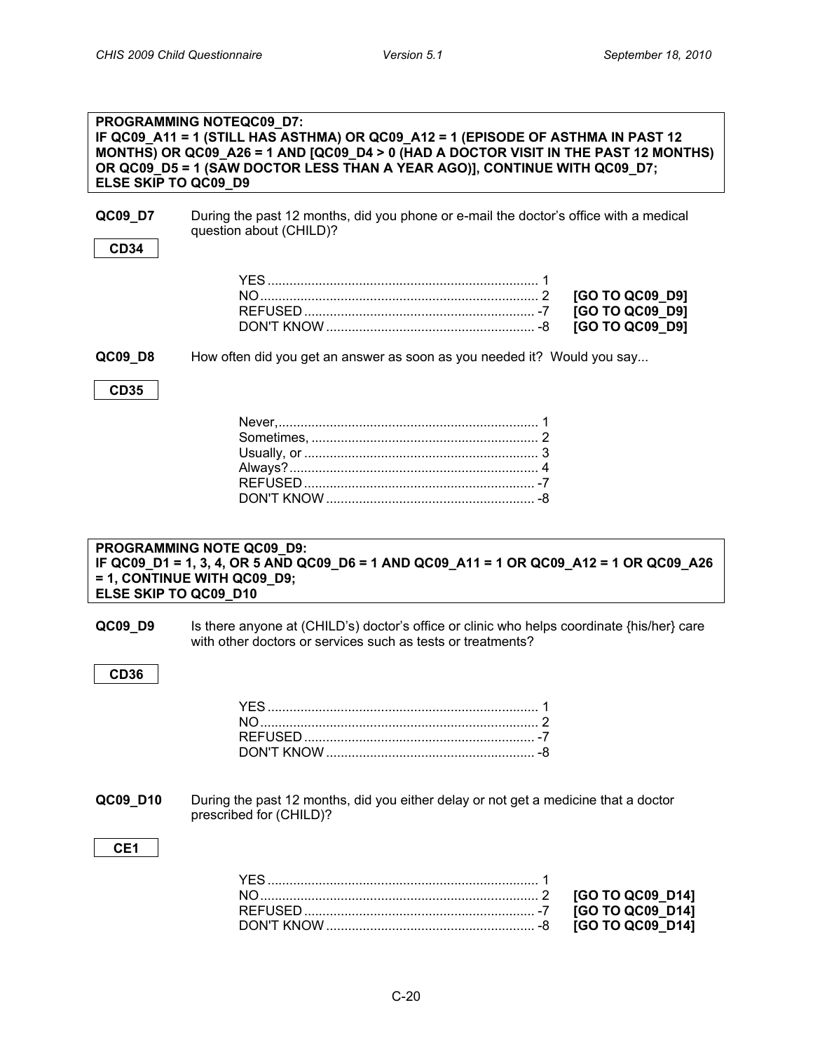**PROGRAMMING NOTEQC09_D7:**
**IF QC09_A11 = 1 (STILL HAS ASTHMA) OR QC09_A12 = 1 (EPISODE OF ASTHMA IN PAST 12 MONTHS) OR QC09_A26 = 1 AND [QC09_D4 > 0 (HAD A DOCTOR VISIT IN THE PAST 12 MONTHS) OR QC09_D5 = 1 (SAW DOCTOR LESS THAN A YEAR AGO)], CONTINUE WITH QC09_D7;**
**ELSE SKIP TO QC09_D9**

**QC09_D7** During the past 12 months, did you phone or e-mail the doctor's office with a medical question about (CHILD)?

**CD34**

YES .......... 1
NO .......... 2 **[GO TO QC09_D9]**
REFUSED .......... -7 **[GO TO QC09_D9]**
DON'T KNOW .......... -8 **[GO TO QC09_D9]**

**QC09_D8** How often did you get an answer as soon as you needed it? Would you say...

**CD35**

Never, .......... 1
Sometimes, .......... 2
Usually, or .......... 3
Always? .......... 4
REFUSED .......... -7
DON'T KNOW .......... -8

**PROGRAMMING NOTE QC09_D9:**
**IF QC09_D1 = 1, 3, 4, OR 5 AND QC09_D6 = 1 AND QC09_A11 = 1 OR QC09_A12 = 1 OR QC09_A26 = 1, CONTINUE WITH QC09_D9;**
**ELSE SKIP TO QC09_D10**

**QC09_D9** Is there anyone at (CHILD's) doctor's office or clinic who helps coordinate {his/her} care with other doctors or services such as tests or treatments?

**CD36**

YES .......... 1
NO .......... 2
REFUSED .......... -7
DON'T KNOW .......... -8

**QC09_D10** During the past 12 months, did you either delay or not get a medicine that a doctor prescribed for (CHILD)?

**CE1**

YES .......... 1
NO .......... 2 **[GO TO QC09_D14]**
REFUSED .......... -7 **[GO TO QC09_D14]**
DON'T KNOW .......... -8 **[GO TO QC09_D14]**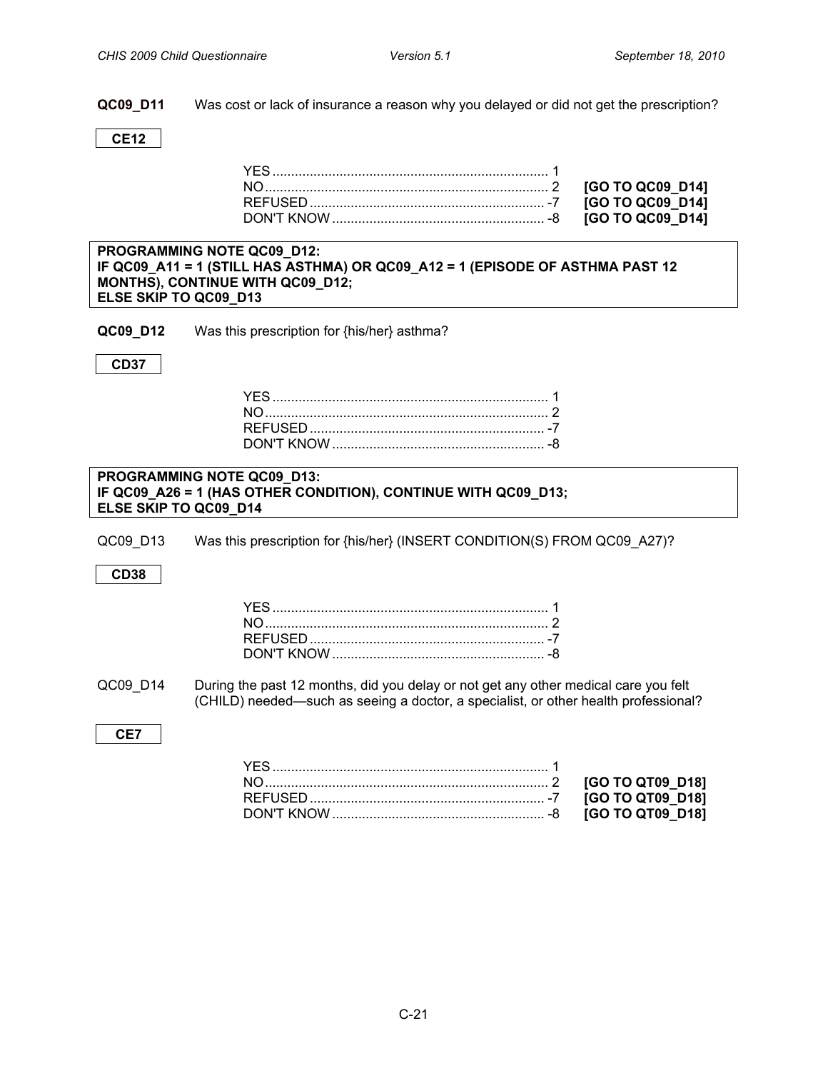**QC09_D11** Was cost or lack of insurance a reason why you delayed or did not get the prescription?

**CE12**

| | | |
|---|---|---|
| YES | 1 | |
| NO | 2 | **[GO TO QC09_D14]** |
| REFUSED | -7 | **[GO TO QC09_D14]** |
| DON'T KNOW | -8 | **[GO TO QC09_D14]** |

**PROGRAMMING NOTE QC09_D12:**
**IF QC09_A11 = 1 (STILL HAS ASTHMA) OR QC09_A12 = 1 (EPISODE OF ASTHMA PAST 12 MONTHS), CONTINUE WITH QC09_D12;**
**ELSE SKIP TO QC09_D13**

**QC09_D12** Was this prescription for {his/her} asthma?

**CD37**

| | |
|---|---|
| YES | 1 |
| NO | 2 |
| REFUSED | -7 |
| DON'T KNOW | -8 |

**PROGRAMMING NOTE QC09_D13:**
**IF QC09_A26 = 1 (HAS OTHER CONDITION), CONTINUE WITH QC09_D13;**
**ELSE SKIP TO QC09_D14**

QC09_D13 Was this prescription for {his/her} (INSERT CONDITION(S) FROM QC09_A27)?

**CD38**

| | |
|---|---|
| YES | 1 |
| NO | 2 |
| REFUSED | -7 |
| DON'T KNOW | -8 |

QC09_D14 During the past 12 months, did you delay or not get any other medical care you felt (CHILD) needed—such as seeing a doctor, a specialist, or other health professional?

**CE7**

| | | |
|---|---|---|
| YES | 1 | |
| NO | 2 | **[GO TO QT09_D18]** |
| REFUSED | -7 | **[GO TO QT09_D18]** |
| DON'T KNOW | -8 | **[GO TO QT09_D18]** |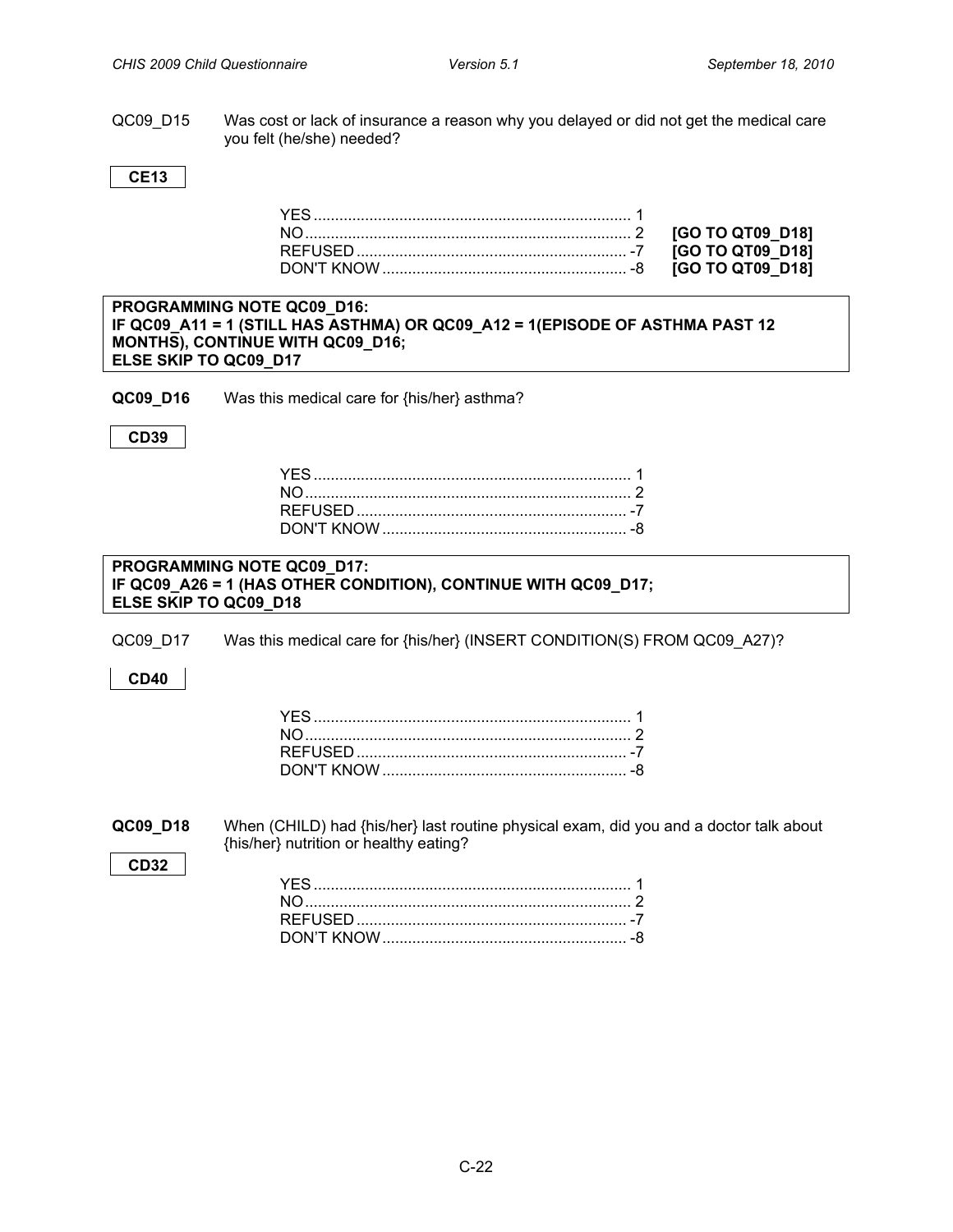QC09_D15 Was cost or lack of insurance a reason why you delayed or did not get the medical care you felt (he/she) needed?

**CE13**

| | | |
|---|---|---|
| YES | 1 | |
| NO | 2 | **[GO TO QT09_D18]** |
| REFUSED | -7 | **[GO TO QT09_D18]** |
| DON'T KNOW | -8 | **[GO TO QT09_D18]** |

**PROGRAMMING NOTE QC09_D16:**
**IF QC09_A11 = 1 (STILL HAS ASTHMA) OR QC09_A12 = 1(EPISODE OF ASTHMA PAST 12 MONTHS), CONTINUE WITH QC09_D16;**
**ELSE SKIP TO QC09_D17**

**QC09_D16** Was this medical care for {his/her} asthma?

**CD39**

| | |
|---|---|
| YES | 1 |
| NO | 2 |
| REFUSED | -7 |
| DON'T KNOW | -8 |

**PROGRAMMING NOTE QC09_D17:**
**IF QC09_A26 = 1 (HAS OTHER CONDITION), CONTINUE WITH QC09_D17;**
**ELSE SKIP TO QC09_D18**

QC09_D17 Was this medical care for {his/her} (INSERT CONDITION(S) FROM QC09_A27)?

**CD40**

| | |
|---|---|
| YES | 1 |
| NO | 2 |
| REFUSED | -7 |
| DON'T KNOW | -8 |

**QC09_D18** When (CHILD) had {his/her} last routine physical exam, did you and a doctor talk about {his/her} nutrition or healthy eating?

**CD32**

| | |
|---|---|
| YES | 1 |
| NO | 2 |
| REFUSED | -7 |
| DON'T KNOW | -8 |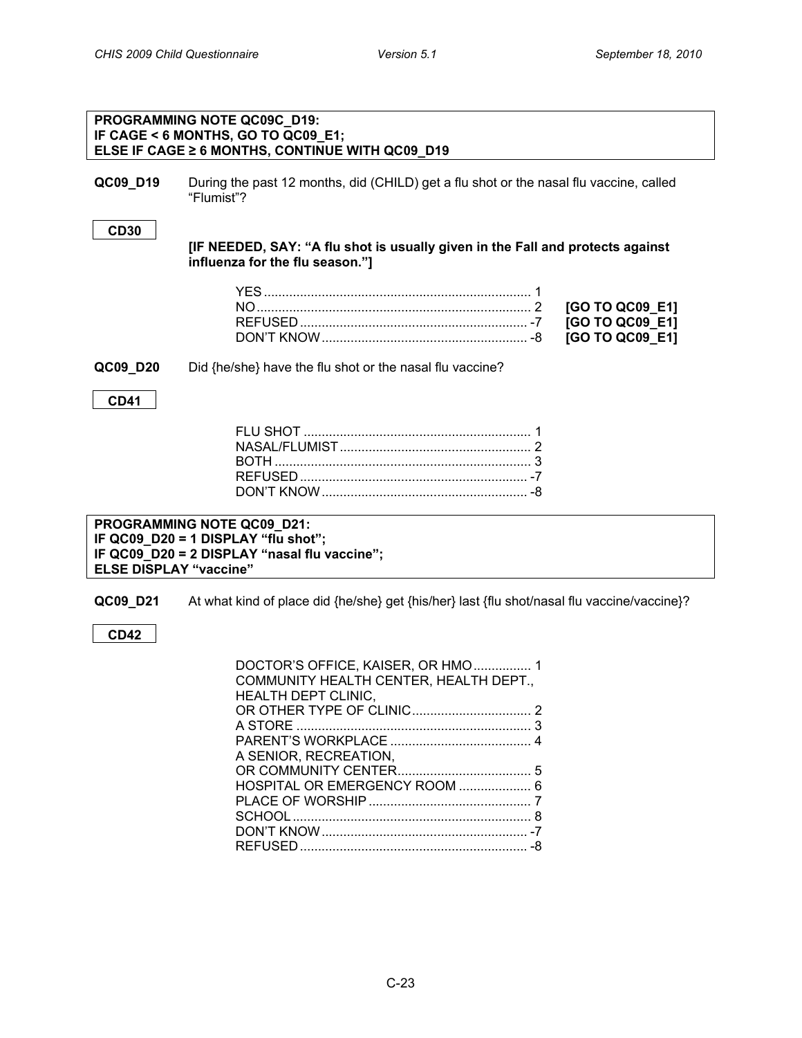**PROGRAMMING NOTE QC09C_D19:**
**IF CAGE < 6 MONTHS, GO TO QC09_E1;**
**ELSE IF CAGE ≥ 6 MONTHS, CONTINUE WITH QC09_D19**

**QC09_D19** During the past 12 months, did (CHILD) get a flu shot or the nasal flu vaccine, called “Flumist”?

CD30

**[IF NEEDED, SAY: “A flu shot is usually given in the Fall and protects against influenza for the flu season.”]**

| | | |
|---|---|---|
| YES | 1 | |
| NO | 2 | **[GO TO QC09_E1]** |
| REFUSED | -7 | **[GO TO QC09_E1]** |
| DON’T KNOW | -8 | **[GO TO QC09_E1]** |

**QC09_D20** Did {he/she} have the flu shot or the nasal flu vaccine?

CD41

| | |
|---|---|
| FLU SHOT | 1 |
| NASAL/FLUMIST | 2 |
| BOTH | 3 |
| REFUSED | -7 |
| DON’T KNOW | -8 |

**PROGRAMMING NOTE QC09_D21:**
**IF QC09_D20 = 1 DISPLAY “flu shot”;**
**IF QC09_D20 = 2 DISPLAY “nasal flu vaccine”;**
**ELSE DISPLAY “vaccine”**

**QC09_D21** At what kind of place did {he/she} get {his/her} last {flu shot/nasal flu vaccine/vaccine}?

CD42

| | |
|---|---|
| DOCTOR’S OFFICE, KAISER, OR HMO | 1 |
| COMMUNITY HEALTH CENTER, HEALTH DEPT., HEALTH DEPT CLINIC, OR OTHER TYPE OF CLINIC | 2 |
| A STORE | 3 |
| PARENT’S WORKPLACE | 4 |
| A SENIOR, RECREATION, OR COMMUNITY CENTER | 5 |
| HOSPITAL OR EMERGENCY ROOM | 6 |
| PLACE OF WORSHIP | 7 |
| SCHOOL | 8 |
| DON’T KNOW | -7 |
| REFUSED | -8 |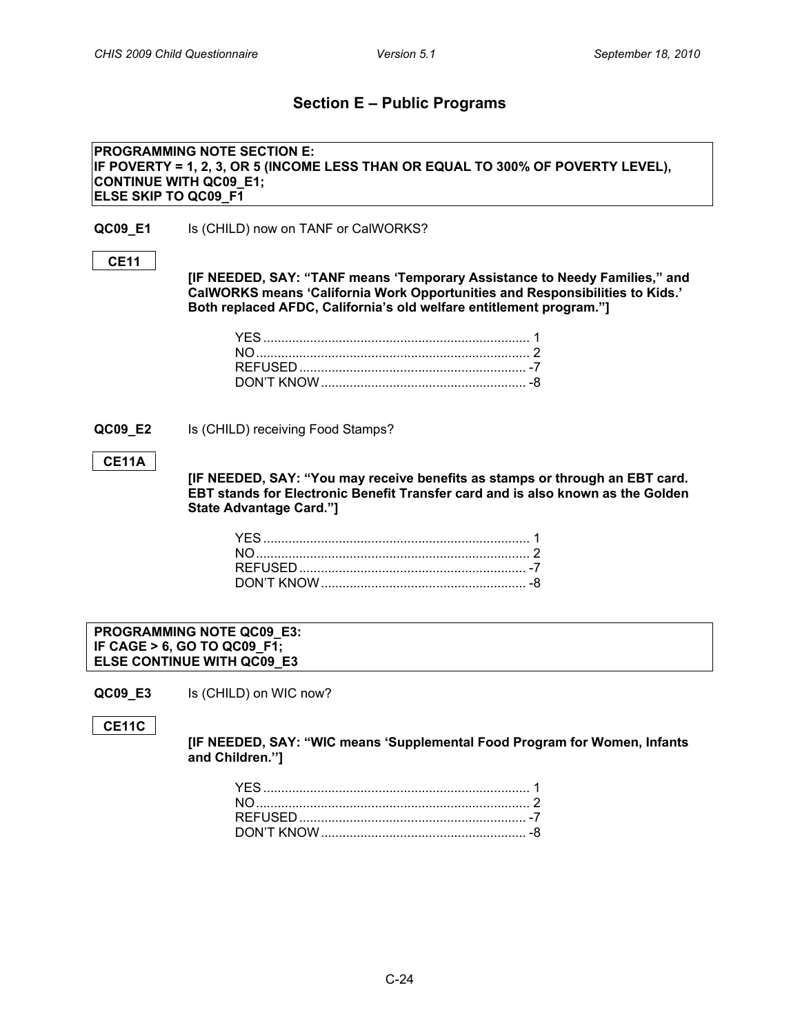## Section E – Public Programs

**PROGRAMMING NOTE SECTION E:**
**IF POVERTY = 1, 2, 3, OR 5 (INCOME LESS THAN OR EQUAL TO 300% OF POVERTY LEVEL), CONTINUE WITH QC09_E1;**
**ELSE SKIP TO QC09_F1**

**QC09_E1** Is (CHILD) now on TANF or CalWORKS?

**CE11**

**[IF NEEDED, SAY: "TANF means 'Temporary Assistance to Needy Families," and CalWORKS means 'California Work Opportunities and Responsibilities to Kids.' Both replaced AFDC, California's old welfare entitlement program."]**

YES ........................................................................ 1
NO .......................................................................... 2
REFUSED ............................................................... -7
DON'T KNOW ......................................................... -8

**QC09_E2** Is (CHILD) receiving Food Stamps?

**CE11A**

**[IF NEEDED, SAY: "You may receive benefits as stamps or through an EBT card. EBT stands for Electronic Benefit Transfer card and is also known as the Golden State Advantage Card."]**

YES ........................................................................ 1
NO .......................................................................... 2
REFUSED ............................................................... -7
DON'T KNOW ......................................................... -8

**PROGRAMMING NOTE QC09_E3:**
**IF CAGE > 6, GO TO QC09_F1;**
**ELSE CONTINUE WITH QC09_E3**

**QC09_E3** Is (CHILD) on WIC now?

**CE11C**

**[IF NEEDED, SAY: "WIC means 'Supplemental Food Program for Women, Infants and Children.'']**

YES ........................................................................ 1
NO .......................................................................... 2
REFUSED ............................................................... -7
DON'T KNOW ......................................................... -8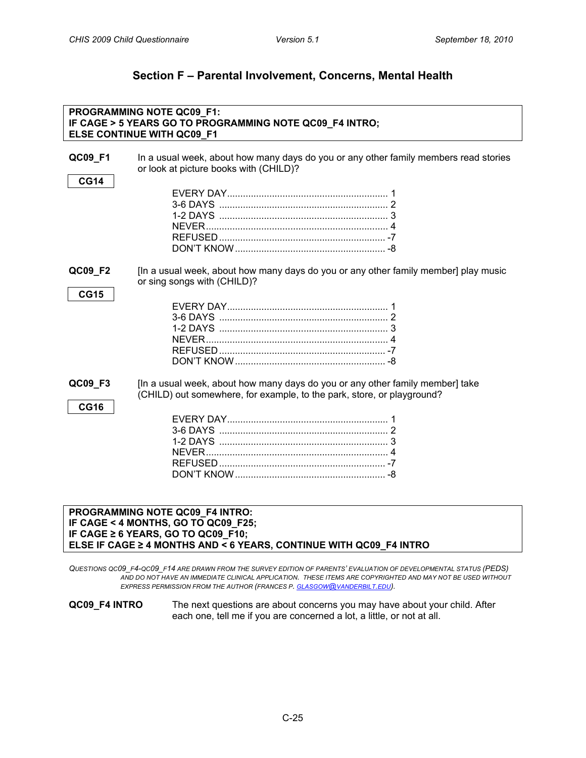## Section F – Parental Involvement, Concerns, Mental Health

**PROGRAMMING NOTE QC09_F1:**
**IF CAGE > 5 YEARS GO TO PROGRAMMING NOTE QC09_F4 INTRO;**
**ELSE CONTINUE WITH QC09_F1**

**QC09_F1** In a usual week, about how many days do you or any other family members read stories or look at picture books with (CHILD)?

**CG14**

| | |
|---|---|
| EVERY DAY | 1 |
| 3-6 DAYS | 2 |
| 1-2 DAYS | 3 |
| NEVER | 4 |
| REFUSED | -7 |
| DON'T KNOW | -8 |

**QC09_F2** [In a usual week, about how many days do you or any other family member] play music or sing songs with (CHILD)?

**CG15**

| | |
|---|---|
| EVERY DAY | 1 |
| 3-6 DAYS | 2 |
| 1-2 DAYS | 3 |
| NEVER | 4 |
| REFUSED | -7 |
| DON'T KNOW | -8 |

**QC09_F3** [In a usual week, about how many days do you or any other family member] take (CHILD) out somewhere, for example, to the park, store, or playground?

**CG16**

| | |
|---|---|
| EVERY DAY | 1 |
| 3-6 DAYS | 2 |
| 1-2 DAYS | 3 |
| NEVER | 4 |
| REFUSED | -7 |
| DON'T KNOW | -8 |

**PROGRAMMING NOTE QC09_F4 INTRO:**
**IF CAGE < 4 MONTHS, GO TO QC09_F25;**
**IF CAGE ≥ 6 YEARS, GO TO QC09_F10;**
**ELSE IF CAGE ≥ 4 MONTHS AND < 6 YEARS, CONTINUE WITH QC09_F4 INTRO**

*QUESTIONS QC09_F4-QC09_F14 ARE DRAWN FROM THE SURVEY EDITION OF PARENTS' EVALUATION OF DEVELOPMENTAL STATUS (PEDS) AND DO NOT HAVE AN IMMEDIATE CLINICAL APPLICATION. THESE ITEMS ARE COPYRIGHTED AND MAY NOT BE USED WITHOUT EXPRESS PERMISSION FROM THE AUTHOR (FRANCES P. GLASGOW@VANDERBILT.EDU).*

**QC09_F4 INTRO** The next questions are about concerns you may have about your child. After each one, tell me if you are concerned a lot, a little, or not at all.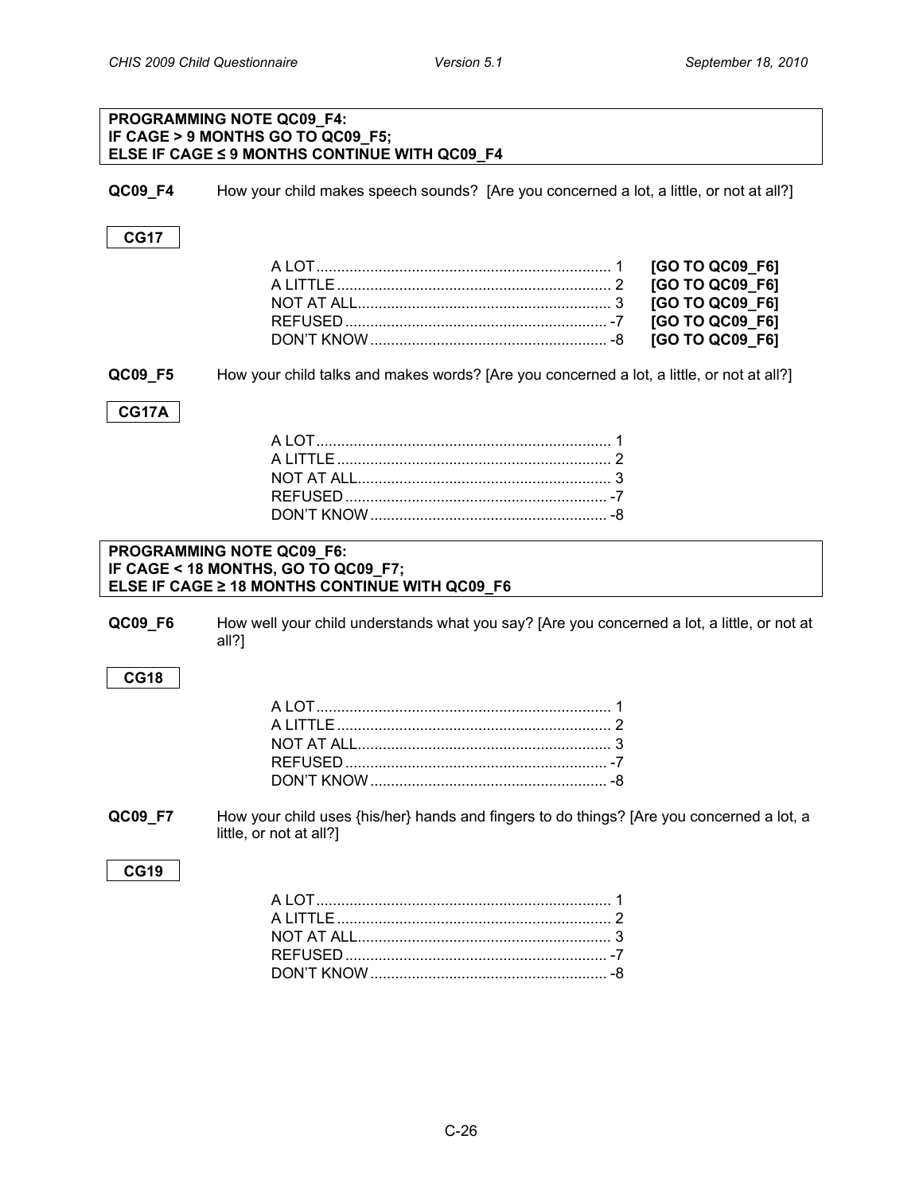**PROGRAMMING NOTE QC09_F4:**
**IF CAGE > 9 MONTHS GO TO QC09_F5;**
**ELSE IF CAGE ≤ 9 MONTHS CONTINUE WITH QC09_F4**

**QC09_F4** How your child makes speech sounds? [Are you concerned a lot, a little, or not at all?]

**CG17**

| | | |
|---|---|---|
| A LOT | 1 | **[GO TO QC09_F6]** |
| A LITTLE | 2 | **[GO TO QC09_F6]** |
| NOT AT ALL | 3 | **[GO TO QC09_F6]** |
| REFUSED | -7 | **[GO TO QC09_F6]** |
| DON'T KNOW | -8 | **[GO TO QC09_F6]** |

**QC09_F5** How your child talks and makes words? [Are you concerned a lot, a little, or not at all?]

**CG17A**

| | |
|---|---|
| A LOT | 1 |
| A LITTLE | 2 |
| NOT AT ALL | 3 |
| REFUSED | -7 |
| DON'T KNOW | -8 |

**PROGRAMMING NOTE QC09_F6:**
**IF CAGE < 18 MONTHS, GO TO QC09_F7;**
**ELSE IF CAGE ≥ 18 MONTHS CONTINUE WITH QC09_F6**

**QC09_F6** How well your child understands what you say? [Are you concerned a lot, a little, or not at all?]

**CG18**

| | |
|---|---|
| A LOT | 1 |
| A LITTLE | 2 |
| NOT AT ALL | 3 |
| REFUSED | -7 |
| DON'T KNOW | -8 |

**QC09_F7** How your child uses {his/her} hands and fingers to do things? [Are you concerned a lot, a little, or not at all?]

**CG19**

| | |
|---|---|
| A LOT | 1 |
| A LITTLE | 2 |
| NOT AT ALL | 3 |
| REFUSED | -7 |
| DON'T KNOW | -8 |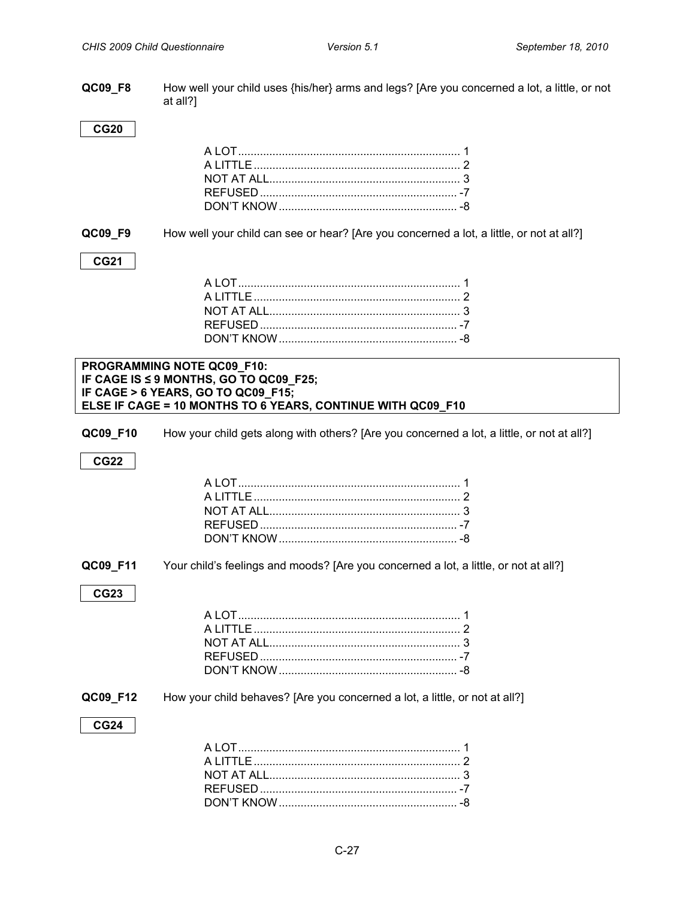**QC09_F8** How well your child uses {his/her} arms and legs? [Are you concerned a lot, a little, or not at all?]

**CG20**

A LOT....................................................................... 1
A LITTLE .................................................................. 2
NOT AT ALL............................................................. 3
REFUSED ............................................................... -7
DON'T KNOW ......................................................... -8

**QC09_F9** How well your child can see or hear? [Are you concerned a lot, a little, or not at all?]

**CG21**

A LOT....................................................................... 1
A LITTLE .................................................................. 2
NOT AT ALL............................................................. 3
REFUSED ............................................................... -7
DON'T KNOW ......................................................... -8

**PROGRAMMING NOTE QC09_F10:**
**IF CAGE IS ≤ 9 MONTHS, GO TO QC09_F25;**
**IF CAGE > 6 YEARS, GO TO QC09_F15;**
**ELSE IF CAGE = 10 MONTHS TO 6 YEARS, CONTINUE WITH QC09_F10**

**QC09_F10** How your child gets along with others? [Are you concerned a lot, a little, or not at all?]

**CG22**

A LOT....................................................................... 1
A LITTLE .................................................................. 2
NOT AT ALL............................................................. 3
REFUSED ............................................................... -7
DON'T KNOW ......................................................... -8

**QC09_F11** Your child's feelings and moods? [Are you concerned a lot, a little, or not at all?]

**CG23**

A LOT....................................................................... 1
A LITTLE .................................................................. 2
NOT AT ALL............................................................. 3
REFUSED ............................................................... -7
DON'T KNOW ......................................................... -8

**QC09_F12** How your child behaves? [Are you concerned a lot, a little, or not at all?]

**CG24**

A LOT....................................................................... 1
A LITTLE .................................................................. 2
NOT AT ALL............................................................. 3
REFUSED ............................................................... -7
DON'T KNOW ......................................................... -8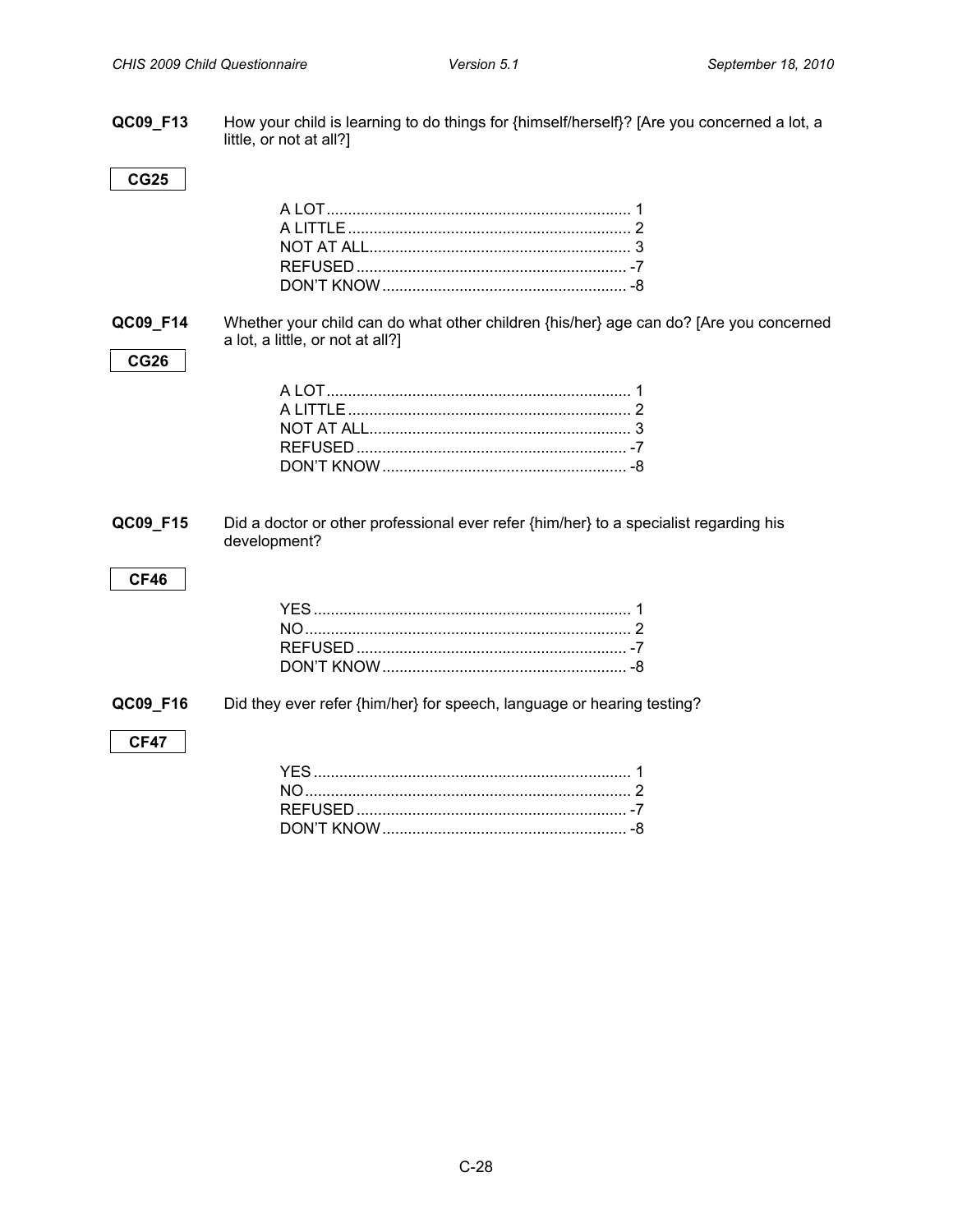**QC09_F13** How your child is learning to do things for {himself/herself}? [Are you concerned a lot, a little, or not at all?]

**CG25**

A LOT....................................................................... 1
A LITTLE .................................................................. 2
NOT AT ALL............................................................. 3
REFUSED ............................................................... -7
DON'T KNOW ......................................................... -8

**QC09_F14** Whether your child can do what other children {his/her} age can do? [Are you concerned a lot, a little, or not at all?]

**CG26**

A LOT....................................................................... 1
A LITTLE .................................................................. 2
NOT AT ALL............................................................. 3
REFUSED ............................................................... -7
DON'T KNOW ......................................................... -8

**QC09_F15** Did a doctor or other professional ever refer {him/her} to a specialist regarding his development?

**CF46**

YES .......................................................................... 1
NO............................................................................ 2
REFUSED ............................................................... -7
DON'T KNOW ......................................................... -8

**QC09_F16** Did they ever refer {him/her} for speech, language or hearing testing?

**CF47**

YES .......................................................................... 1
NO............................................................................ 2
REFUSED ............................................................... -7
DON'T KNOW ......................................................... -8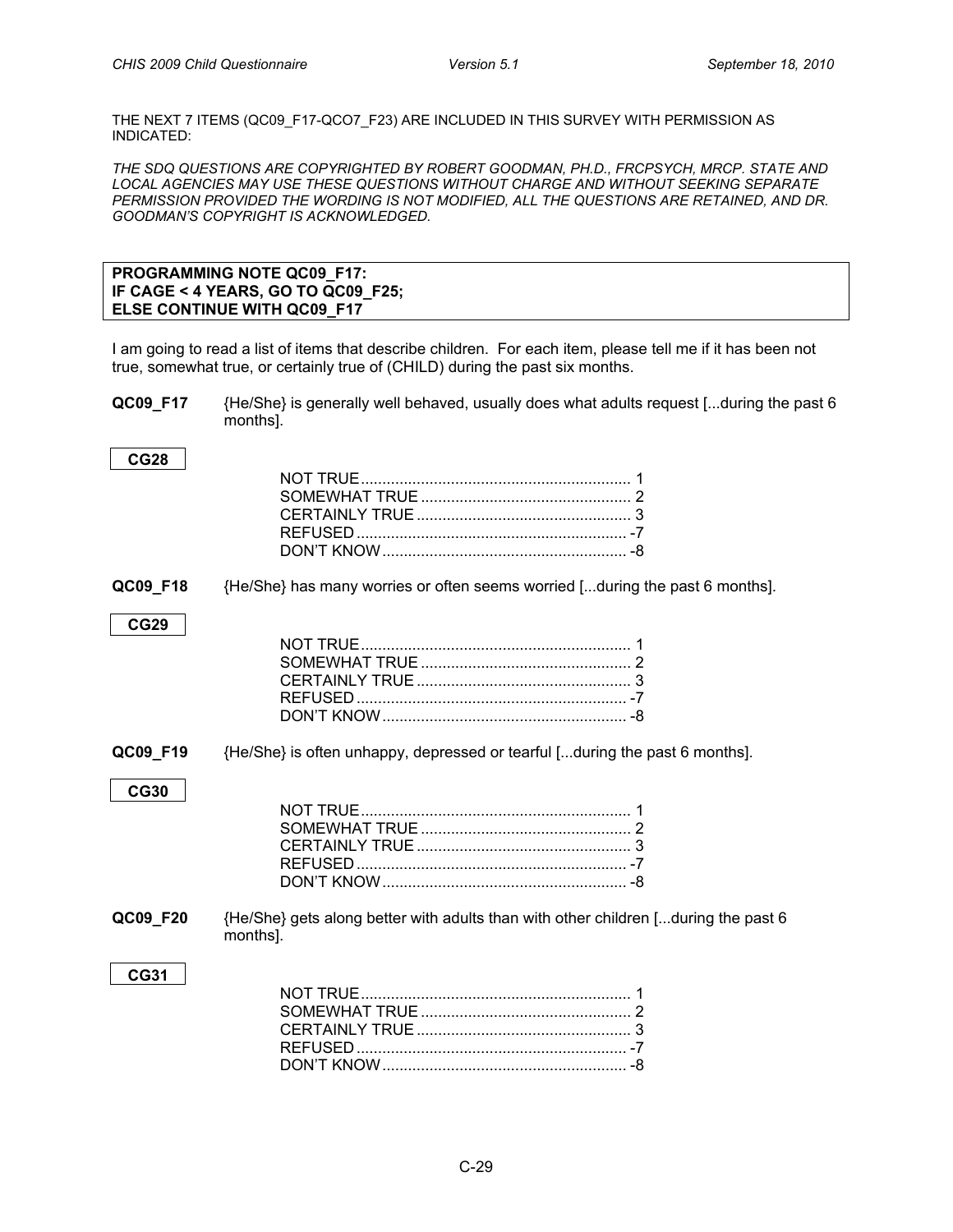THE NEXT 7 ITEMS (QC09_F17-QCO7_F23) ARE INCLUDED IN THIS SURVEY WITH PERMISSION AS INDICATED:

*THE SDQ QUESTIONS ARE COPYRIGHTED BY ROBERT GOODMAN, PH.D., FRCPSYCH, MRCP. STATE AND LOCAL AGENCIES MAY USE THESE QUESTIONS WITHOUT CHARGE AND WITHOUT SEEKING SEPARATE PERMISSION PROVIDED THE WORDING IS NOT MODIFIED, ALL THE QUESTIONS ARE RETAINED, AND DR. GOODMAN'S COPYRIGHT IS ACKNOWLEDGED.*

| **PROGRAMMING NOTE QC09_F17:** |
|---|
| **IF CAGE < 4 YEARS, GO TO QC09_F25;** |
| **ELSE CONTINUE WITH QC09_F17** |

I am going to read a list of items that describe children. For each item, please tell me if it has been not true, somewhat true, or certainly true of (CHILD) during the past six months.

**QC09_F17** {He/She} is generally well behaved, usually does what adults request [...during the past 6 months].

**CG28**

- NOT TRUE ............................................................. 1
- SOMEWHAT TRUE ................................................ 2
- CERTAINLY TRUE ................................................. 3
- REFUSED .............................................................. -7
- DON'T KNOW ........................................................ -8

**QC09_F18** {He/She} has many worries or often seems worried [...during the past 6 months].

**CG29**

- NOT TRUE ............................................................. 1
- SOMEWHAT TRUE ................................................ 2
- CERTAINLY TRUE ................................................. 3
- REFUSED .............................................................. -7
- DON'T KNOW ........................................................ -8

**QC09_F19** {He/She} is often unhappy, depressed or tearful [...during the past 6 months].

**CG30**

- NOT TRUE ............................................................. 1
- SOMEWHAT TRUE ................................................ 2
- CERTAINLY TRUE ................................................. 3
- REFUSED .............................................................. -7
- DON'T KNOW ........................................................ -8

**QC09_F20** {He/She} gets along better with adults than with other children [...during the past 6 months].

**CG31**

- NOT TRUE ............................................................. 1
- SOMEWHAT TRUE ................................................ 2
- CERTAINLY TRUE ................................................. 3
- REFUSED .............................................................. -7
- DON'T KNOW ........................................................ -8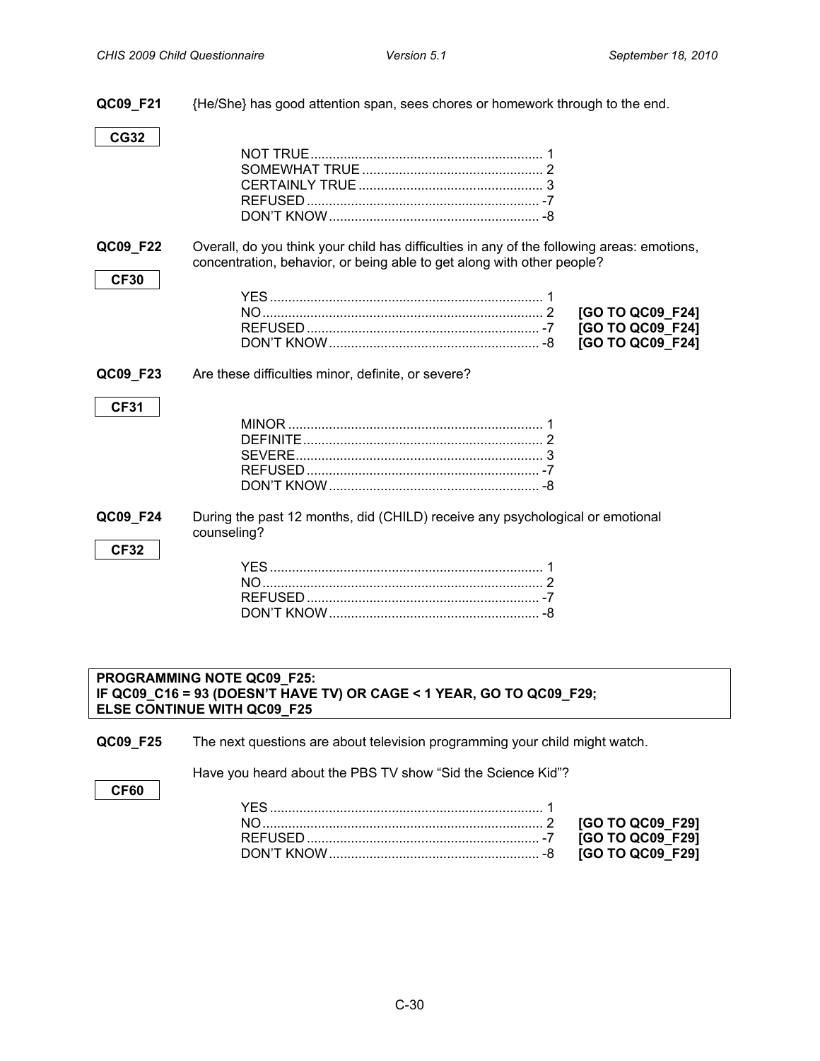**QC09_F21** {He/She} has good attention span, sees chores or homework through to the end.

**CG32**

NOT TRUE .............................................................. 1
SOMEWHAT TRUE ................................................. 2
CERTAINLY TRUE .................................................. 3
REFUSED ............................................................... -7
DON'T KNOW ......................................................... -8

**QC09_F22** Overall, do you think your child has difficulties in any of the following areas: emotions, concentration, behavior, or being able to get along with other people?

**CF30**

YES ......................................................................... 1
NO ........................................................................... 2 **[GO TO QC09_F24]**
REFUSED ............................................................... -7 **[GO TO QC09_F24]**
DON'T KNOW ......................................................... -8 **[GO TO QC09_F24]**

**QC09_F23** Are these difficulties minor, definite, or severe?

**CF31**

MINOR .................................................................... 1
DEFINITE ................................................................ 2
SEVERE .................................................................. 3
REFUSED ............................................................... -7
DON'T KNOW ......................................................... -8

**QC09_F24** During the past 12 months, did (CHILD) receive any psychological or emotional counseling?

**CF32**

YES ......................................................................... 1
NO ........................................................................... 2
REFUSED ............................................................... -7
DON'T KNOW ......................................................... -8

**PROGRAMMING NOTE QC09_F25:**
**IF QC09_C16 = 93 (DOESN'T HAVE TV) OR CAGE < 1 YEAR, GO TO QC09_F29;**
**ELSE CONTINUE WITH QC09_F25**

**QC09_F25** The next questions are about television programming your child might watch.

Have you heard about the PBS TV show "Sid the Science Kid"?

**CF60**

YES ......................................................................... 1
NO ........................................................................... 2 **[GO TO QC09_F29]**
REFUSED ............................................................... -7 **[GO TO QC09_F29]**
DON'T KNOW ......................................................... -8 **[GO TO QC09_F29]**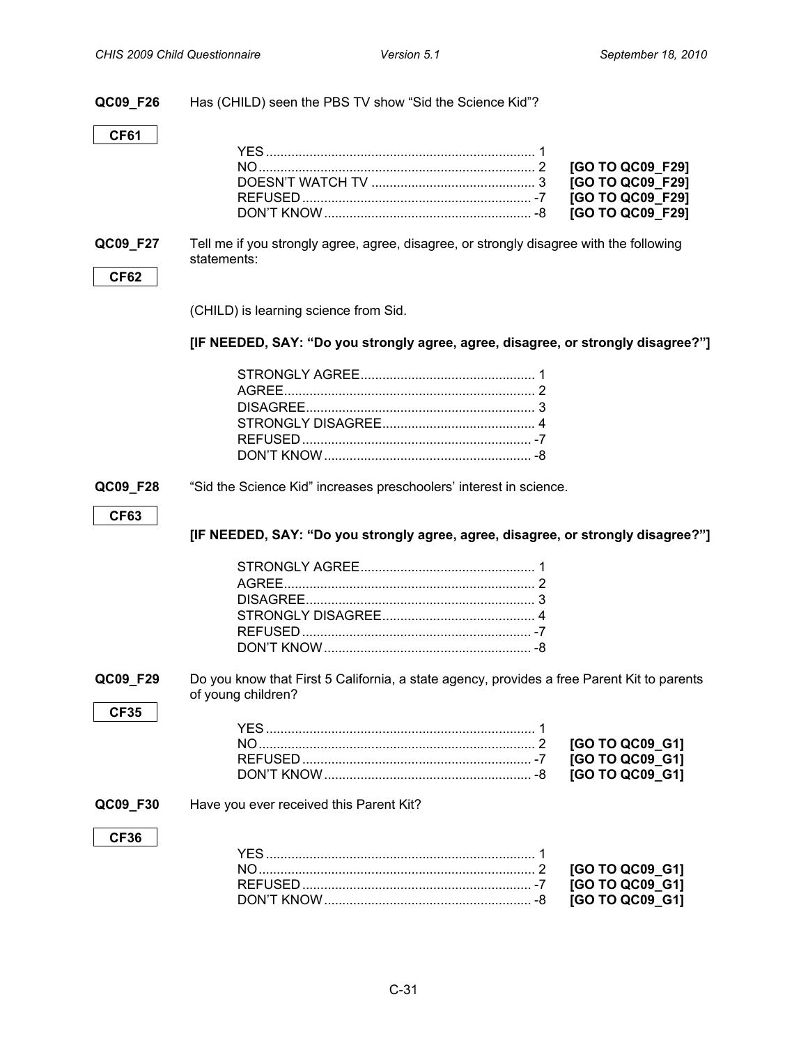**QC09_F26** Has (CHILD) seen the PBS TV show "Sid the Science Kid"?

CF61

| | | |
|---|---|---|
| YES | 1 | |
| NO | 2 | **[GO TO QC09_F29]** |
| DOESN'T WATCH TV | 3 | **[GO TO QC09_F29]** |
| REFUSED | -7 | **[GO TO QC09_F29]** |
| DON'T KNOW | -8 | **[GO TO QC09_F29]** |

**QC09_F27** Tell me if you strongly agree, agree, disagree, or strongly disagree with the following statements:

CF62

(CHILD) is learning science from Sid.

**[IF NEEDED, SAY: "Do you strongly agree, agree, disagree, or strongly disagree?"]**

| | |
|---|---|
| STRONGLY AGREE | 1 |
| AGREE | 2 |
| DISAGREE | 3 |
| STRONGLY DISAGREE | 4 |
| REFUSED | -7 |
| DON'T KNOW | -8 |

**QC09_F28** "Sid the Science Kid" increases preschoolers' interest in science.

CF63

**[IF NEEDED, SAY: "Do you strongly agree, agree, disagree, or strongly disagree?"]**

| | |
|---|---|
| STRONGLY AGREE | 1 |
| AGREE | 2 |
| DISAGREE | 3 |
| STRONGLY DISAGREE | 4 |
| REFUSED | -7 |
| DON'T KNOW | -8 |

**QC09_F29** Do you know that First 5 California, a state agency, provides a free Parent Kit to parents of young children?

CF35

| | | |
|---|---|---|
| YES | 1 | |
| NO | 2 | **[GO TO QC09_G1]** |
| REFUSED | -7 | **[GO TO QC09_G1]** |
| DON'T KNOW | -8 | **[GO TO QC09_G1]** |

**QC09_F30** Have you ever received this Parent Kit?

CF36

| | | |
|---|---|---|
| YES | 1 | |
| NO | 2 | **[GO TO QC09_G1]** |
| REFUSED | -7 | **[GO TO QC09_G1]** |
| DON'T KNOW | -8 | **[GO TO QC09_G1]** |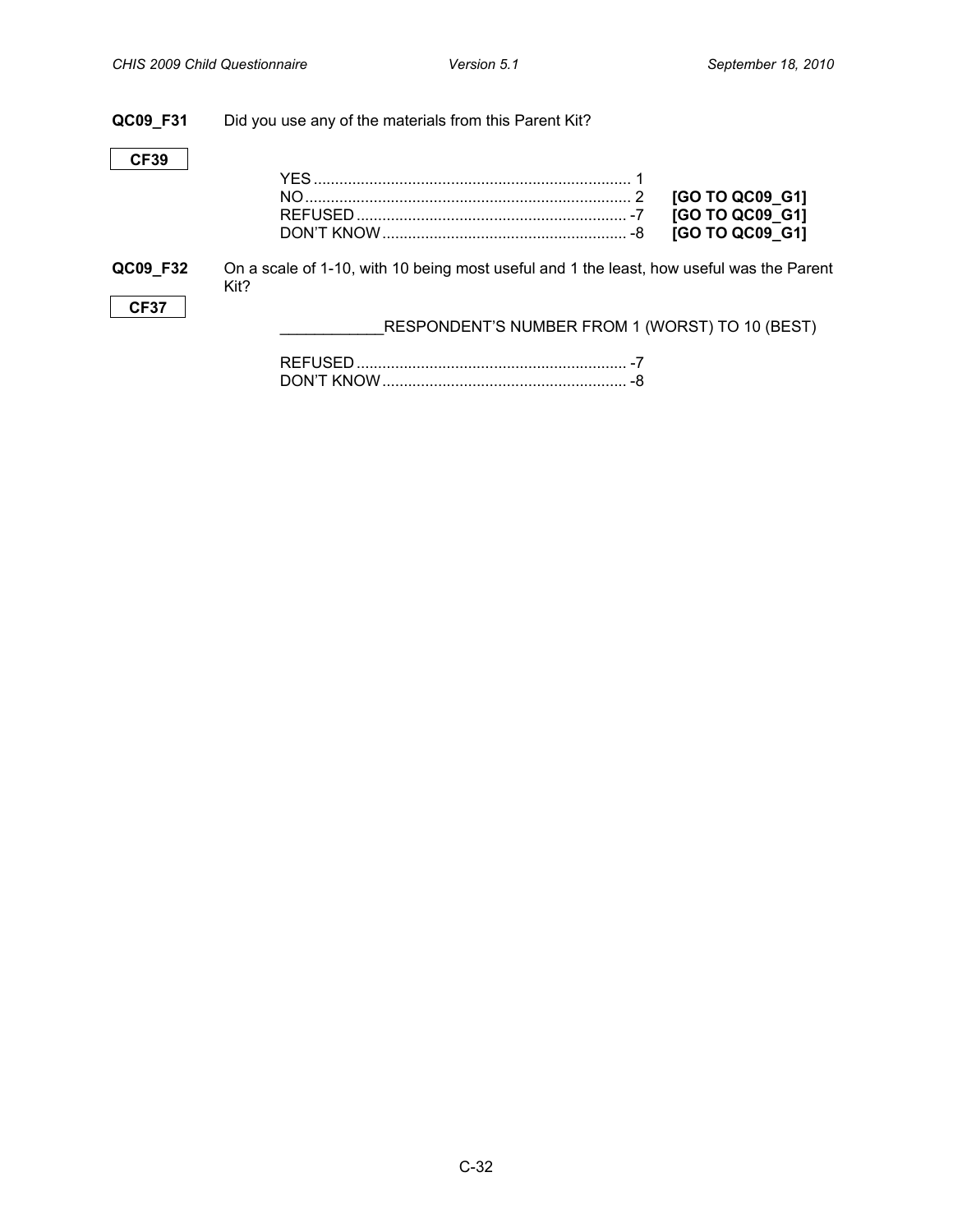**QC09_F31** Did you use any of the materials from this Parent Kit?

**CF39**

| | | |
|---|---|---|
| YES | 1 | |
| NO | 2 | **[GO TO QC09_G1]** |
| REFUSED | -7 | **[GO TO QC09_G1]** |
| DON'T KNOW | -8 | **[GO TO QC09_G1]** |

**QC09_F32** On a scale of 1-10, with 10 being most useful and 1 the least, how useful was the Parent Kit?

**CF37**

____________RESPONDENT'S NUMBER FROM 1 (WORST) TO 10 (BEST)

| | |
|---|---|
| REFUSED | -7 |
| DON'T KNOW | -8 |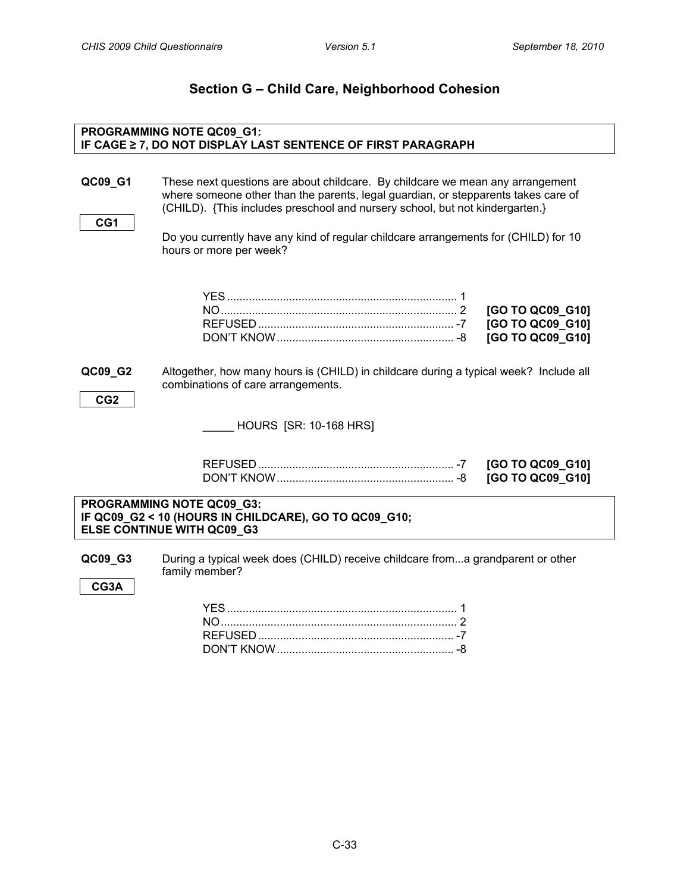## Section G – Child Care, Neighborhood Cohesion

**PROGRAMMING NOTE QC09_G1:**
**IF CAGE ≥ 7, DO NOT DISPLAY LAST SENTENCE OF FIRST PARAGRAPH**

**QC09_G1** These next questions are about childcare. By childcare we mean any arrangement where someone other than the parents, legal guardian, or stepparents takes care of (CHILD). {This includes preschool and nursery school, but not kindergarten.}

**CG1**

Do you currently have any kind of regular childcare arrangements for (CHILD) for 10 hours or more per week?

| | | |
|---|---|---|
| YES | 1 | |
| NO | 2 | **[GO TO QC09_G10]** |
| REFUSED | -7 | **[GO TO QC09_G10]** |
| DON'T KNOW | -8 | **[GO TO QC09_G10]** |

**QC09_G2** Altogether, how many hours is (CHILD) in childcare during a typical week? Include all combinations of care arrangements.

**CG2**

_____ HOURS [SR: 10-168 HRS]

| | | |
|---|---|---|
| REFUSED | -7 | **[GO TO QC09_G10]** |
| DON'T KNOW | -8 | **[GO TO QC09_G10]** |

**PROGRAMMING NOTE QC09_G3:**
**IF QC09_G2 < 10 (HOURS IN CHILDCARE), GO TO QC09_G10;**
**ELSE CONTINUE WITH QC09_G3**

**QC09_G3** During a typical week does (CHILD) receive childcare from...a grandparent or other family member?

**CG3A**

| | |
|---|---|
| YES | 1 |
| NO | 2 |
| REFUSED | -7 |
| DON'T KNOW | -8 |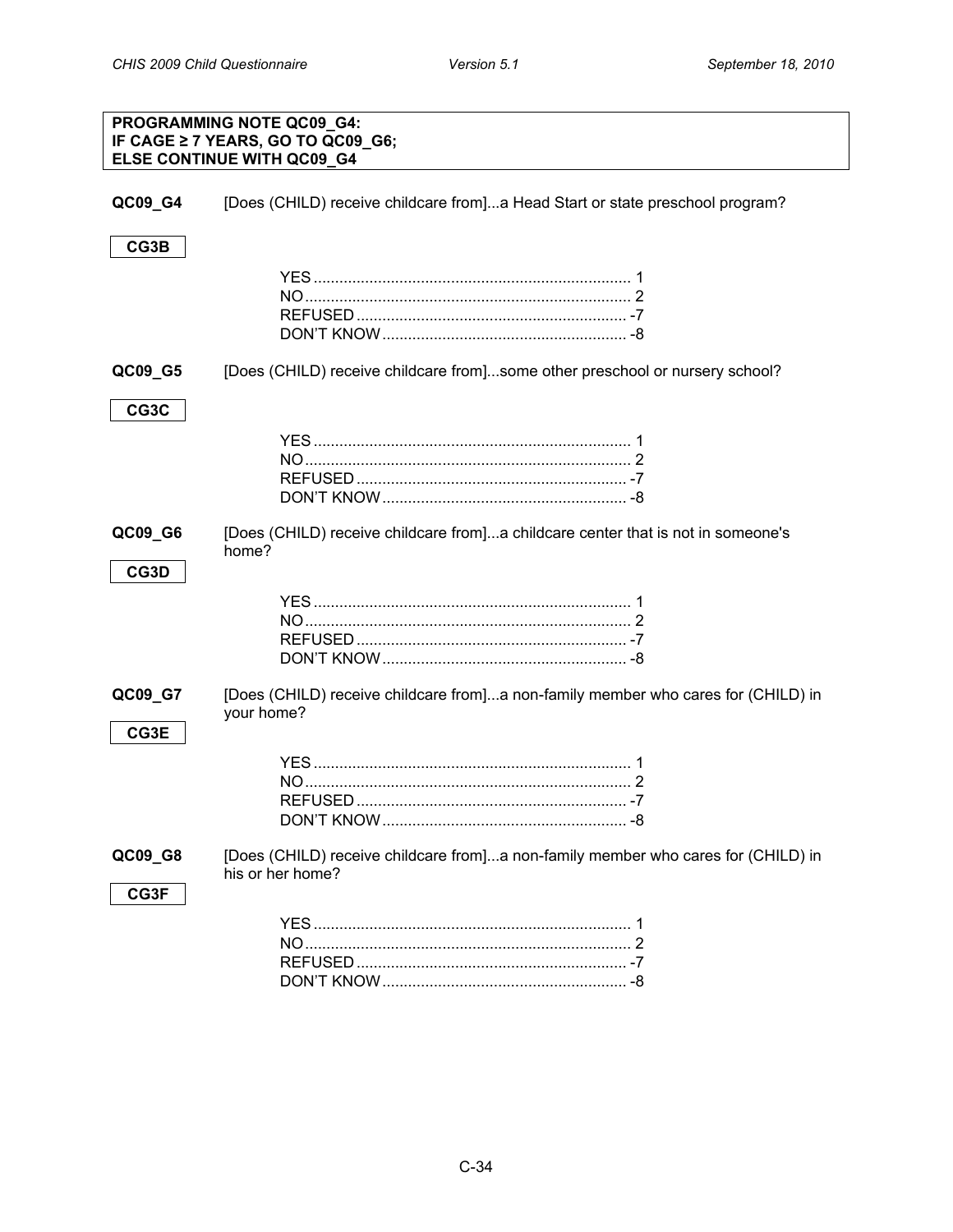**PROGRAMMING NOTE QC09_G4:**
**IF CAGE ≥ 7 YEARS, GO TO QC09_G6;**
**ELSE CONTINUE WITH QC09_G4**

**QC09_G4** [Does (CHILD) receive childcare from]...a Head Start or state preschool program?

**CG3B**

YES .......................................................................... 1
NO ............................................................................ 2
REFUSED ............................................................... -7
DON'T KNOW ......................................................... -8

**QC09_G5** [Does (CHILD) receive childcare from]...some other preschool or nursery school?

**CG3C**

YES .......................................................................... 1
NO ............................................................................ 2
REFUSED ............................................................... -7
DON'T KNOW ......................................................... -8

**QC09_G6** [Does (CHILD) receive childcare from]...a childcare center that is not in someone's home?

**CG3D**

YES .......................................................................... 1
NO ............................................................................ 2
REFUSED ............................................................... -7
DON'T KNOW ......................................................... -8

**QC09_G7** [Does (CHILD) receive childcare from]...a non-family member who cares for (CHILD) in your home?

**CG3E**

YES .......................................................................... 1
NO ............................................................................ 2
REFUSED ............................................................... -7
DON'T KNOW ......................................................... -8

**QC09_G8** [Does (CHILD) receive childcare from]...a non-family member who cares for (CHILD) in his or her home?

**CG3F**

YES .......................................................................... 1
NO ............................................................................ 2
REFUSED ............................................................... -7
DON'T KNOW ......................................................... -8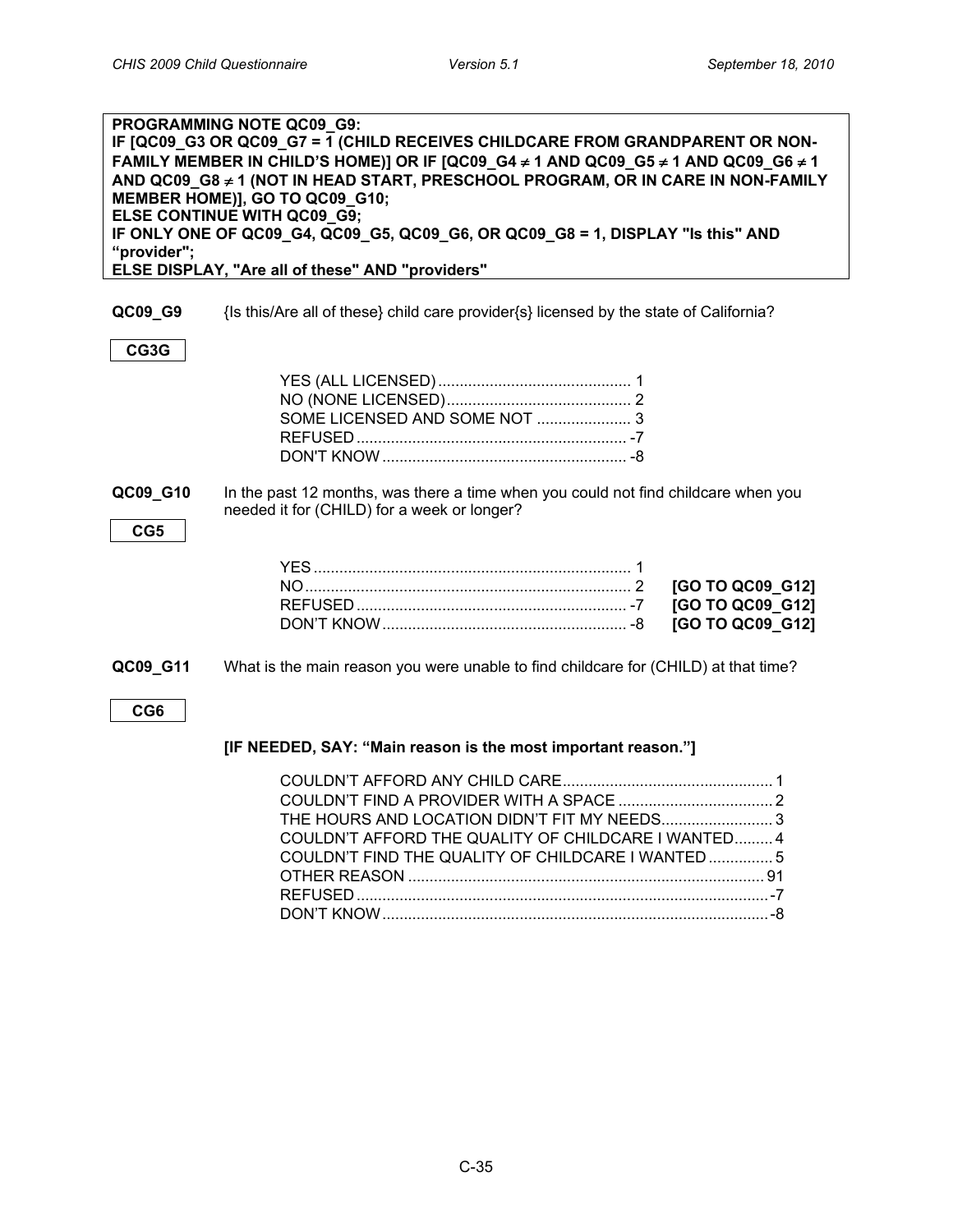**PROGRAMMING NOTE QC09_G9:**
**IF [QC09_G3 OR QC09_G7 = 1 (CHILD RECEIVES CHILDCARE FROM GRANDPARENT OR NON-FAMILY MEMBER IN CHILD'S HOME)] OR IF [QC09_G4 ≠ 1 AND QC09_G5 ≠ 1 AND QC09_G6 ≠ 1 AND QC09_G8 ≠ 1 (NOT IN HEAD START, PRESCHOOL PROGRAM, OR IN CARE IN NON-FAMILY MEMBER HOME)], GO TO QC09_G10;**
**ELSE CONTINUE WITH QC09_G9;**
**IF ONLY ONE OF QC09_G4, QC09_G5, QC09_G6, OR QC09_G8 = 1, DISPLAY "Is this" AND "provider";**
**ELSE DISPLAY, "Are all of these" AND "providers"**

**QC09_G9** {Is this/Are all of these} child care provider{s} licensed by the state of California?

**CG3G**

| | |
|---|---|
| YES (ALL LICENSED) | 1 |
| NO (NONE LICENSED) | 2 |
| SOME LICENSED AND SOME NOT | 3 |
| REFUSED | -7 |
| DON'T KNOW | -8 |

**QC09_G10** In the past 12 months, was there a time when you could not find childcare when you needed it for (CHILD) for a week or longer?

**CG5**

| | | |
|---|---|---|
| YES | 1 | |
| NO | 2 | **[GO TO QC09_G12]** |
| REFUSED | -7 | **[GO TO QC09_G12]** |
| DON'T KNOW | -8 | **[GO TO QC09_G12]** |

**QC09_G11** What is the main reason you were unable to find childcare for (CHILD) at that time?

**CG6**

**[IF NEEDED, SAY: "Main reason is the most important reason."]**

| | |
|---|---|
| COULDN'T AFFORD ANY CHILD CARE | 1 |
| COULDN'T FIND A PROVIDER WITH A SPACE | 2 |
| THE HOURS AND LOCATION DIDN'T FIT MY NEEDS | 3 |
| COULDN'T AFFORD THE QUALITY OF CHILDCARE I WANTED | 4 |
| COULDN'T FIND THE QUALITY OF CHILDCARE I WANTED | 5 |
| OTHER REASON | 91 |
| REFUSED | -7 |
| DON'T KNOW | -8 |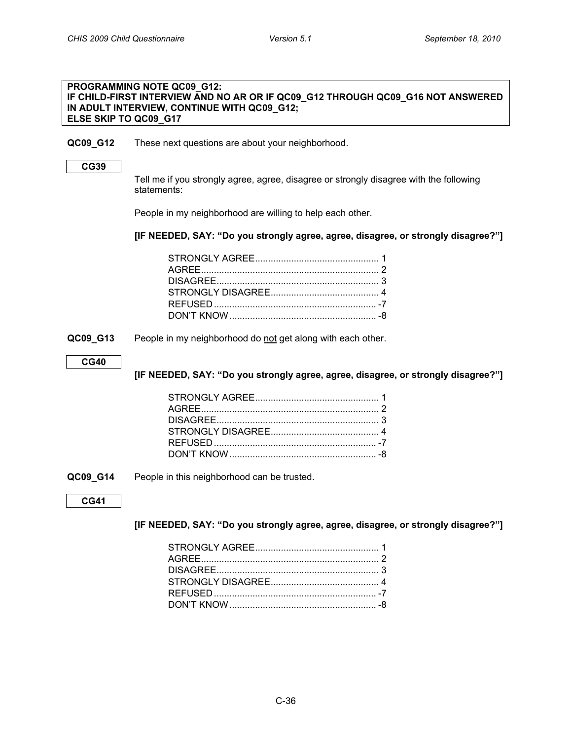**PROGRAMMING NOTE QC09_G12:**
**IF CHILD-FIRST INTERVIEW AND NO AR OR IF QC09_G12 THROUGH QC09_G16 NOT ANSWERED IN ADULT INTERVIEW, CONTINUE WITH QC09_G12;**
**ELSE SKIP TO QC09_G17**

**QC09_G12** These next questions are about your neighborhood.

**CG39**

Tell me if you strongly agree, agree, disagree or strongly disagree with the following statements:

People in my neighborhood are willing to help each other.

**[IF NEEDED, SAY: "Do you strongly agree, agree, disagree, or strongly disagree?"]**

- STRONGLY AGREE................................................ 1
- AGREE.................................................................... 2
- DISAGREE.............................................................. 3
- STRONGLY DISAGREE.......................................... 4
- REFUSED .............................................................. -7
- DON'T KNOW ........................................................ -8

**QC09_G13** People in my neighborhood do <u>not</u> get along with each other.

**CG40**

**[IF NEEDED, SAY: "Do you strongly agree, agree, disagree, or strongly disagree?"]**

- STRONGLY AGREE................................................ 1
- AGREE.................................................................... 2
- DISAGREE.............................................................. 3
- STRONGLY DISAGREE.......................................... 4
- REFUSED .............................................................. -7
- DON'T KNOW ........................................................ -8

**QC09_G14** People in this neighborhood can be trusted.

**CG41**

**[IF NEEDED, SAY: "Do you strongly agree, agree, disagree, or strongly disagree?"]**

- STRONGLY AGREE................................................ 1
- AGREE.................................................................... 2
- DISAGREE.............................................................. 3
- STRONGLY DISAGREE.......................................... 4
- REFUSED .............................................................. -7
- DON'T KNOW ........................................................ -8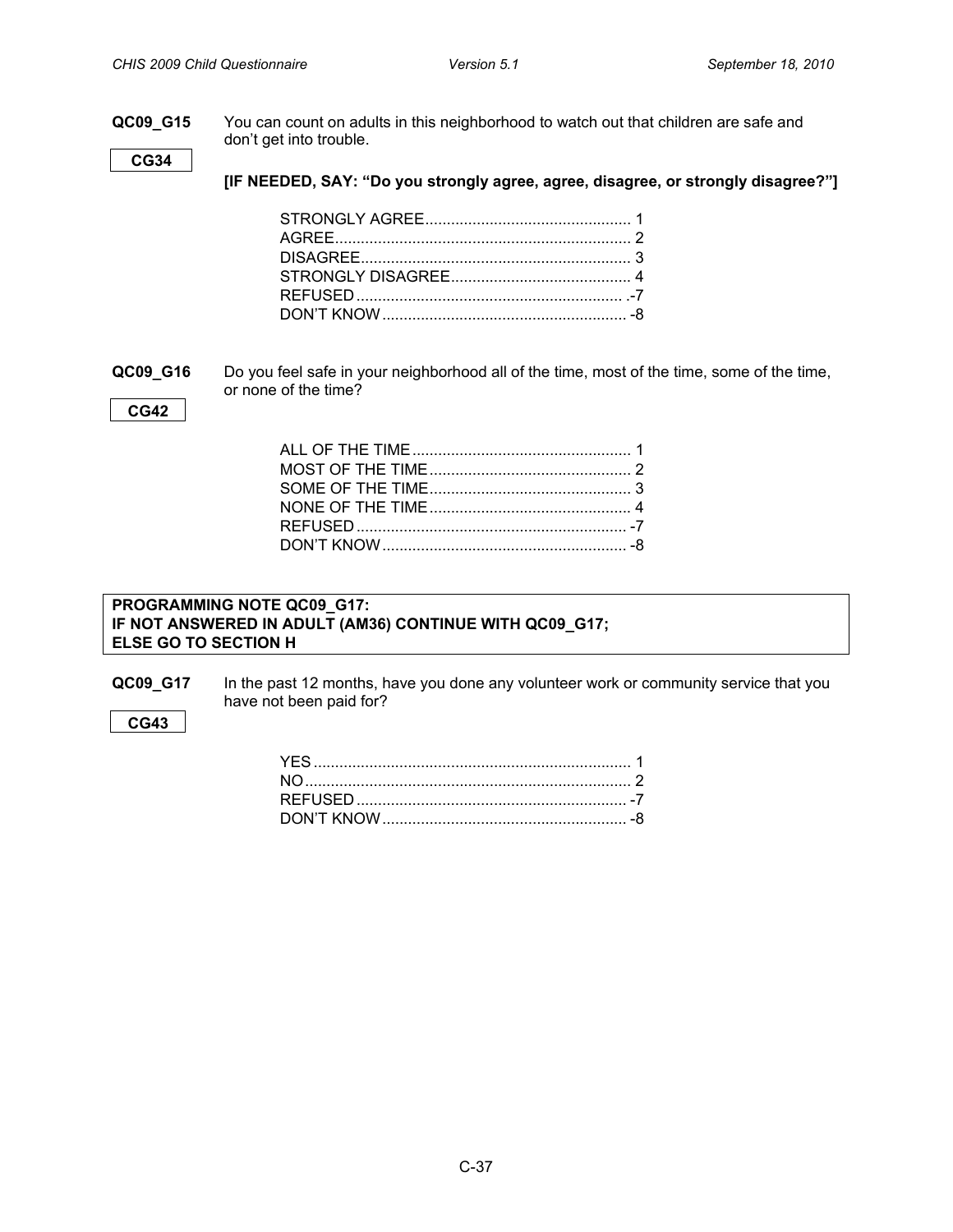**QC09_G15** You can count on adults in this neighborhood to watch out that children are safe and don't get into trouble.

**CG34**

**[IF NEEDED, SAY: "Do you strongly agree, agree, disagree, or strongly disagree?"]**

STRONGLY AGREE................................................ 1
AGREE.................................................................... 2
DISAGREE.............................................................. 3
STRONGLY DISAGREE.......................................... 4
REFUSED.............................................................. .-7
DON'T KNOW......................................................... -8

**QC09_G16** Do you feel safe in your neighborhood all of the time, most of the time, some of the time, or none of the time?

**CG42**

ALL OF THE TIME.................................................. 1
MOST OF THE TIME............................................... 2
SOME OF THE TIME............................................... 3
NONE OF THE TIME............................................... 4
REFUSED............................................................... -7
DON'T KNOW......................................................... -8

**PROGRAMMING NOTE QC09_G17:**
**IF NOT ANSWERED IN ADULT (AM36) CONTINUE WITH QC09_G17;**
**ELSE GO TO SECTION H**

**QC09_G17** In the past 12 months, have you done any volunteer work or community service that you have not been paid for?

**CG43**

YES......................................................................... 1
NO........................................................................... 2
REFUSED............................................................... -7
DON'T KNOW......................................................... -8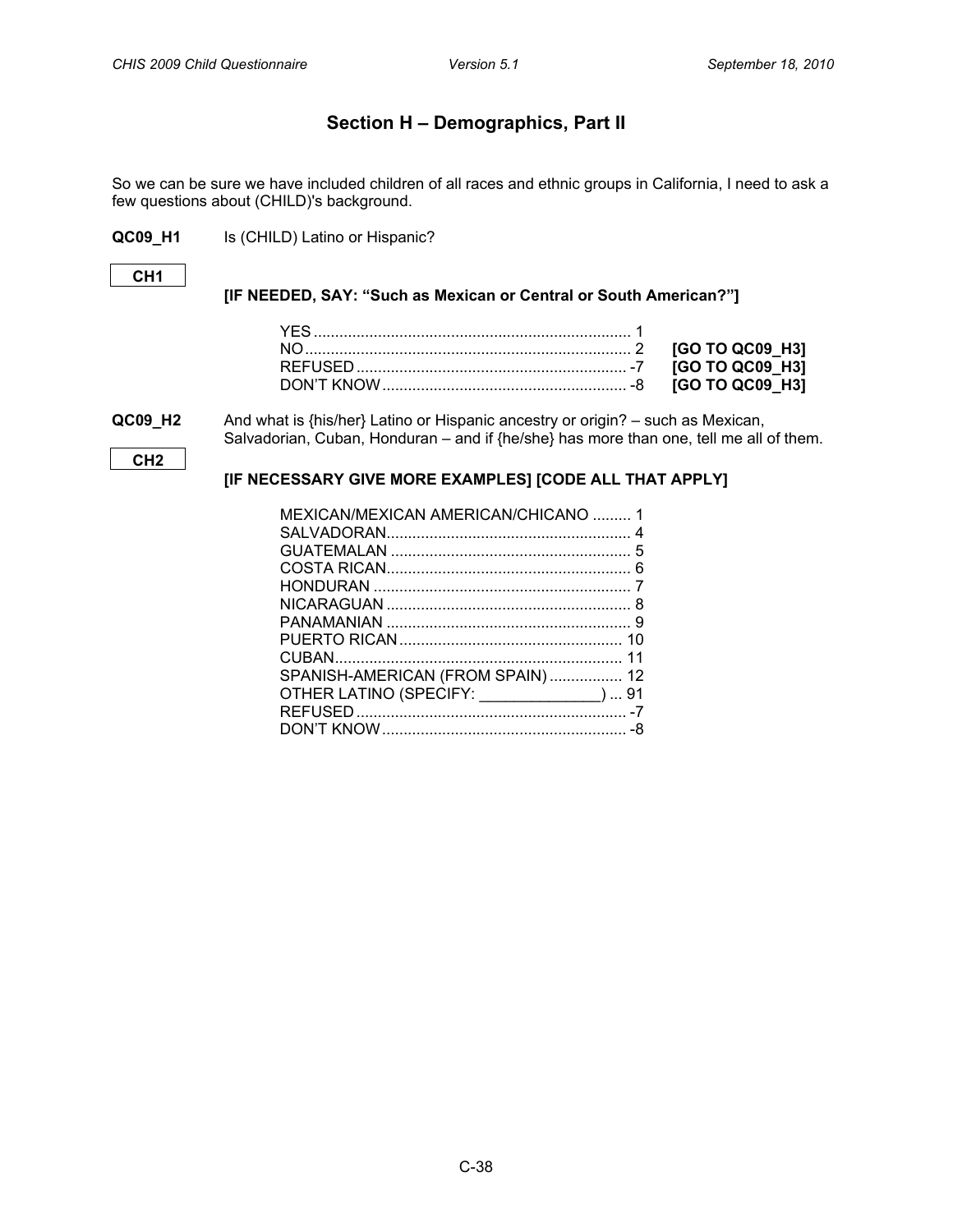## Section H – Demographics, Part II

So we can be sure we have included children of all races and ethnic groups in California, I need to ask a few questions about (CHILD)'s background.

**QC09_H1** Is (CHILD) Latino or Hispanic?

CH1

**[IF NEEDED, SAY: "Such as Mexican or Central or South American?"]**

| | | |
|---|---|---|
| YES | 1 | |
| NO | 2 | **[GO TO QC09_H3]** |
| REFUSED | -7 | **[GO TO QC09_H3]** |
| DON'T KNOW | -8 | **[GO TO QC09_H3]** |

**QC09_H2** And what is {his/her} Latino or Hispanic ancestry or origin? – such as Mexican, Salvadorian, Cuban, Honduran – and if {he/she} has more than one, tell me all of them.

CH2

**[IF NECESSARY GIVE MORE EXAMPLES] [CODE ALL THAT APPLY]**

| | |
|---|---|
| MEXICAN/MEXICAN AMERICAN/CHICANO | 1 |
| SALVADORAN | 4 |
| GUATEMALAN | 5 |
| COSTA RICAN | 6 |
| HONDURAN | 7 |
| NICARAGUAN | 8 |
| PANAMANIAN | 9 |
| PUERTO RICAN | 10 |
| CUBAN | 11 |
| SPANISH-AMERICAN (FROM SPAIN) | 12 |
| OTHER LATINO (SPECIFY: ______________) | 91 |
| REFUSED | -7 |
| DON'T KNOW | -8 |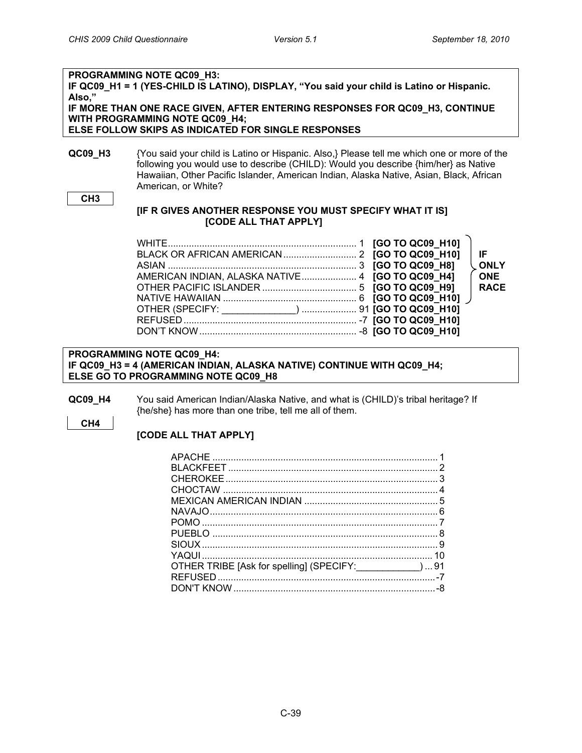**PROGRAMMING NOTE QC09_H3:**
**IF QC09_H1 = 1 (YES-CHILD IS LATINO), DISPLAY, "You said your child is Latino or Hispanic. Also,"**
**IF MORE THAN ONE RACE GIVEN, AFTER ENTERING RESPONSES FOR QC09_H3, CONTINUE WITH PROGRAMMING NOTE QC09_H4;**
**ELSE FOLLOW SKIPS AS INDICATED FOR SINGLE RESPONSES**

**QC09_H3** {You said your child is Latino or Hispanic. Also,} Please tell me which one or more of the following you would use to describe (CHILD): Would you describe {him/her} as Native Hawaiian, Other Pacific Islander, American Indian, Alaska Native, Asian, Black, African American, or White?

**CH3**

**[IF R GIVES ANOTHER RESPONSE YOU MUST SPECIFY WHAT IT IS]**
**[CODE ALL THAT APPLY]**

| Response | Code | Skip | |
|---|---|---|---|
| WHITE | 1 | **[GO TO QC09_H10]** | **IF ONLY ONE RACE** |
| BLACK OR AFRICAN AMERICAN | 2 | **[GO TO QC09_H10]** | |
| ASIAN | 3 | **[GO TO QC09_H8]** | |
| AMERICAN INDIAN, ALASKA NATIVE | 4 | **[GO TO QC09_H4]** | |
| OTHER PACIFIC ISLANDER | 5 | **[GO TO QC09_H9]** | |
| NATIVE HAWAIIAN | 6 | **[GO TO QC09_H10]** | |
| OTHER (SPECIFY: ______________) | 91 | **[GO TO QC09_H10]** | |
| REFUSED | -7 | **[GO TO QC09_H10]** | |
| DON'T KNOW | -8 | **[GO TO QC09_H10]** | |

**PROGRAMMING NOTE QC09_H4:**
**IF QC09_H3 = 4 (AMERICAN INDIAN, ALASKA NATIVE) CONTINUE WITH QC09_H4;**
**ELSE GO TO PROGRAMMING NOTE QC09_H8**

**QC09_H4** You said American Indian/Alaska Native, and what is (CHILD)'s tribal heritage? If {he/she} has more than one tribe, tell me all of them.

**CH4**

**[CODE ALL THAT APPLY]**

| Response | Code |
|---|---|
| APACHE | 1 |
| BLACKFEET | 2 |
| CHEROKEE | 3 |
| CHOCTAW | 4 |
| MEXICAN AMERICAN INDIAN | 5 |
| NAVAJO | 6 |
| POMO | 7 |
| PUEBLO | 8 |
| SIOUX | 9 |
| YAQUI | 10 |
| OTHER TRIBE [Ask for spelling] (SPECIFY:____________) | 91 |
| REFUSED | -7 |
| DON'T KNOW | -8 |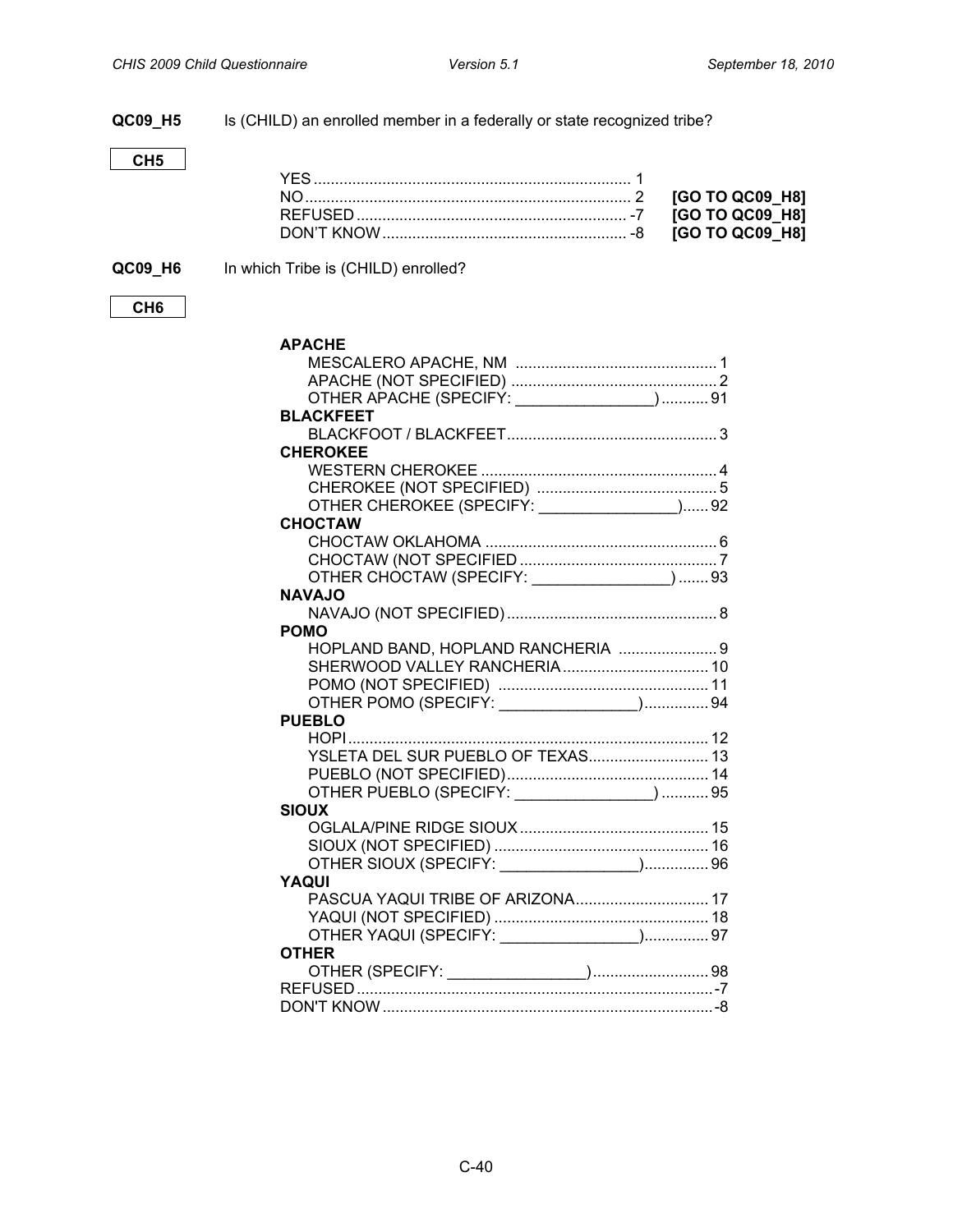**QC09_H5** Is (CHILD) an enrolled member in a federally or state recognized tribe?

**CH5**

| | | |
|---|---|---|
| YES | 1 | |
| NO | 2 | **[GO TO QC09_H8]** |
| REFUSED | -7 | **[GO TO QC09_H8]** |
| DON'T KNOW | -8 | **[GO TO QC09_H8]** |

**QC09_H6** In which Tribe is (CHILD) enrolled?

**CH6**

**APACHE**
- MESCALERO APACHE, NM .......... 1
- APACHE (NOT SPECIFIED) .......... 2
- OTHER APACHE (SPECIFY: ________________) .......... 91

**BLACKFEET**
- BLACKFOOT / BLACKFEET .......... 3

**CHEROKEE**
- WESTERN CHEROKEE .......... 4
- CHEROKEE (NOT SPECIFIED) .......... 5
- OTHER CHEROKEE (SPECIFY: ________________) .......... 92

**CHOCTAW**
- CHOCTAW OKLAHOMA .......... 6
- CHOCTAW (NOT SPECIFIED .......... 7
- OTHER CHOCTAW (SPECIFY: ________________) .......... 93

**NAVAJO**
- NAVAJO (NOT SPECIFIED) .......... 8

**POMO**
- HOPLAND BAND, HOPLAND RANCHERIA .......... 9
- SHERWOOD VALLEY RANCHERIA .......... 10
- POMO (NOT SPECIFIED) .......... 11
- OTHER POMO (SPECIFY: ________________) .......... 94

**PUEBLO**
- HOPI .......... 12
- YSLETA DEL SUR PUEBLO OF TEXAS .......... 13
- PUEBLO (NOT SPECIFIED) .......... 14
- OTHER PUEBLO (SPECIFY: ________________) .......... 95

**SIOUX**
- OGLALA/PINE RIDGE SIOUX .......... 15
- SIOUX (NOT SPECIFIED) .......... 16
- OTHER SIOUX (SPECIFY: ________________) .......... 96

**YAQUI**
- PASCUA YAQUI TRIBE OF ARIZONA .......... 17
- YAQUI (NOT SPECIFIED) .......... 18
- OTHER YAQUI (SPECIFY: ________________) .......... 97

**OTHER**
- OTHER (SPECIFY: ________________) .......... 98

REFUSED .......... -7
DON'T KNOW .......... -8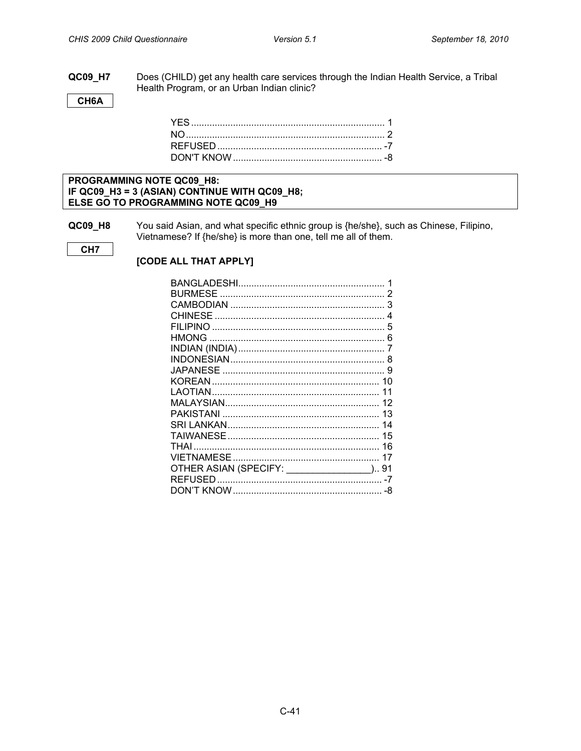**QC09_H7** Does (CHILD) get any health care services through the Indian Health Service, a Tribal Health Program, or an Urban Indian clinic?

**CH6A**

| | |
|---|---|
| YES | 1 |
| NO | 2 |
| REFUSED | -7 |
| DON'T KNOW | -8 |

**PROGRAMMING NOTE QC09_H8:**
**IF QC09_H3 = 3 (ASIAN) CONTINUE WITH QC09_H8;**
**ELSE GO TO PROGRAMMING NOTE QC09_H9**

**QC09_H8** You said Asian, and what specific ethnic group is {he/she}, such as Chinese, Filipino, Vietnamese? If {he/she} is more than one, tell me all of them.

**CH7**

**[CODE ALL THAT APPLY]**

| | |
|---|---|
| BANGLADESHI | 1 |
| BURMESE | 2 |
| CAMBODIAN | 3 |
| CHINESE | 4 |
| FILIPINO | 5 |
| HMONG | 6 |
| INDIAN (INDIA) | 7 |
| INDONESIAN | 8 |
| JAPANESE | 9 |
| KOREAN | 10 |
| LAOTIAN | 11 |
| MALAYSIAN | 12 |
| PAKISTANI | 13 |
| SRI LANKAN | 14 |
| TAIWANESE | 15 |
| THAI | 16 |
| VIETNAMESE | 17 |
| OTHER ASIAN (SPECIFY: ________________) | 91 |
| REFUSED | -7 |
| DON'T KNOW | -8 |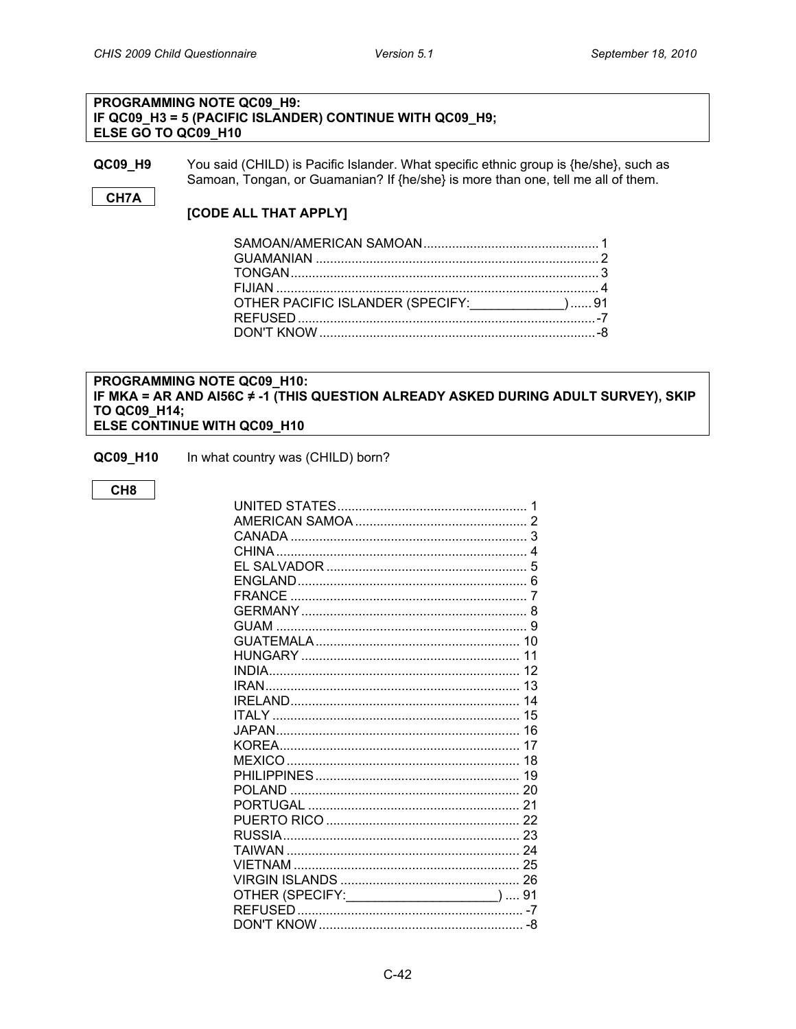**PROGRAMMING NOTE QC09_H9:**
**IF QC09_H3 = 5 (PACIFIC ISLANDER) CONTINUE WITH QC09_H9;**
**ELSE GO TO QC09_H10**

**QC09_H9** You said (CHILD) is Pacific Islander. What specific ethnic group is {he/she}, such as Samoan, Tongan, or Guamanian? If {he/she} is more than one, tell me all of them.

**CH7A**

**[CODE ALL THAT APPLY]**

| | |
|---|---|
| SAMOAN/AMERICAN SAMOAN | 1 |
| GUAMANIAN | 2 |
| TONGAN | 3 |
| FIJIAN | 4 |
| OTHER PACIFIC ISLANDER (SPECIFY:_____________) | 91 |
| REFUSED | -7 |
| DON'T KNOW | -8 |

**PROGRAMMING NOTE QC09_H10:**
**IF MKA = AR AND AI56C ≠ -1 (THIS QUESTION ALREADY ASKED DURING ADULT SURVEY), SKIP TO QC09_H14;**
**ELSE CONTINUE WITH QC09_H10**

**QC09_H10** In what country was (CHILD) born?

**CH8**

| | |
|---|---|
| UNITED STATES | 1 |
| AMERICAN SAMOA | 2 |
| CANADA | 3 |
| CHINA | 4 |
| EL SALVADOR | 5 |
| ENGLAND | 6 |
| FRANCE | 7 |
| GERMANY | 8 |
| GUAM | 9 |
| GUATEMALA | 10 |
| HUNGARY | 11 |
| INDIA | 12 |
| IRAN | 13 |
| IRELAND | 14 |
| ITALY | 15 |
| JAPAN | 16 |
| KOREA | 17 |
| MEXICO | 18 |
| PHILIPPINES | 19 |
| POLAND | 20 |
| PORTUGAL | 21 |
| PUERTO RICO | 22 |
| RUSSIA | 23 |
| TAIWAN | 24 |
| VIETNAM | 25 |
| VIRGIN ISLANDS | 26 |
| OTHER (SPECIFY:____________________) | 91 |
| REFUSED | -7 |
| DON'T KNOW | -8 |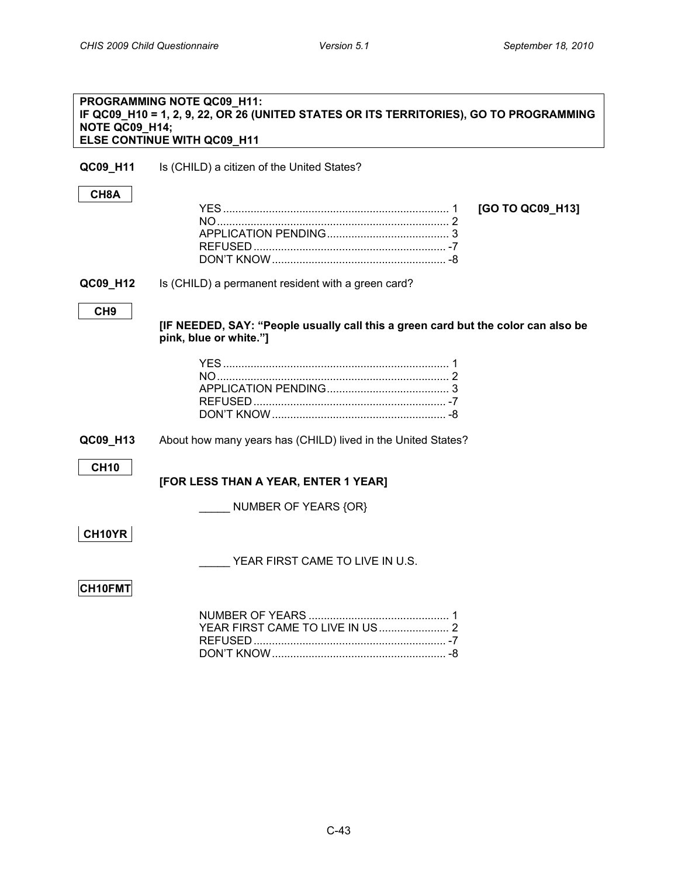**PROGRAMMING NOTE QC09_H11:**
**IF QC09_H10 = 1, 2, 9, 22, OR 26 (UNITED STATES OR ITS TERRITORIES), GO TO PROGRAMMING NOTE QC09_H14;**
**ELSE CONTINUE WITH QC09_H11**

**QC09_H11** Is (CHILD) a citizen of the United States?

CH8A

- YES ........................................................................ 1 **[GO TO QC09_H13]**
- NO.......................................................................... 2
- APPLICATION PENDING........................................ 3
- REFUSED .............................................................. -7
- DON'T KNOW ........................................................ -8

**QC09_H12** Is (CHILD) a permanent resident with a green card?

CH9

**[IF NEEDED, SAY: "People usually call this a green card but the color can also be pink, blue or white."]**

- YES ........................................................................ 1
- NO.......................................................................... 2
- APPLICATION PENDING........................................ 3
- REFUSED .............................................................. -7
- DON'T KNOW ........................................................ -8

**QC09_H13** About how many years has (CHILD) lived in the United States?

CH10

**[FOR LESS THAN A YEAR, ENTER 1 YEAR]**

_____ NUMBER OF YEARS {OR}

CH10YR

_____ YEAR FIRST CAME TO LIVE IN U.S.

CH10FMT

- NUMBER OF YEARS ............................................. 1
- YEAR FIRST CAME TO LIVE IN US....................... 2
- REFUSED .............................................................. -7
- DON'T KNOW ........................................................ -8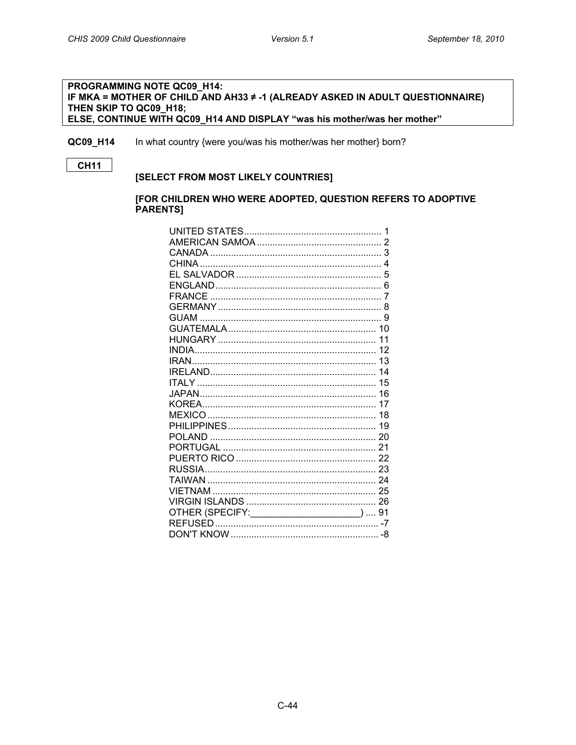**PROGRAMMING NOTE QC09_H14:**
**IF MKA = MOTHER OF CHILD AND AH33 ≠ -1 (ALREADY ASKED IN ADULT QUESTIONNAIRE) THEN SKIP TO QC09_H18;**
**ELSE, CONTINUE WITH QC09_H14 AND DISPLAY "was his mother/was her mother"**

**QC09_H14** In what country {were you/was his mother/was her mother} born?

**CH11**

**[SELECT FROM MOST LIKELY COUNTRIES]**

**[FOR CHILDREN WHO WERE ADOPTED, QUESTION REFERS TO ADOPTIVE PARENTS]**

| | |
|---|---|
| UNITED STATES | 1 |
| AMERICAN SAMOA | 2 |
| CANADA | 3 |
| CHINA | 4 |
| EL SALVADOR | 5 |
| ENGLAND | 6 |
| FRANCE | 7 |
| GERMANY | 8 |
| GUAM | 9 |
| GUATEMALA | 10 |
| HUNGARY | 11 |
| INDIA | 12 |
| IRAN | 13 |
| IRELAND | 14 |
| ITALY | 15 |
| JAPAN | 16 |
| KOREA | 17 |
| MEXICO | 18 |
| PHILIPPINES | 19 |
| POLAND | 20 |
| PORTUGAL | 21 |
| PUERTO RICO | 22 |
| RUSSIA | 23 |
| TAIWAN | 24 |
| VIETNAM | 25 |
| VIRGIN ISLANDS | 26 |
| OTHER (SPECIFY:_____________________) | 91 |
| REFUSED | -7 |
| DON'T KNOW | -8 |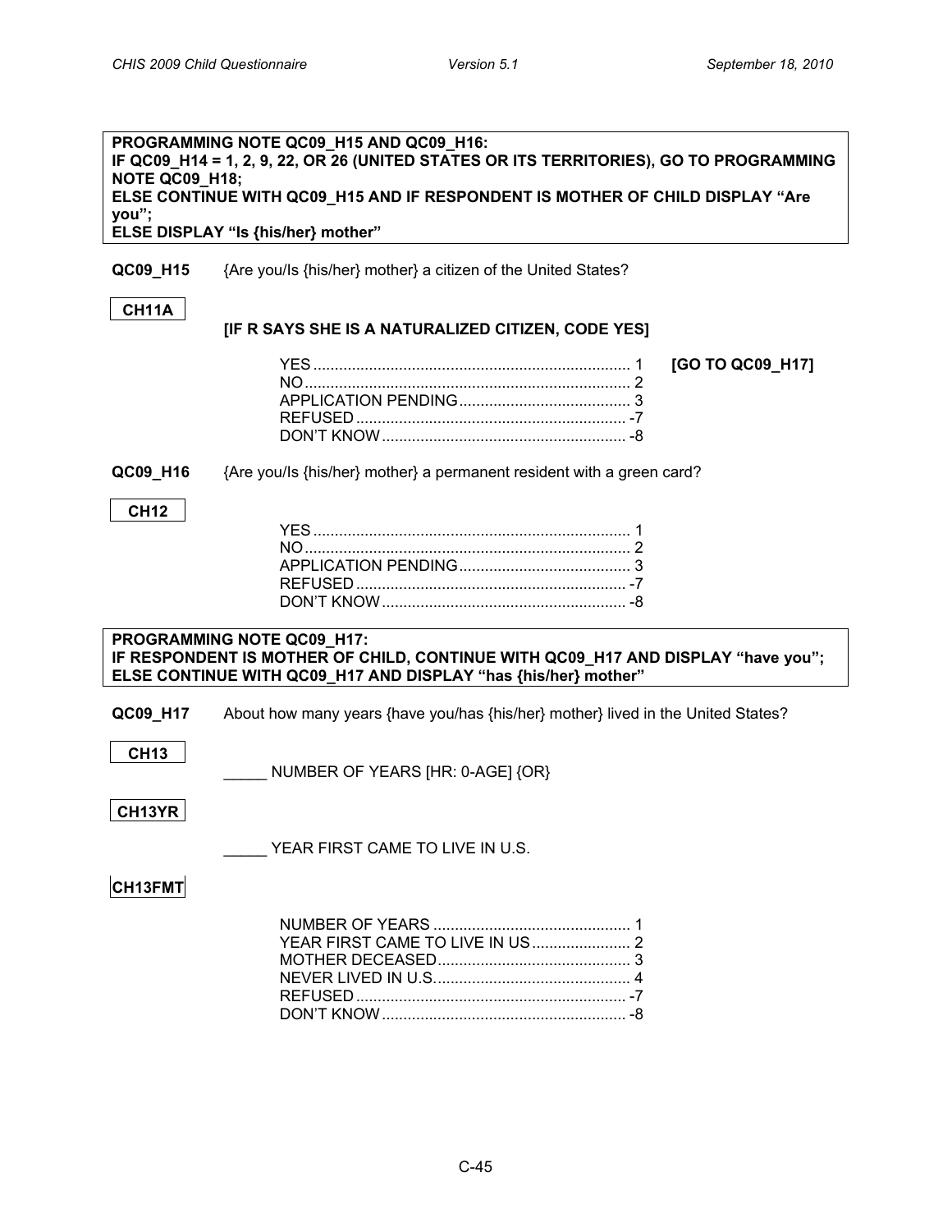**PROGRAMMING NOTE QC09_H15 AND QC09_H16:**
**IF QC09_H14 = 1, 2, 9, 22, OR 26 (UNITED STATES OR ITS TERRITORIES), GO TO PROGRAMMING NOTE QC09_H18;**
**ELSE CONTINUE WITH QC09_H15 AND IF RESPONDENT IS MOTHER OF CHILD DISPLAY "Are you";**
**ELSE DISPLAY "Is {his/her} mother"**

**QC09_H15** {Are you/Is {his/her} mother} a citizen of the United States?

CH11A

**[IF R SAYS SHE IS A NATURALIZED CITIZEN, CODE YES]**

YES .......... 1 **[GO TO QC09_H17]**
NO .......... 2
APPLICATION PENDING .......... 3
REFUSED .......... -7
DON'T KNOW .......... -8

**QC09_H16** {Are you/Is {his/her} mother} a permanent resident with a green card?

CH12

YES .......... 1
NO .......... 2
APPLICATION PENDING .......... 3
REFUSED .......... -7
DON'T KNOW .......... -8

**PROGRAMMING NOTE QC09_H17:**
**IF RESPONDENT IS MOTHER OF CHILD, CONTINUE WITH QC09_H17 AND DISPLAY "have you";**
**ELSE CONTINUE WITH QC09_H17 AND DISPLAY "has {his/her} mother"**

**QC09_H17** About how many years {have you/has {his/her} mother} lived in the United States?

CH13

_____ NUMBER OF YEARS [HR: 0-AGE] {OR}

CH13YR

_____ YEAR FIRST CAME TO LIVE IN U.S.

CH13FMT

NUMBER OF YEARS .......... 1
YEAR FIRST CAME TO LIVE IN US .......... 2
MOTHER DECEASED .......... 3
NEVER LIVED IN U.S. .......... 4
REFUSED .......... -7
DON'T KNOW .......... -8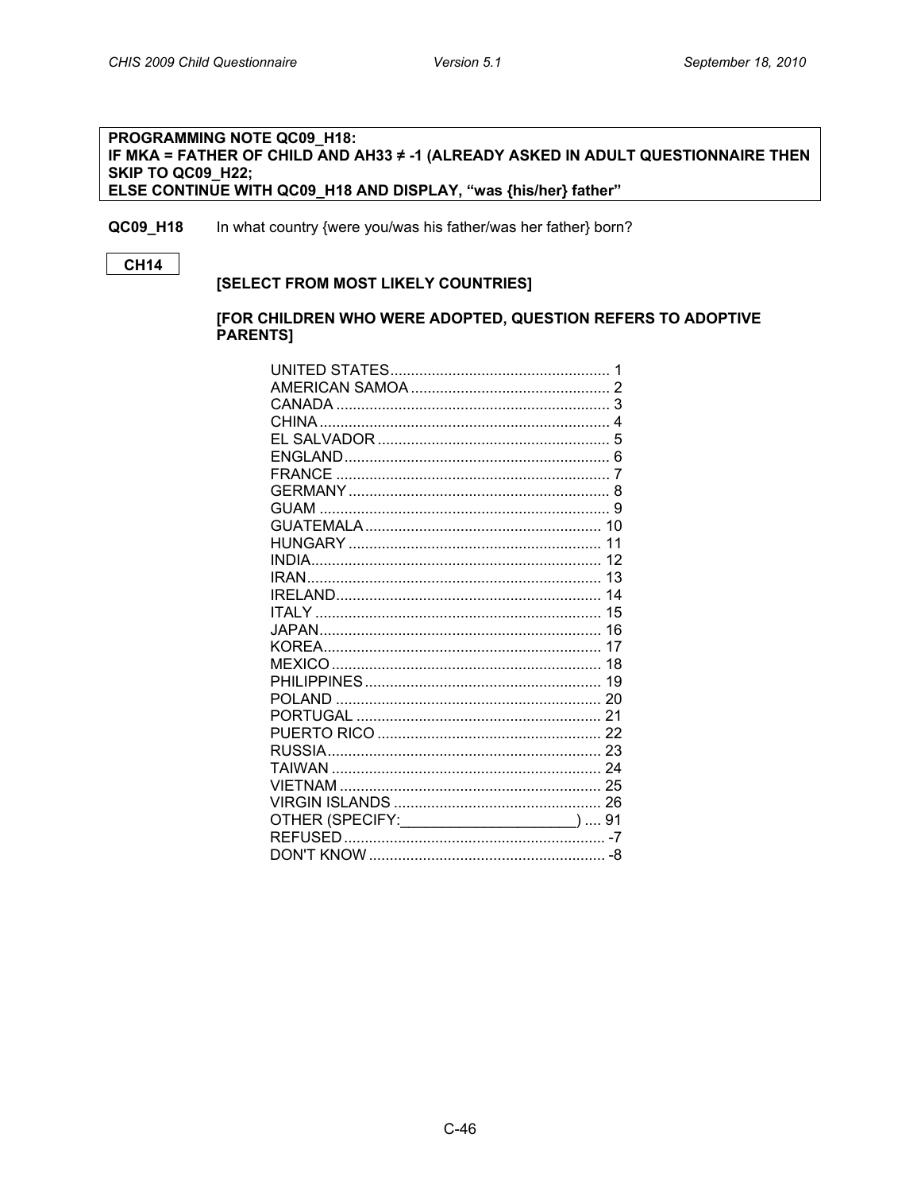**PROGRAMMING NOTE QC09_H18:**
**IF MKA = FATHER OF CHILD AND AH33 ≠ -1 (ALREADY ASKED IN ADULT QUESTIONNAIRE THEN SKIP TO QC09_H22;**
**ELSE CONTINUE WITH QC09_H18 AND DISPLAY, "was {his/her} father"**

**QC09_H18** In what country {were you/was his father/was her father} born?

**CH14**

**[SELECT FROM MOST LIKELY COUNTRIES]**

**[FOR CHILDREN WHO WERE ADOPTED, QUESTION REFERS TO ADOPTIVE PARENTS]**

| | |
|---|---|
| UNITED STATES | 1 |
| AMERICAN SAMOA | 2 |
| CANADA | 3 |
| CHINA | 4 |
| EL SALVADOR | 5 |
| ENGLAND | 6 |
| FRANCE | 7 |
| GERMANY | 8 |
| GUAM | 9 |
| GUATEMALA | 10 |
| HUNGARY | 11 |
| INDIA | 12 |
| IRAN | 13 |
| IRELAND | 14 |
| ITALY | 15 |
| JAPAN | 16 |
| KOREA | 17 |
| MEXICO | 18 |
| PHILIPPINES | 19 |
| POLAND | 20 |
| PORTUGAL | 21 |
| PUERTO RICO | 22 |
| RUSSIA | 23 |
| TAIWAN | 24 |
| VIETNAM | 25 |
| VIRGIN ISLANDS | 26 |
| OTHER (SPECIFY:_____________________) | 91 |
| REFUSED | -7 |
| DON'T KNOW | -8 |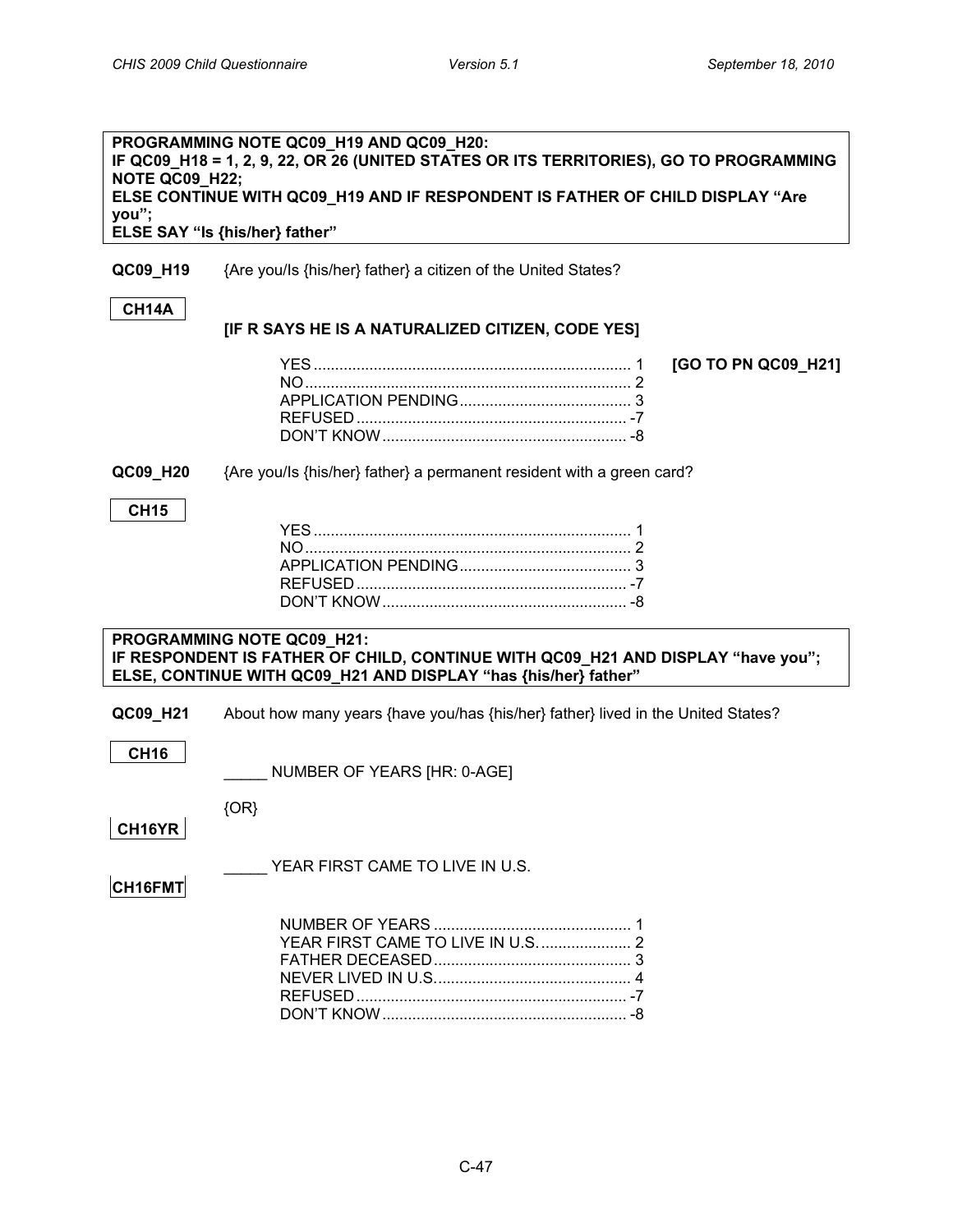**PROGRAMMING NOTE QC09_H19 AND QC09_H20:**
**IF QC09_H18 = 1, 2, 9, 22, OR 26 (UNITED STATES OR ITS TERRITORIES), GO TO PROGRAMMING NOTE QC09_H22;**
**ELSE CONTINUE WITH QC09_H19 AND IF RESPONDENT IS FATHER OF CHILD DISPLAY "Are you";**
**ELSE SAY "Is {his/her} father"**

**QC09_H19** {Are you/Is {his/her} father} a citizen of the United States?

**CH14A**

**[IF R SAYS HE IS A NATURALIZED CITIZEN, CODE YES]**

| | | |
|---|---|---|
| YES | 1 | **[GO TO PN QC09_H21]** |
| NO | 2 | |
| APPLICATION PENDING | 3 | |
| REFUSED | -7 | |
| DON'T KNOW | -8 | |

**QC09_H20** {Are you/Is {his/her} father} a permanent resident with a green card?

**CH15**

| | |
|---|---|
| YES | 1 |
| NO | 2 |
| APPLICATION PENDING | 3 |
| REFUSED | -7 |
| DON'T KNOW | -8 |

**PROGRAMMING NOTE QC09_H21:**
**IF RESPONDENT IS FATHER OF CHILD, CONTINUE WITH QC09_H21 AND DISPLAY "have you";**
**ELSE, CONTINUE WITH QC09_H21 AND DISPLAY "has {his/her} father"**

**QC09_H21** About how many years {have you/has {his/her} father} lived in the United States?

**CH16**

_____ NUMBER OF YEARS [HR: 0-AGE]

{OR}

**CH16YR**

_____ YEAR FIRST CAME TO LIVE IN U.S.

**CH16FMT**

| | |
|---|---|
| NUMBER OF YEARS | 1 |
| YEAR FIRST CAME TO LIVE IN U.S. | 2 |
| FATHER DECEASED | 3 |
| NEVER LIVED IN U.S. | 4 |
| REFUSED | -7 |
| DON'T KNOW | -8 |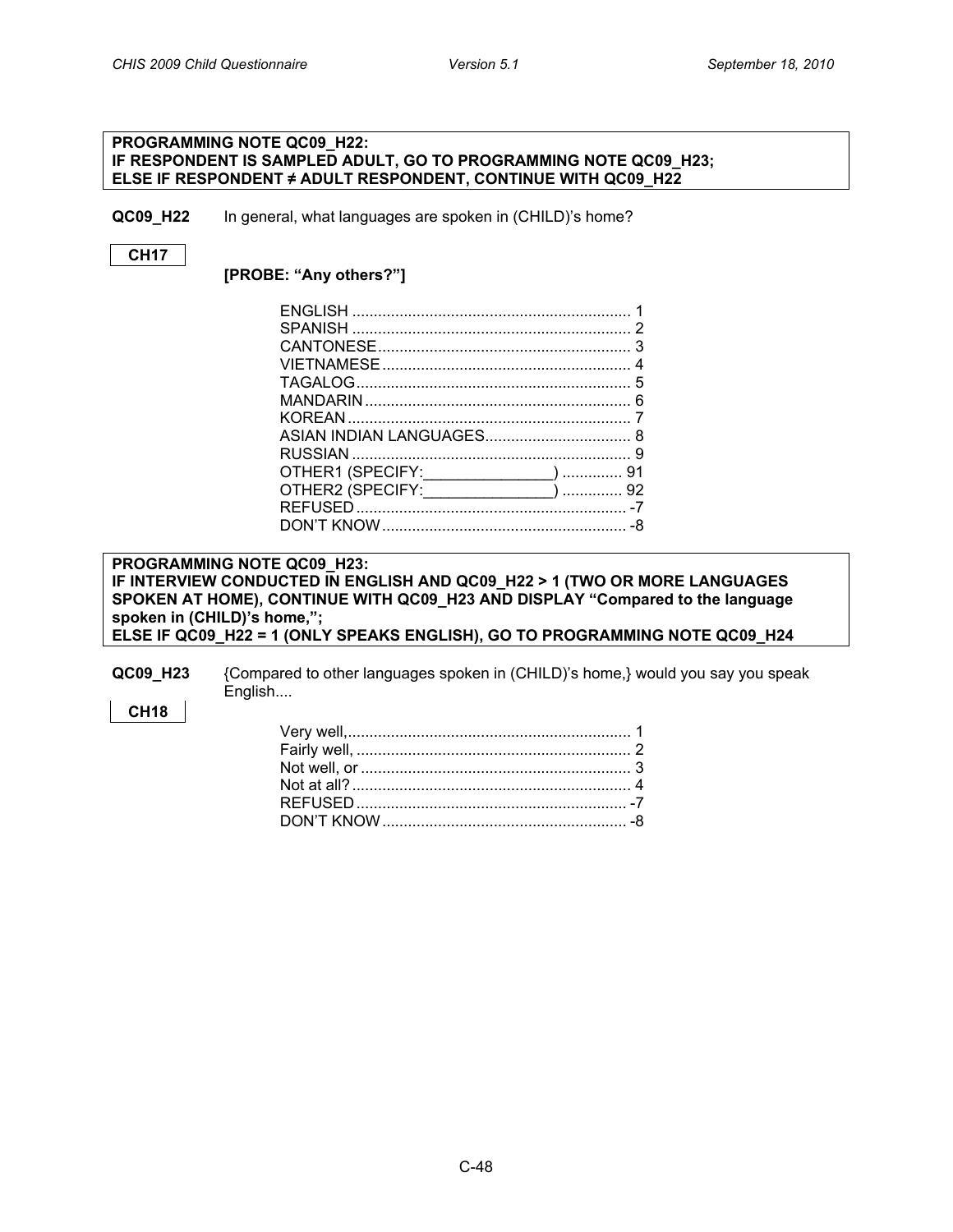**PROGRAMMING NOTE QC09_H22:**
**IF RESPONDENT IS SAMPLED ADULT, GO TO PROGRAMMING NOTE QC09_H23;**
**ELSE IF RESPONDENT ≠ ADULT RESPONDENT, CONTINUE WITH QC09_H22**

**QC09_H22** In general, what languages are spoken in (CHILD)'s home?

**CH17**

**[PROBE: "Any others?"]**

| | |
|---|---|
| ENGLISH | 1 |
| SPANISH | 2 |
| CANTONESE | 3 |
| VIETNAMESE | 4 |
| TAGALOG | 5 |
| MANDARIN | 6 |
| KOREAN | 7 |
| ASIAN INDIAN LANGUAGES | 8 |
| RUSSIAN | 9 |
| OTHER1 (SPECIFY:_______________) | 91 |
| OTHER2 (SPECIFY:_______________) | 92 |
| REFUSED | -7 |
| DON'T KNOW | -8 |

**PROGRAMMING NOTE QC09_H23:**
**IF INTERVIEW CONDUCTED IN ENGLISH AND QC09_H22 > 1 (TWO OR MORE LANGUAGES SPOKEN AT HOME), CONTINUE WITH QC09_H23 AND DISPLAY "Compared to the language spoken in (CHILD)'s home,";**
**ELSE IF QC09_H22 = 1 (ONLY SPEAKS ENGLISH), GO TO PROGRAMMING NOTE QC09_H24**

**QC09_H23** {Compared to other languages spoken in (CHILD)'s home,} would you say you speak English....

**CH18**

| | |
|---|---|
| Very well, | 1 |
| Fairly well, | 2 |
| Not well, or | 3 |
| Not at all? | 4 |
| REFUSED | -7 |
| DON'T KNOW | -8 |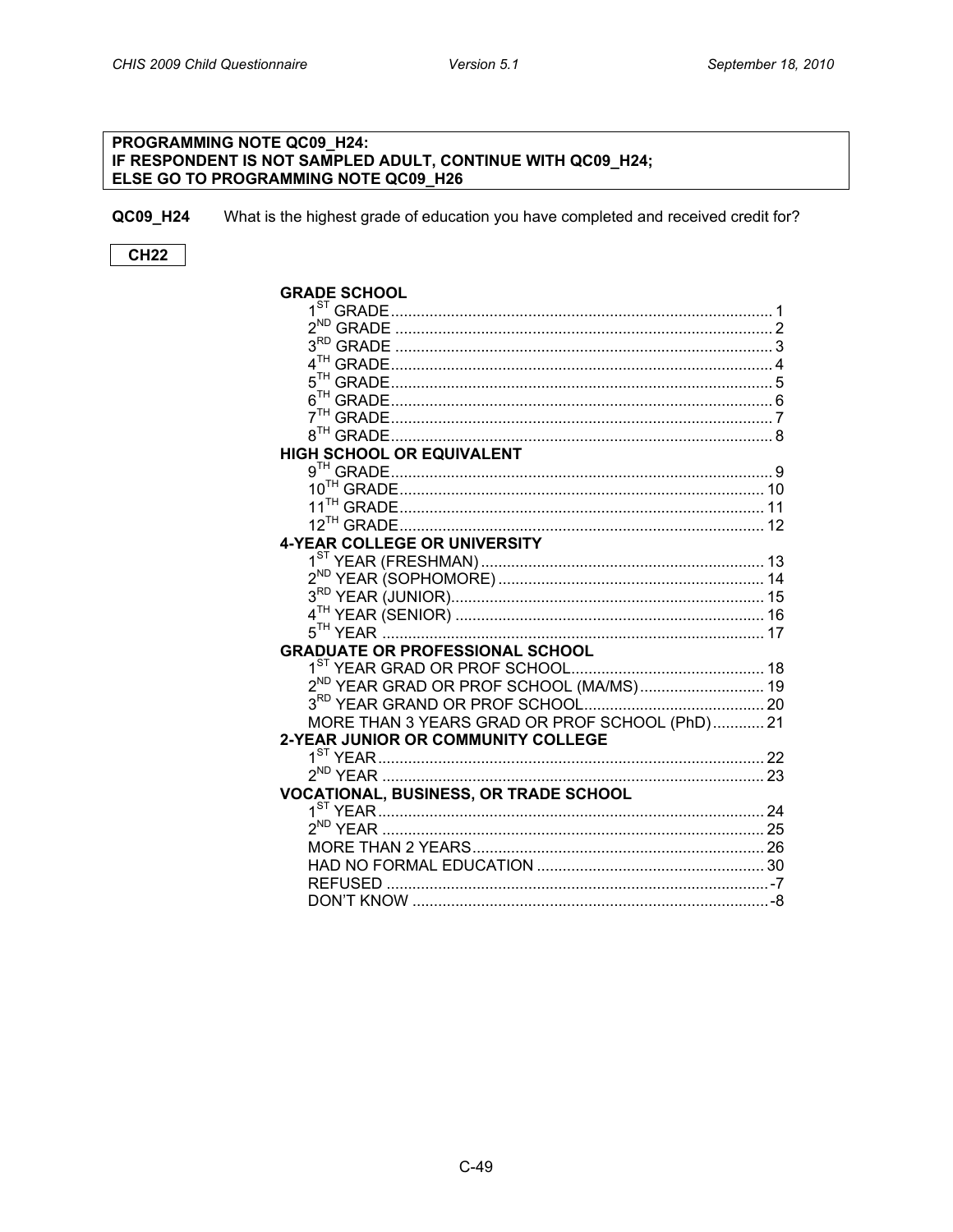**PROGRAMMING NOTE QC09_H24:**
**IF RESPONDENT IS NOT SAMPLED ADULT, CONTINUE WITH QC09_H24;**
**ELSE GO TO PROGRAMMING NOTE QC09_H26**

**QC09_H24** What is the highest grade of education you have completed and received credit for?

**CH22**

**GRADE SCHOOL**

| | |
|---|---|
| 1ST GRADE | 1 |
| 2ND GRADE | 2 |
| 3RD GRADE | 3 |
| 4TH GRADE | 4 |
| 5TH GRADE | 5 |
| 6TH GRADE | 6 |
| 7TH GRADE | 7 |
| 8TH GRADE | 8 |
| **HIGH SCHOOL OR EQUIVALENT** | |
| 9TH GRADE | 9 |
| 10TH GRADE | 10 |
| 11TH GRADE | 11 |
| 12TH GRADE | 12 |
| **4-YEAR COLLEGE OR UNIVERSITY** | |
| 1ST YEAR (FRESHMAN) | 13 |
| 2ND YEAR (SOPHOMORE) | 14 |
| 3RD YEAR (JUNIOR) | 15 |
| 4TH YEAR (SENIOR) | 16 |
| 5TH YEAR | 17 |
| **GRADUATE OR PROFESSIONAL SCHOOL** | |
| 1ST YEAR GRAD OR PROF SCHOOL | 18 |
| 2ND YEAR GRAD OR PROF SCHOOL (MA/MS) | 19 |
| 3RD YEAR GRAND OR PROF SCHOOL | 20 |
| MORE THAN 3 YEARS GRAD OR PROF SCHOOL (PhD) | 21 |
| **2-YEAR JUNIOR OR COMMUNITY COLLEGE** | |
| 1ST YEAR | 22 |
| 2ND YEAR | 23 |
| **VOCATIONAL, BUSINESS, OR TRADE SCHOOL** | |
| 1ST YEAR | 24 |
| 2ND YEAR | 25 |
| MORE THAN 2 YEARS | 26 |
| HAD NO FORMAL EDUCATION | 30 |
| REFUSED | -7 |
| DON'T KNOW | -8 |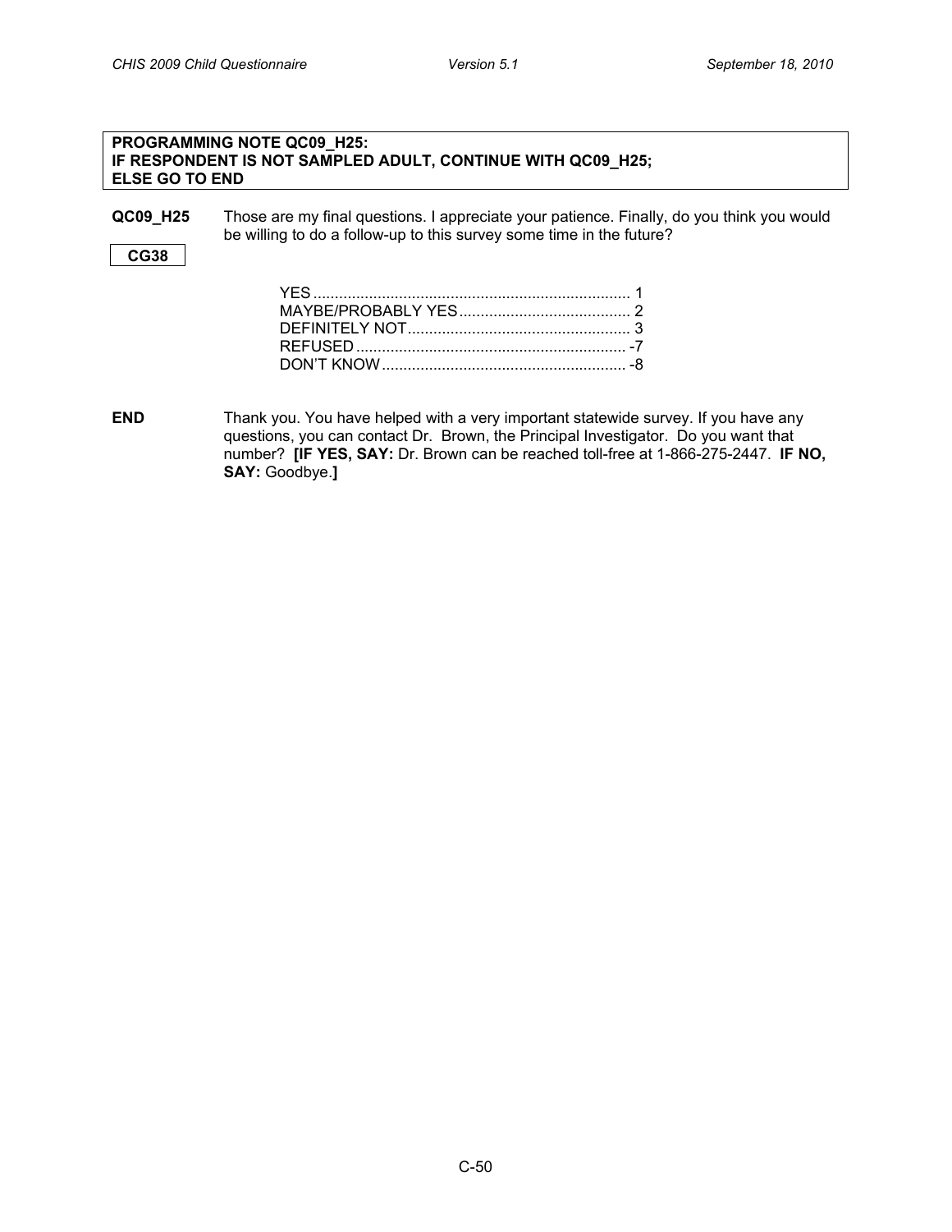**PROGRAMMING NOTE QC09_H25:**
**IF RESPONDENT IS NOT SAMPLED ADULT, CONTINUE WITH QC09_H25;**
**ELSE GO TO END**

**QC09_H25** Those are my final questions. I appreciate your patience. Finally, do you think you would be willing to do a follow-up to this survey some time in the future?

**CG38**

YES .......................................................................... 1
MAYBE/PROBABLY YES........................................ 2
DEFINITELY NOT.................................................... 3
REFUSED ............................................................... -7
DON'T KNOW ......................................................... -8

**END** Thank you. You have helped with a very important statewide survey. If you have any questions, you can contact Dr. Brown, the Principal Investigator. Do you want that number? **[IF YES, SAY:** Dr. Brown can be reached toll-free at 1-866-275-2447. **IF NO, SAY:** Goodbye.**]**